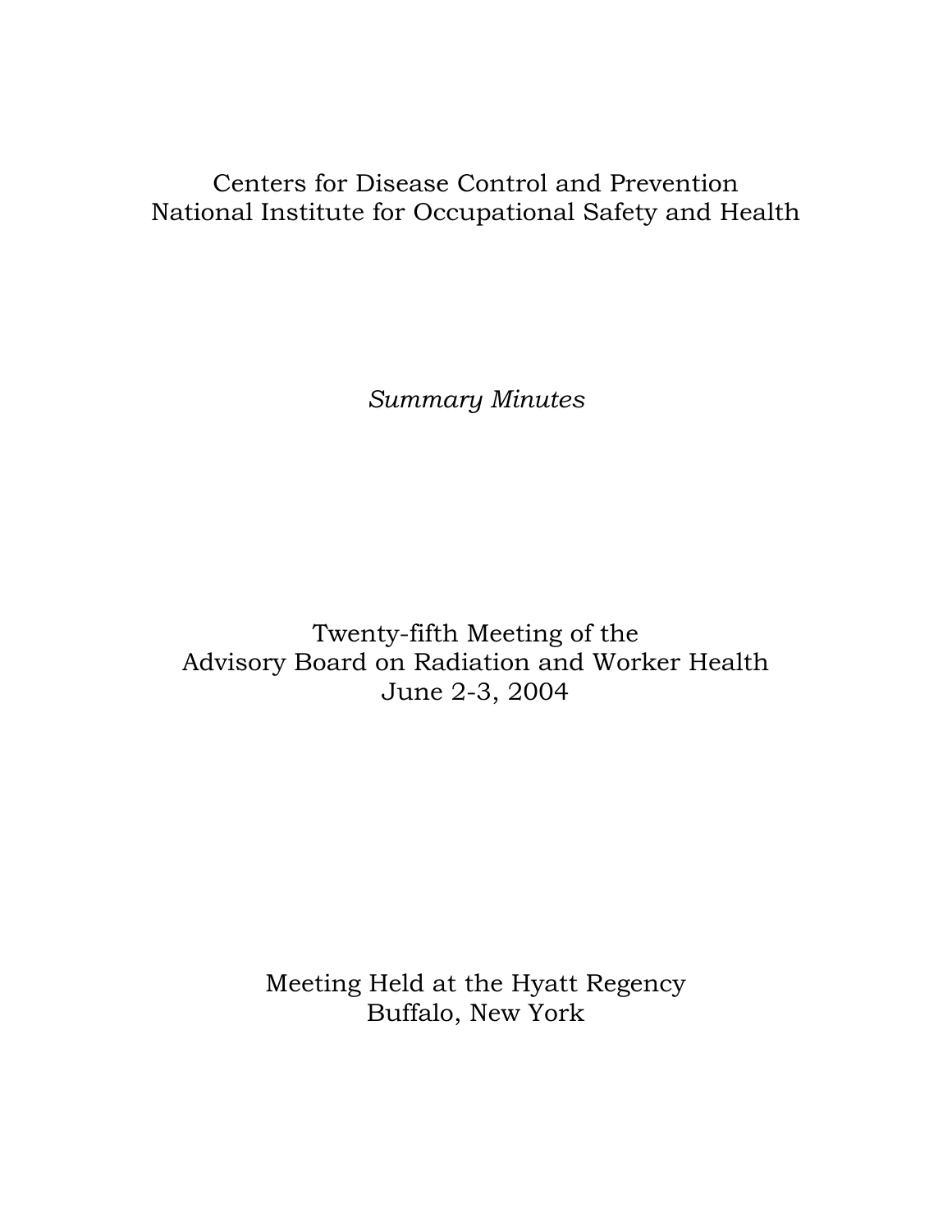Centers for Disease Control and Prevention
National Institute for Occupational Safety and Health

*Summary Minutes*

# Twenty-fifth Meeting of the Advisory Board on Radiation and Worker Health
June 2-3, 2004

Meeting Held at the Hyatt Regency
Buffalo, New York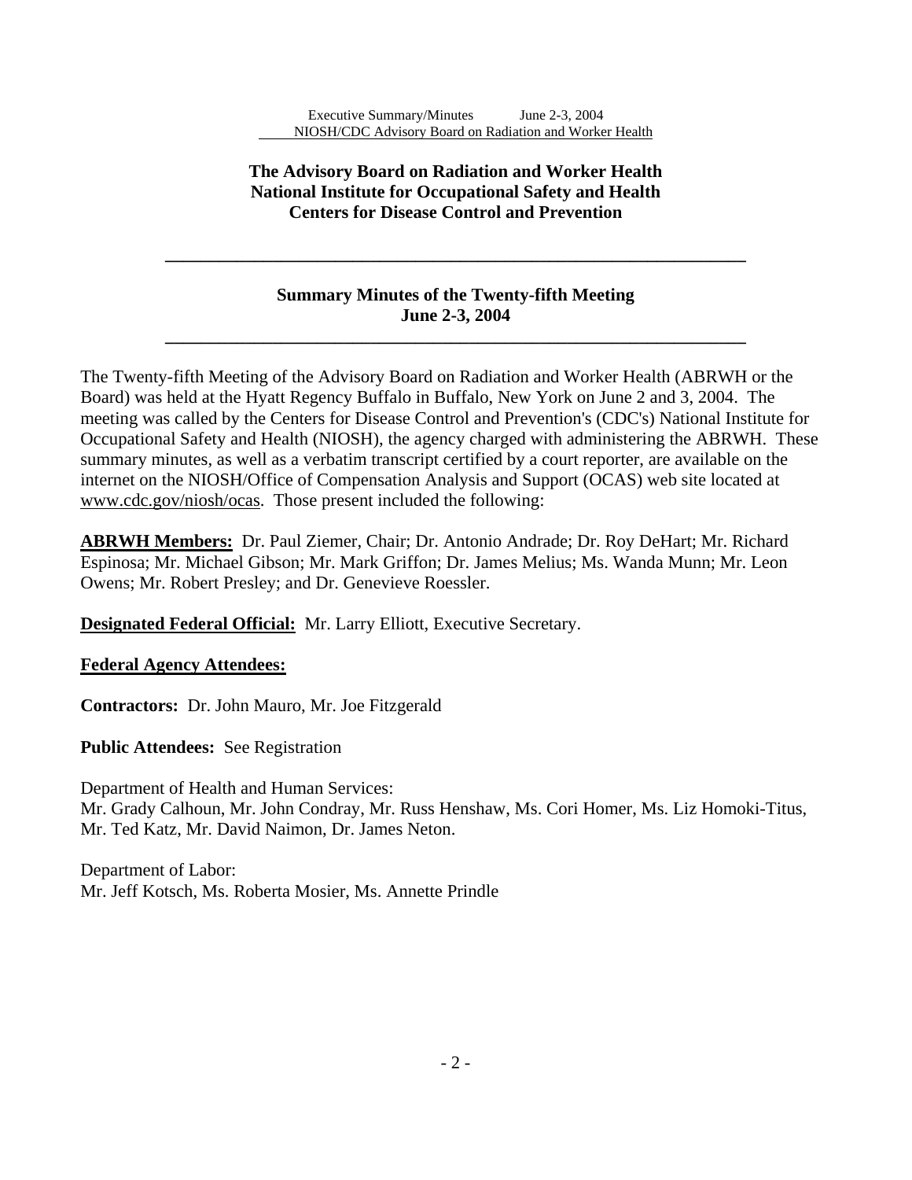**The Advisory Board on Radiation and Worker Health**
**National Institute for Occupational Safety and Health**
**Centers for Disease Control and Prevention**

---

**Summary Minutes of the Twenty-fifth Meeting**
**June 2-3, 2004**

---

The Twenty-fifth Meeting of the Advisory Board on Radiation and Worker Health (ABRWH or the Board) was held at the Hyatt Regency Buffalo in Buffalo, New York on June 2 and 3, 2004. The meeting was called by the Centers for Disease Control and Prevention's (CDC's) National Institute for Occupational Safety and Health (NIOSH), the agency charged with administering the ABRWH. These summary minutes, as well as a verbatim transcript certified by a court reporter, are available on the internet on the NIOSH/Office of Compensation Analysis and Support (OCAS) web site located at www.cdc.gov/niosh/ocas. Those present included the following:

**ABRWH Members:** Dr. Paul Ziemer, Chair; Dr. Antonio Andrade; Dr. Roy DeHart; Mr. Richard Espinosa; Mr. Michael Gibson; Mr. Mark Griffon; Dr. James Melius; Ms. Wanda Munn; Mr. Leon Owens; Mr. Robert Presley; and Dr. Genevieve Roessler.

**Designated Federal Official:** Mr. Larry Elliott, Executive Secretary.

**Federal Agency Attendees:**

**Contractors:** Dr. John Mauro, Mr. Joe Fitzgerald

**Public Attendees:** See Registration

Department of Health and Human Services:
Mr. Grady Calhoun, Mr. John Condray, Mr. Russ Henshaw, Ms. Cori Homer, Ms. Liz Homoki-Titus, Mr. Ted Katz, Mr. David Naimon, Dr. James Neton.

Department of Labor:
Mr. Jeff Kotsch, Ms. Roberta Mosier, Ms. Annette Prindle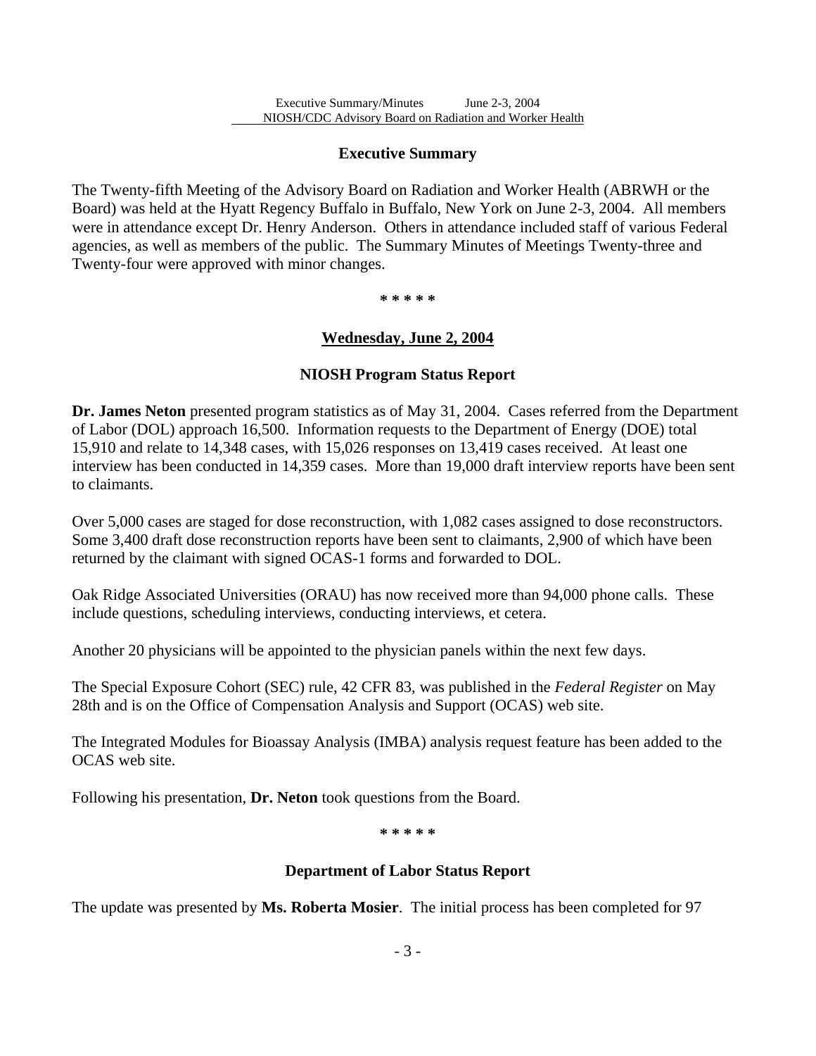## Executive Summary

The Twenty-fifth Meeting of the Advisory Board on Radiation and Worker Health (ABRWH or the Board) was held at the Hyatt Regency Buffalo in Buffalo, New York on June 2-3, 2004. All members were in attendance except Dr. Henry Anderson. Others in attendance included staff of various Federal agencies, as well as members of the public. The Summary Minutes of Meetings Twenty-three and Twenty-four were approved with minor changes.

\* \* \* \* \*

### Wednesday, June 2, 2004

### NIOSH Program Status Report

**Dr. James Neton** presented program statistics as of May 31, 2004. Cases referred from the Department of Labor (DOL) approach 16,500. Information requests to the Department of Energy (DOE) total 15,910 and relate to 14,348 cases, with 15,026 responses on 13,419 cases received. At least one interview has been conducted in 14,359 cases. More than 19,000 draft interview reports have been sent to claimants.

Over 5,000 cases are staged for dose reconstruction, with 1,082 cases assigned to dose reconstructors. Some 3,400 draft dose reconstruction reports have been sent to claimants, 2,900 of which have been returned by the claimant with signed OCAS-1 forms and forwarded to DOL.

Oak Ridge Associated Universities (ORAU) has now received more than 94,000 phone calls. These include questions, scheduling interviews, conducting interviews, et cetera.

Another 20 physicians will be appointed to the physician panels within the next few days.

The Special Exposure Cohort (SEC) rule, 42 CFR 83, was published in the *Federal Register* on May 28th and is on the Office of Compensation Analysis and Support (OCAS) web site.

The Integrated Modules for Bioassay Analysis (IMBA) analysis request feature has been added to the OCAS web site.

Following his presentation, **Dr. Neton** took questions from the Board.

\* \* \* \* \*

### Department of Labor Status Report

The update was presented by **Ms. Roberta Mosier**. The initial process has been completed for 97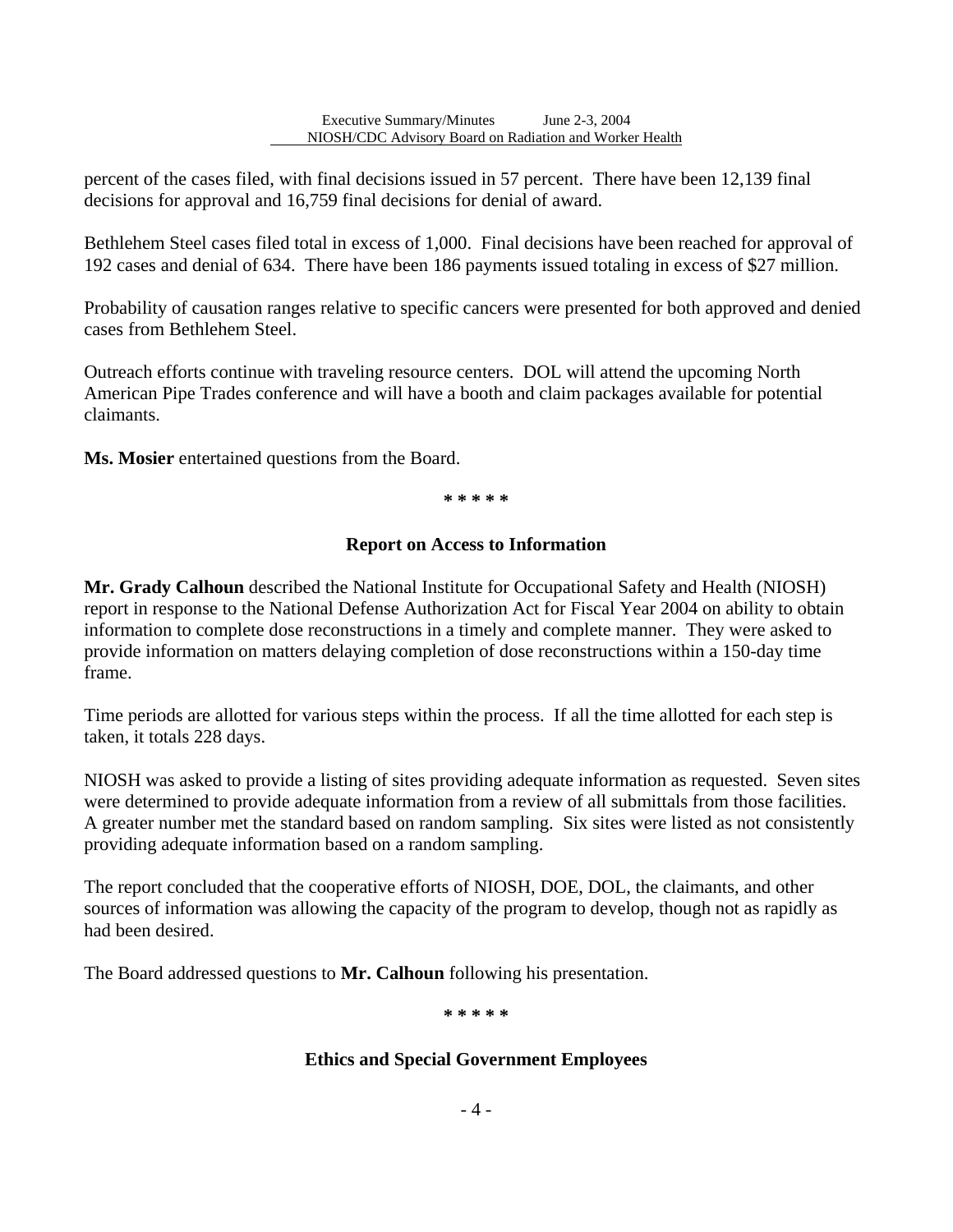percent of the cases filed, with final decisions issued in 57 percent. There have been 12,139 final decisions for approval and 16,759 final decisions for denial of award.

Bethlehem Steel cases filed total in excess of 1,000. Final decisions have been reached for approval of 192 cases and denial of 634. There have been 186 payments issued totaling in excess of $27 million.

Probability of causation ranges relative to specific cancers were presented for both approved and denied cases from Bethlehem Steel.

Outreach efforts continue with traveling resource centers. DOL will attend the upcoming North American Pipe Trades conference and will have a booth and claim packages available for potential claimants.

**Ms. Mosier** entertained questions from the Board.

**\* \* \* \* \***

## Report on Access to Information

**Mr. Grady Calhoun** described the National Institute for Occupational Safety and Health (NIOSH) report in response to the National Defense Authorization Act for Fiscal Year 2004 on ability to obtain information to complete dose reconstructions in a timely and complete manner. They were asked to provide information on matters delaying completion of dose reconstructions within a 150-day time frame.

Time periods are allotted for various steps within the process. If all the time allotted for each step is taken, it totals 228 days.

NIOSH was asked to provide a listing of sites providing adequate information as requested. Seven sites were determined to provide adequate information from a review of all submittals from those facilities. A greater number met the standard based on random sampling. Six sites were listed as not consistently providing adequate information based on a random sampling.

The report concluded that the cooperative efforts of NIOSH, DOE, DOL, the claimants, and other sources of information was allowing the capacity of the program to develop, though not as rapidly as had been desired.

The Board addressed questions to **Mr. Calhoun** following his presentation.

**\* \* \* \* \***

## Ethics and Special Government Employees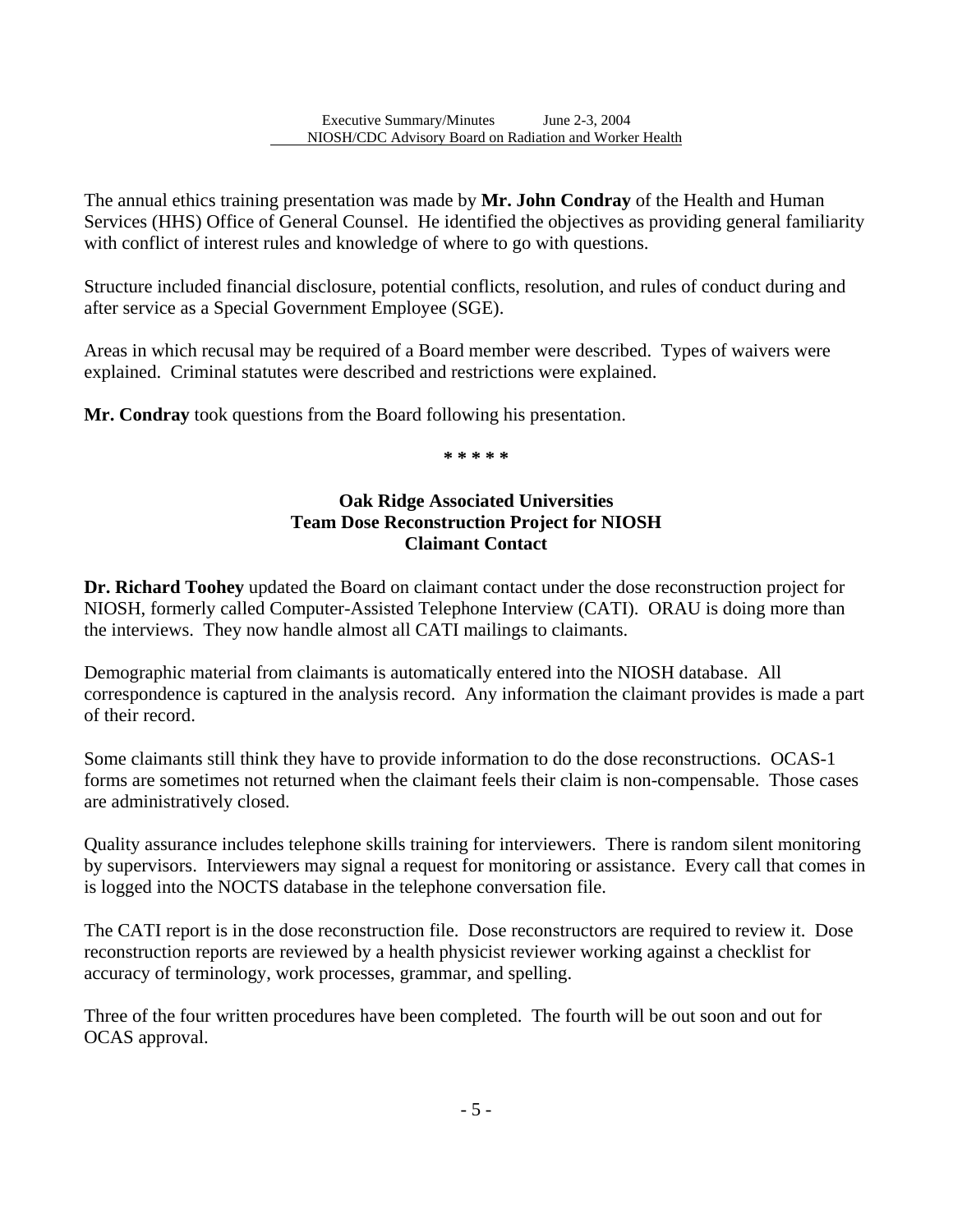The annual ethics training presentation was made by **Mr. John Condray** of the Health and Human Services (HHS) Office of General Counsel. He identified the objectives as providing general familiarity with conflict of interest rules and knowledge of where to go with questions.

Structure included financial disclosure, potential conflicts, resolution, and rules of conduct during and after service as a Special Government Employee (SGE).

Areas in which recusal may be required of a Board member were described. Types of waivers were explained. Criminal statutes were described and restrictions were explained.

**Mr. Condray** took questions from the Board following his presentation.

**\* \* \* \* \***

**Oak Ridge Associated Universities**
**Team Dose Reconstruction Project for NIOSH**
**Claimant Contact**

**Dr. Richard Toohey** updated the Board on claimant contact under the dose reconstruction project for NIOSH, formerly called Computer-Assisted Telephone Interview (CATI). ORAU is doing more than the interviews. They now handle almost all CATI mailings to claimants.

Demographic material from claimants is automatically entered into the NIOSH database. All correspondence is captured in the analysis record. Any information the claimant provides is made a part of their record.

Some claimants still think they have to provide information to do the dose reconstructions. OCAS-1 forms are sometimes not returned when the claimant feels their claim is non-compensable. Those cases are administratively closed.

Quality assurance includes telephone skills training for interviewers. There is random silent monitoring by supervisors. Interviewers may signal a request for monitoring or assistance. Every call that comes in is logged into the NOCTS database in the telephone conversation file.

The CATI report is in the dose reconstruction file. Dose reconstructors are required to review it. Dose reconstruction reports are reviewed by a health physicist reviewer working against a checklist for accuracy of terminology, work processes, grammar, and spelling.

Three of the four written procedures have been completed. The fourth will be out soon and out for OCAS approval.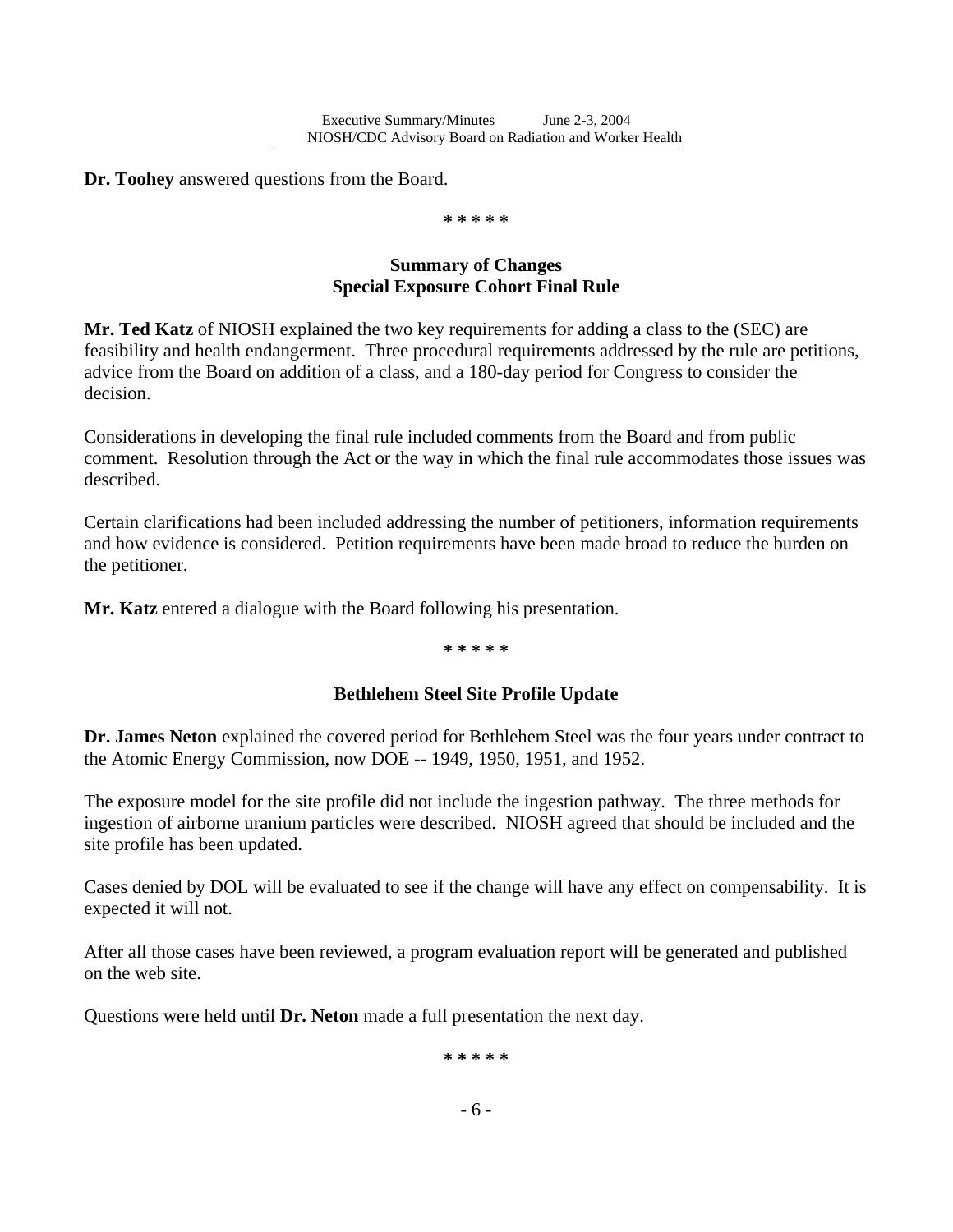**Dr. Toohey** answered questions from the Board.

* * * * *

## Summary of Changes
## Special Exposure Cohort Final Rule

**Mr. Ted Katz** of NIOSH explained the two key requirements for adding a class to the (SEC) are feasibility and health endangerment. Three procedural requirements addressed by the rule are petitions, advice from the Board on addition of a class, and a 180-day period for Congress to consider the decision.

Considerations in developing the final rule included comments from the Board and from public comment. Resolution through the Act or the way in which the final rule accommodates those issues was described.

Certain clarifications had been included addressing the number of petitioners, information requirements and how evidence is considered. Petition requirements have been made broad to reduce the burden on the petitioner.

**Mr. Katz** entered a dialogue with the Board following his presentation.

* * * * *

## Bethlehem Steel Site Profile Update

**Dr. James Neton** explained the covered period for Bethlehem Steel was the four years under contract to the Atomic Energy Commission, now DOE -- 1949, 1950, 1951, and 1952.

The exposure model for the site profile did not include the ingestion pathway. The three methods for ingestion of airborne uranium particles were described. NIOSH agreed that should be included and the site profile has been updated.

Cases denied by DOL will be evaluated to see if the change will have any effect on compensability. It is expected it will not.

After all those cases have been reviewed, a program evaluation report will be generated and published on the web site.

Questions were held until **Dr. Neton** made a full presentation the next day.

* * * * *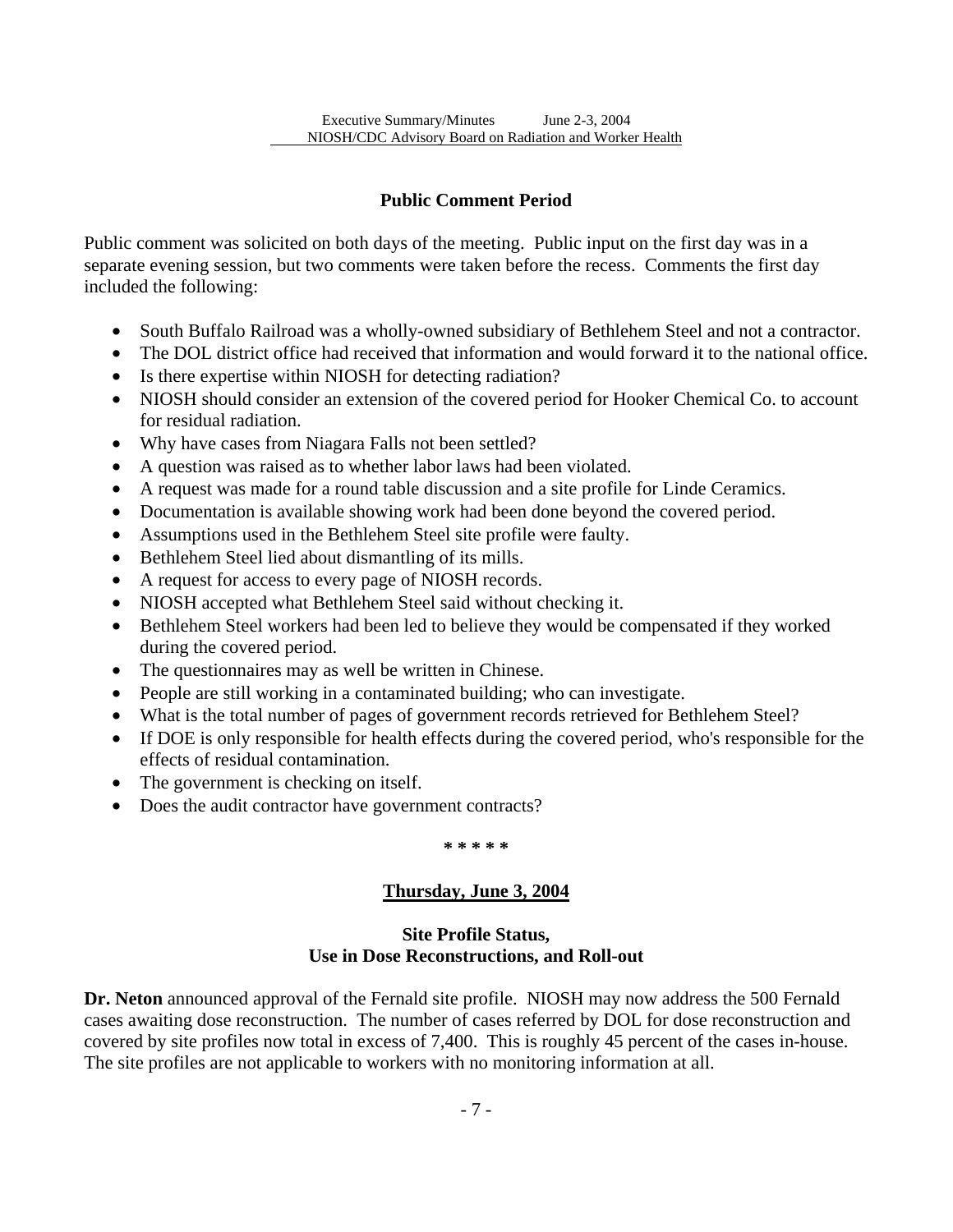## Public Comment Period

Public comment was solicited on both days of the meeting. Public input on the first day was in a separate evening session, but two comments were taken before the recess. Comments the first day included the following:

- South Buffalo Railroad was a wholly-owned subsidiary of Bethlehem Steel and not a contractor.
- The DOL district office had received that information and would forward it to the national office.
- Is there expertise within NIOSH for detecting radiation?
- NIOSH should consider an extension of the covered period for Hooker Chemical Co. to account for residual radiation.
- Why have cases from Niagara Falls not been settled?
- A question was raised as to whether labor laws had been violated.
- A request was made for a round table discussion and a site profile for Linde Ceramics.
- Documentation is available showing work had been done beyond the covered period.
- Assumptions used in the Bethlehem Steel site profile were faulty.
- Bethlehem Steel lied about dismantling of its mills.
- A request for access to every page of NIOSH records.
- NIOSH accepted what Bethlehem Steel said without checking it.
- Bethlehem Steel workers had been led to believe they would be compensated if they worked during the covered period.
- The questionnaires may as well be written in Chinese.
- People are still working in a contaminated building; who can investigate.
- What is the total number of pages of government records retrieved for Bethlehem Steel?
- If DOE is only responsible for health effects during the covered period, who's responsible for the effects of residual contamination.
- The government is checking on itself.
- Does the audit contractor have government contracts?

\* \* \* \* \*

## Thursday, June 3, 2004

### Site Profile Status, Use in Dose Reconstructions, and Roll-out

**Dr. Neton** announced approval of the Fernald site profile. NIOSH may now address the 500 Fernald cases awaiting dose reconstruction. The number of cases referred by DOL for dose reconstruction and covered by site profiles now total in excess of 7,400. This is roughly 45 percent of the cases in-house. The site profiles are not applicable to workers with no monitoring information at all.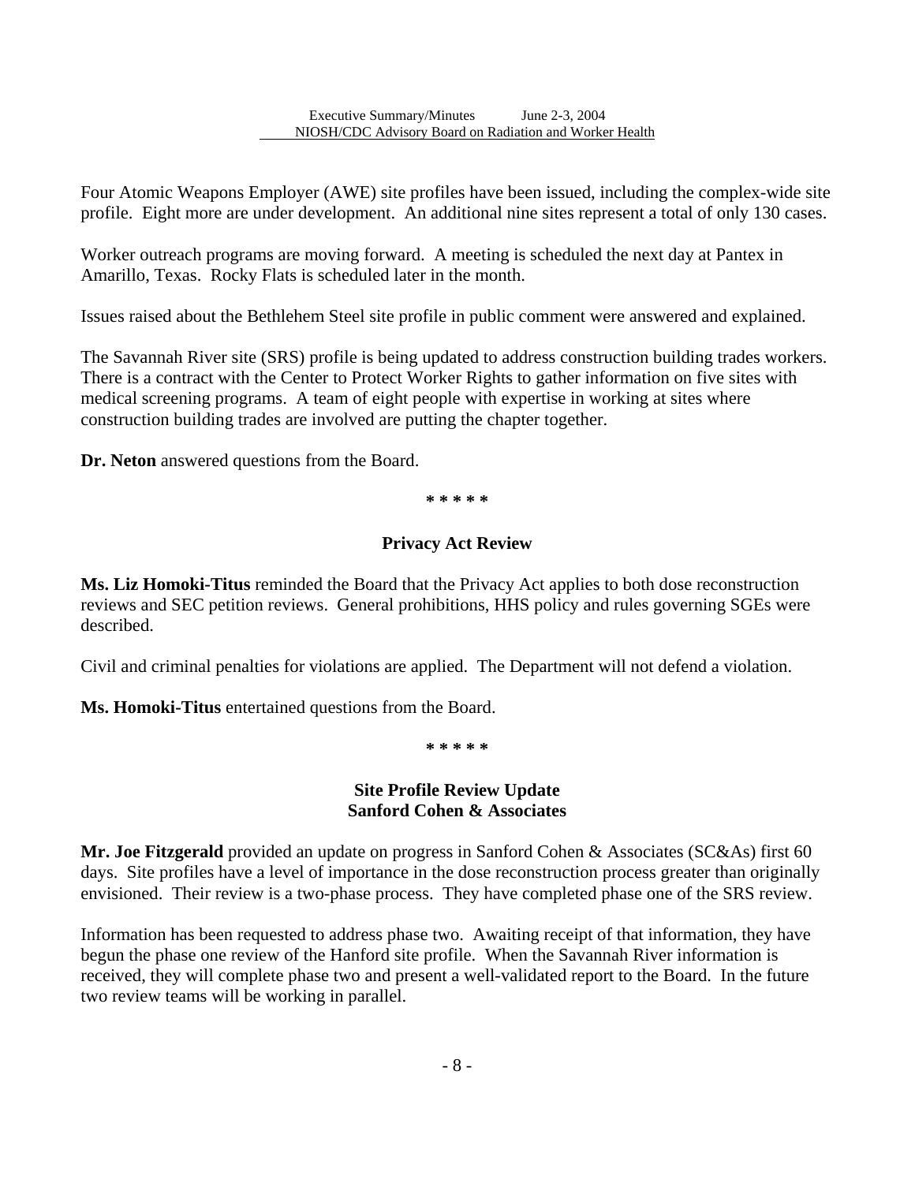Four Atomic Weapons Employer (AWE) site profiles have been issued, including the complex-wide site profile. Eight more are under development. An additional nine sites represent a total of only 130 cases.

Worker outreach programs are moving forward. A meeting is scheduled the next day at Pantex in Amarillo, Texas. Rocky Flats is scheduled later in the month.

Issues raised about the Bethlehem Steel site profile in public comment were answered and explained.

The Savannah River site (SRS) profile is being updated to address construction building trades workers. There is a contract with the Center to Protect Worker Rights to gather information on five sites with medical screening programs. A team of eight people with expertise in working at sites where construction building trades are involved are putting the chapter together.

**Dr. Neton** answered questions from the Board.

**\* \* \* \* \***

## Privacy Act Review

**Ms. Liz Homoki-Titus** reminded the Board that the Privacy Act applies to both dose reconstruction reviews and SEC petition reviews. General prohibitions, HHS policy and rules governing SGEs were described.

Civil and criminal penalties for violations are applied. The Department will not defend a violation.

**Ms. Homoki-Titus** entertained questions from the Board.

**\* \* \* \* \***

## Site Profile Review Update
## Sanford Cohen & Associates

**Mr. Joe Fitzgerald** provided an update on progress in Sanford Cohen & Associates (SC&As) first 60 days. Site profiles have a level of importance in the dose reconstruction process greater than originally envisioned. Their review is a two-phase process. They have completed phase one of the SRS review.

Information has been requested to address phase two. Awaiting receipt of that information, they have begun the phase one review of the Hanford site profile. When the Savannah River information is received, they will complete phase two and present a well-validated report to the Board. In the future two review teams will be working in parallel.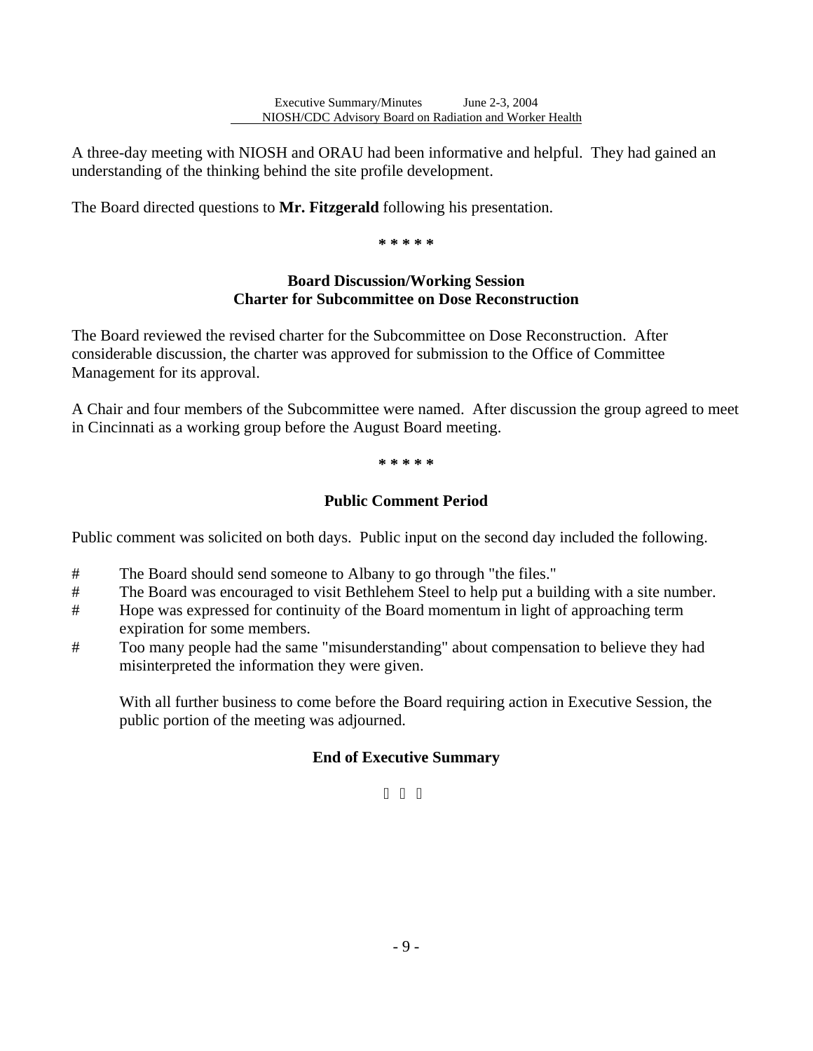A three-day meeting with NIOSH and ORAU had been informative and helpful. They had gained an understanding of the thinking behind the site profile development.

The Board directed questions to **Mr. Fitzgerald** following his presentation.

**\* \* \* \* \***

### Board Discussion/Working Session
### Charter for Subcommittee on Dose Reconstruction

The Board reviewed the revised charter for the Subcommittee on Dose Reconstruction. After considerable discussion, the charter was approved for submission to the Office of Committee Management for its approval.

A Chair and four members of the Subcommittee were named. After discussion the group agreed to meet in Cincinnati as a working group before the August Board meeting.

**\* \* \* \* \***

### Public Comment Period

Public comment was solicited on both days. Public input on the second day included the following.

- The Board should send someone to Albany to go through "the files."
- The Board was encouraged to visit Bethlehem Steel to help put a building with a site number.
- Hope was expressed for continuity of the Board momentum in light of approaching term expiration for some members.
- Too many people had the same "misunderstanding" about compensation to believe they had misinterpreted the information they were given.

With all further business to come before the Board requiring action in Executive Session, the public portion of the meeting was adjourned.

### End of Executive Summary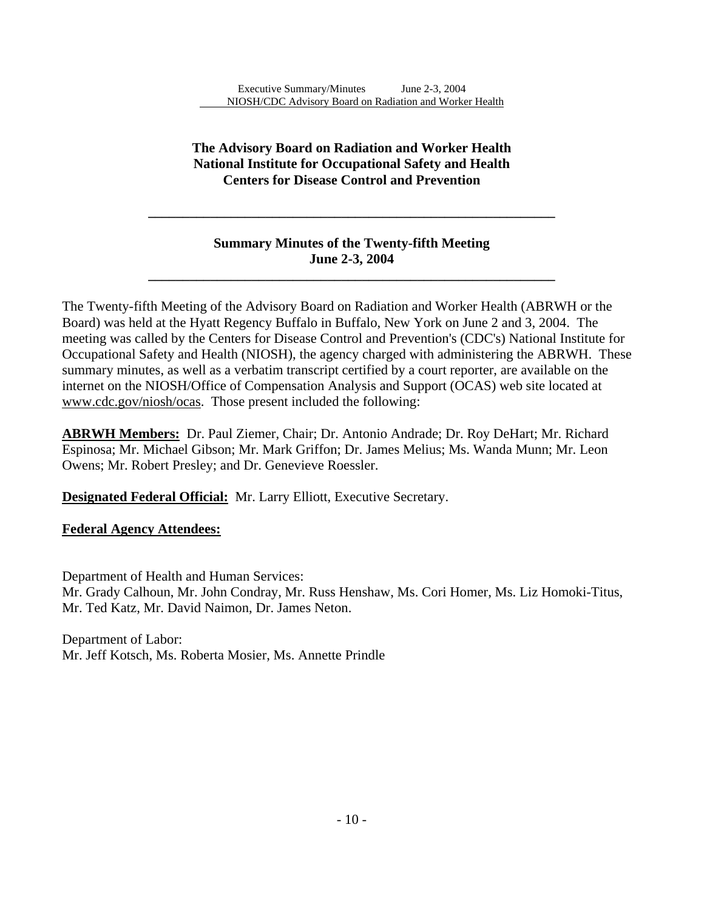**The Advisory Board on Radiation and Worker Health**
**National Institute for Occupational Safety and Health**
**Centers for Disease Control and Prevention**

---

**Summary Minutes of the Twenty-fifth Meeting**
**June 2-3, 2004**

---

The Twenty-fifth Meeting of the Advisory Board on Radiation and Worker Health (ABRWH or the Board) was held at the Hyatt Regency Buffalo in Buffalo, New York on June 2 and 3, 2004. The meeting was called by the Centers for Disease Control and Prevention's (CDC's) National Institute for Occupational Safety and Health (NIOSH), the agency charged with administering the ABRWH. These summary minutes, as well as a verbatim transcript certified by a court reporter, are available on the internet on the NIOSH/Office of Compensation Analysis and Support (OCAS) web site located at www.cdc.gov/niosh/ocas. Those present included the following:

**ABRWH Members:** Dr. Paul Ziemer, Chair; Dr. Antonio Andrade; Dr. Roy DeHart; Mr. Richard Espinosa; Mr. Michael Gibson; Mr. Mark Griffon; Dr. James Melius; Ms. Wanda Munn; Mr. Leon Owens; Mr. Robert Presley; and Dr. Genevieve Roessler.

**Designated Federal Official:** Mr. Larry Elliott, Executive Secretary.

**Federal Agency Attendees:**

Department of Health and Human Services:
Mr. Grady Calhoun, Mr. John Condray, Mr. Russ Henshaw, Ms. Cori Homer, Ms. Liz Homoki-Titus, Mr. Ted Katz, Mr. David Naimon, Dr. James Neton.

Department of Labor:
Mr. Jeff Kotsch, Ms. Roberta Mosier, Ms. Annette Prindle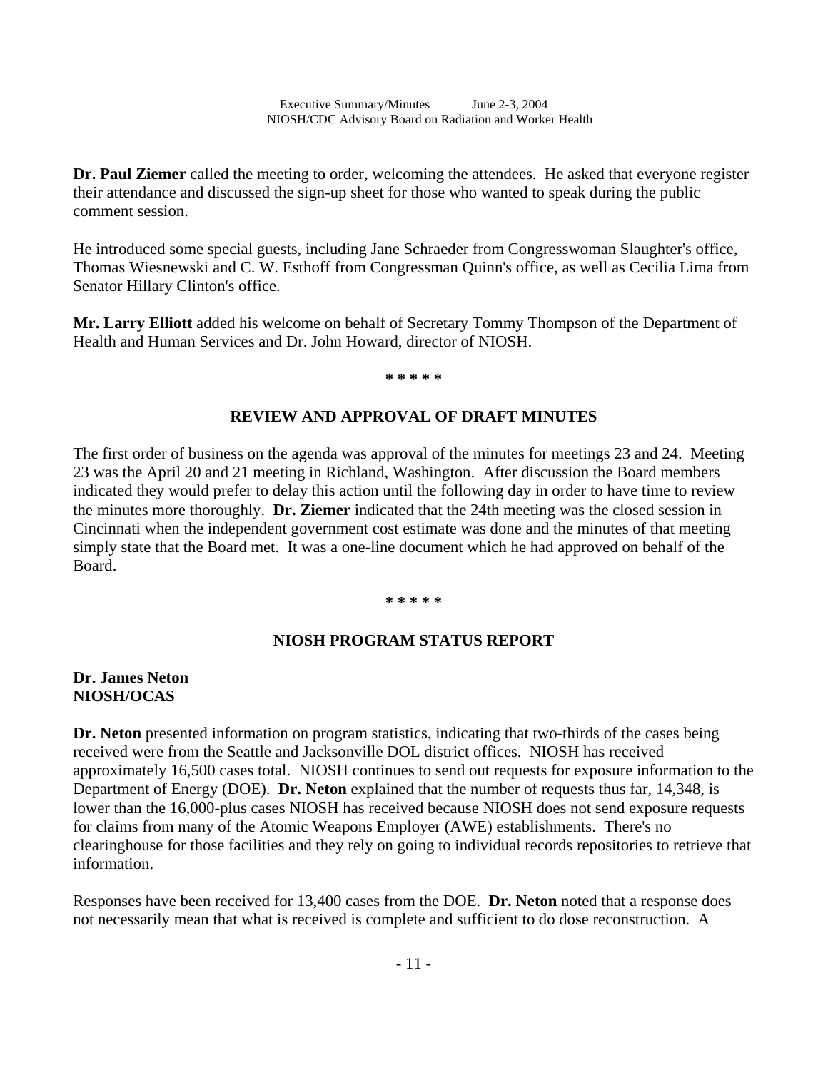**Dr. Paul Ziemer** called the meeting to order, welcoming the attendees. He asked that everyone register their attendance and discussed the sign-up sheet for those who wanted to speak during the public comment session.

He introduced some special guests, including Jane Schraeder from Congresswoman Slaughter's office, Thomas Wiesnewski and C. W. Esthoff from Congressman Quinn's office, as well as Cecilia Lima from Senator Hillary Clinton's office.

**Mr. Larry Elliott** added his welcome on behalf of Secretary Tommy Thompson of the Department of Health and Human Services and Dr. John Howard, director of NIOSH.

**\* \* \* \* \***

## REVIEW AND APPROVAL OF DRAFT MINUTES

The first order of business on the agenda was approval of the minutes for meetings 23 and 24. Meeting 23 was the April 20 and 21 meeting in Richland, Washington. After discussion the Board members indicated they would prefer to delay this action until the following day in order to have time to review the minutes more thoroughly. **Dr. Ziemer** indicated that the 24th meeting was the closed session in Cincinnati when the independent government cost estimate was done and the minutes of that meeting simply state that the Board met. It was a one-line document which he had approved on behalf of the Board.

**\* \* \* \* \***

## NIOSH PROGRAM STATUS REPORT

**Dr. James Neton**
**NIOSH/OCAS**

**Dr. Neton** presented information on program statistics, indicating that two-thirds of the cases being received were from the Seattle and Jacksonville DOL district offices. NIOSH has received approximately 16,500 cases total. NIOSH continues to send out requests for exposure information to the Department of Energy (DOE). **Dr. Neton** explained that the number of requests thus far, 14,348, is lower than the 16,000-plus cases NIOSH has received because NIOSH does not send exposure requests for claims from many of the Atomic Weapons Employer (AWE) establishments. There's no clearinghouse for those facilities and they rely on going to individual records repositories to retrieve that information.

Responses have been received for 13,400 cases from the DOE. **Dr. Neton** noted that a response does not necessarily mean that what is received is complete and sufficient to do dose reconstruction. A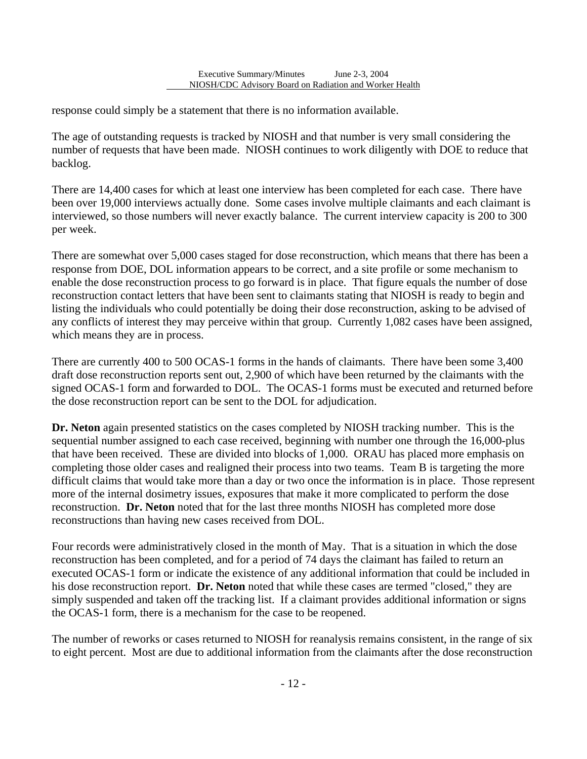response could simply be a statement that there is no information available.

The age of outstanding requests is tracked by NIOSH and that number is very small considering the number of requests that have been made. NIOSH continues to work diligently with DOE to reduce that backlog.

There are 14,400 cases for which at least one interview has been completed for each case. There have been over 19,000 interviews actually done. Some cases involve multiple claimants and each claimant is interviewed, so those numbers will never exactly balance. The current interview capacity is 200 to 300 per week.

There are somewhat over 5,000 cases staged for dose reconstruction, which means that there has been a response from DOE, DOL information appears to be correct, and a site profile or some mechanism to enable the dose reconstruction process to go forward is in place. That figure equals the number of dose reconstruction contact letters that have been sent to claimants stating that NIOSH is ready to begin and listing the individuals who could potentially be doing their dose reconstruction, asking to be advised of any conflicts of interest they may perceive within that group. Currently 1,082 cases have been assigned, which means they are in process.

There are currently 400 to 500 OCAS-1 forms in the hands of claimants. There have been some 3,400 draft dose reconstruction reports sent out, 2,900 of which have been returned by the claimants with the signed OCAS-1 form and forwarded to DOL. The OCAS-1 forms must be executed and returned before the dose reconstruction report can be sent to the DOL for adjudication.

**Dr. Neton** again presented statistics on the cases completed by NIOSH tracking number. This is the sequential number assigned to each case received, beginning with number one through the 16,000-plus that have been received. These are divided into blocks of 1,000. ORAU has placed more emphasis on completing those older cases and realigned their process into two teams. Team B is targeting the more difficult claims that would take more than a day or two once the information is in place. Those represent more of the internal dosimetry issues, exposures that make it more complicated to perform the dose reconstruction. **Dr. Neton** noted that for the last three months NIOSH has completed more dose reconstructions than having new cases received from DOL.

Four records were administratively closed in the month of May. That is a situation in which the dose reconstruction has been completed, and for a period of 74 days the claimant has failed to return an executed OCAS-1 form or indicate the existence of any additional information that could be included in his dose reconstruction report. **Dr. Neton** noted that while these cases are termed "closed," they are simply suspended and taken off the tracking list. If a claimant provides additional information or signs the OCAS-1 form, there is a mechanism for the case to be reopened.

The number of reworks or cases returned to NIOSH for reanalysis remains consistent, in the range of six to eight percent. Most are due to additional information from the claimants after the dose reconstruction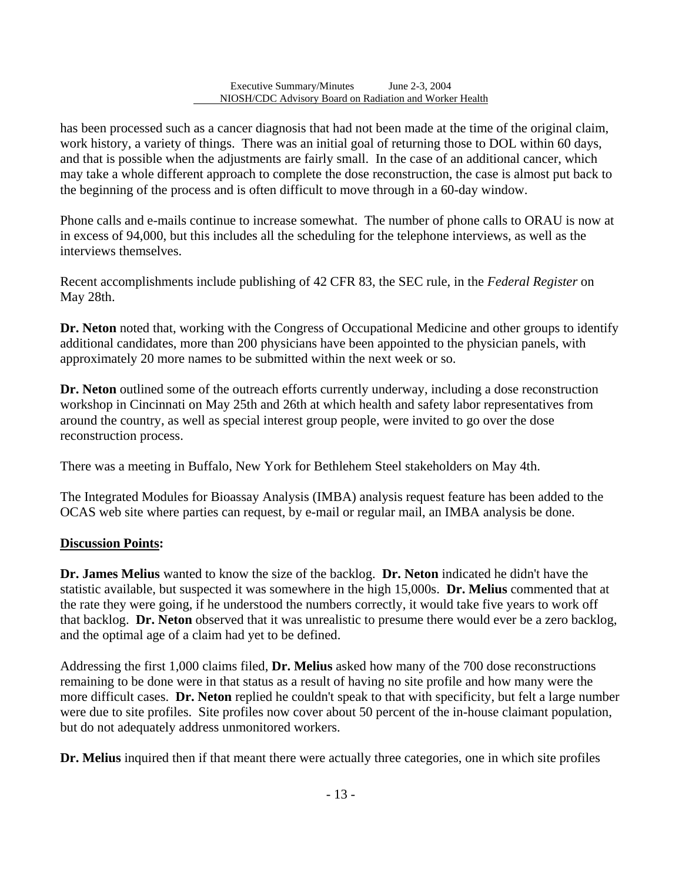has been processed such as a cancer diagnosis that had not been made at the time of the original claim, work history, a variety of things. There was an initial goal of returning those to DOL within 60 days, and that is possible when the adjustments are fairly small. In the case of an additional cancer, which may take a whole different approach to complete the dose reconstruction, the case is almost put back to the beginning of the process and is often difficult to move through in a 60-day window.

Phone calls and e-mails continue to increase somewhat. The number of phone calls to ORAU is now at in excess of 94,000, but this includes all the scheduling for the telephone interviews, as well as the interviews themselves.

Recent accomplishments include publishing of 42 CFR 83, the SEC rule, in the *Federal Register* on May 28th.

**Dr. Neton** noted that, working with the Congress of Occupational Medicine and other groups to identify additional candidates, more than 200 physicians have been appointed to the physician panels, with approximately 20 more names to be submitted within the next week or so.

**Dr. Neton** outlined some of the outreach efforts currently underway, including a dose reconstruction workshop in Cincinnati on May 25th and 26th at which health and safety labor representatives from around the country, as well as special interest group people, were invited to go over the dose reconstruction process.

There was a meeting in Buffalo, New York for Bethlehem Steel stakeholders on May 4th.

The Integrated Modules for Bioassay Analysis (IMBA) analysis request feature has been added to the OCAS web site where parties can request, by e-mail or regular mail, an IMBA analysis be done.

**Discussion Points:**

**Dr. James Melius** wanted to know the size of the backlog. **Dr. Neton** indicated he didn't have the statistic available, but suspected it was somewhere in the high 15,000s. **Dr. Melius** commented that at the rate they were going, if he understood the numbers correctly, it would take five years to work off that backlog. **Dr. Neton** observed that it was unrealistic to presume there would ever be a zero backlog, and the optimal age of a claim had yet to be defined.

Addressing the first 1,000 claims filed, **Dr. Melius** asked how many of the 700 dose reconstructions remaining to be done were in that status as a result of having no site profile and how many were the more difficult cases. **Dr. Neton** replied he couldn't speak to that with specificity, but felt a large number were due to site profiles. Site profiles now cover about 50 percent of the in-house claimant population, but do not adequately address unmonitored workers.

**Dr. Melius** inquired then if that meant there were actually three categories, one in which site profiles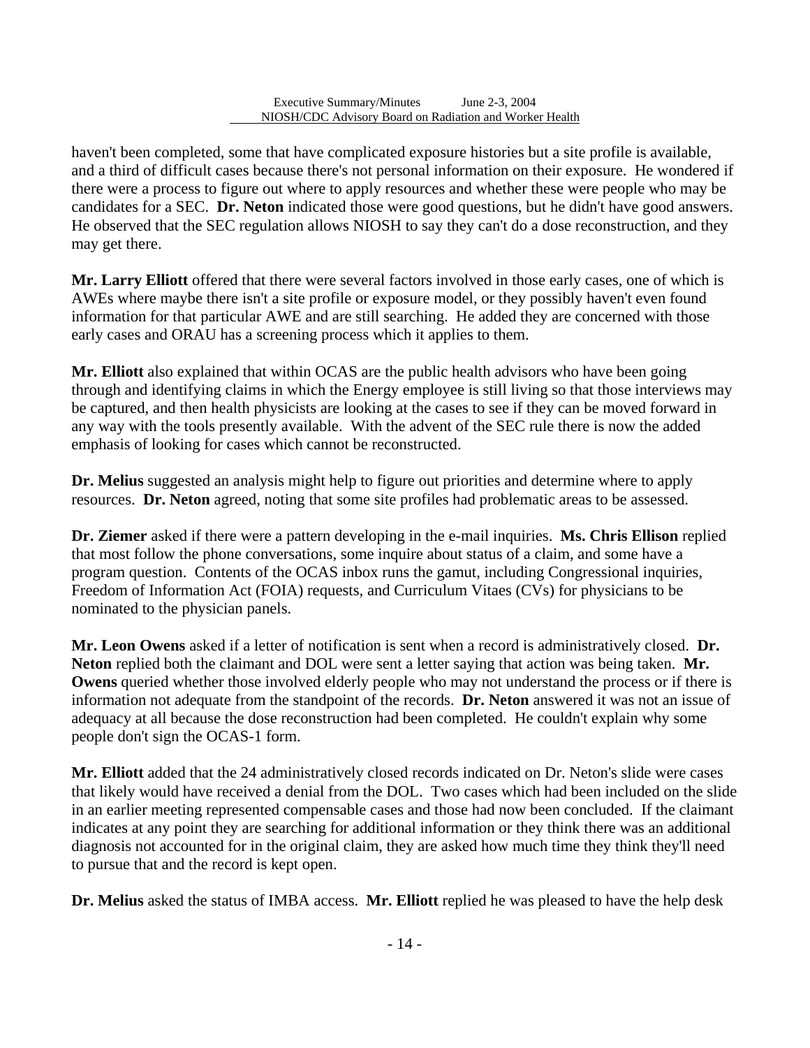haven't been completed, some that have complicated exposure histories but a site profile is available, and a third of difficult cases because there's not personal information on their exposure. He wondered if there were a process to figure out where to apply resources and whether these were people who may be candidates for a SEC. **Dr. Neton** indicated those were good questions, but he didn't have good answers. He observed that the SEC regulation allows NIOSH to say they can't do a dose reconstruction, and they may get there.

**Mr. Larry Elliott** offered that there were several factors involved in those early cases, one of which is AWEs where maybe there isn't a site profile or exposure model, or they possibly haven't even found information for that particular AWE and are still searching. He added they are concerned with those early cases and ORAU has a screening process which it applies to them.

**Mr. Elliott** also explained that within OCAS are the public health advisors who have been going through and identifying claims in which the Energy employee is still living so that those interviews may be captured, and then health physicists are looking at the cases to see if they can be moved forward in any way with the tools presently available. With the advent of the SEC rule there is now the added emphasis of looking for cases which cannot be reconstructed.

**Dr. Melius** suggested an analysis might help to figure out priorities and determine where to apply resources. **Dr. Neton** agreed, noting that some site profiles had problematic areas to be assessed.

**Dr. Ziemer** asked if there were a pattern developing in the e-mail inquiries. **Ms. Chris Ellison** replied that most follow the phone conversations, some inquire about status of a claim, and some have a program question. Contents of the OCAS inbox runs the gamut, including Congressional inquiries, Freedom of Information Act (FOIA) requests, and Curriculum Vitaes (CVs) for physicians to be nominated to the physician panels.

**Mr. Leon Owens** asked if a letter of notification is sent when a record is administratively closed. **Dr. Neton** replied both the claimant and DOL were sent a letter saying that action was being taken. **Mr. Owens** queried whether those involved elderly people who may not understand the process or if there is information not adequate from the standpoint of the records. **Dr. Neton** answered it was not an issue of adequacy at all because the dose reconstruction had been completed. He couldn't explain why some people don't sign the OCAS-1 form.

**Mr. Elliott** added that the 24 administratively closed records indicated on Dr. Neton's slide were cases that likely would have received a denial from the DOL. Two cases which had been included on the slide in an earlier meeting represented compensable cases and those had now been concluded. If the claimant indicates at any point they are searching for additional information or they think there was an additional diagnosis not accounted for in the original claim, they are asked how much time they think they'll need to pursue that and the record is kept open.

**Dr. Melius** asked the status of IMBA access. **Mr. Elliott** replied he was pleased to have the help desk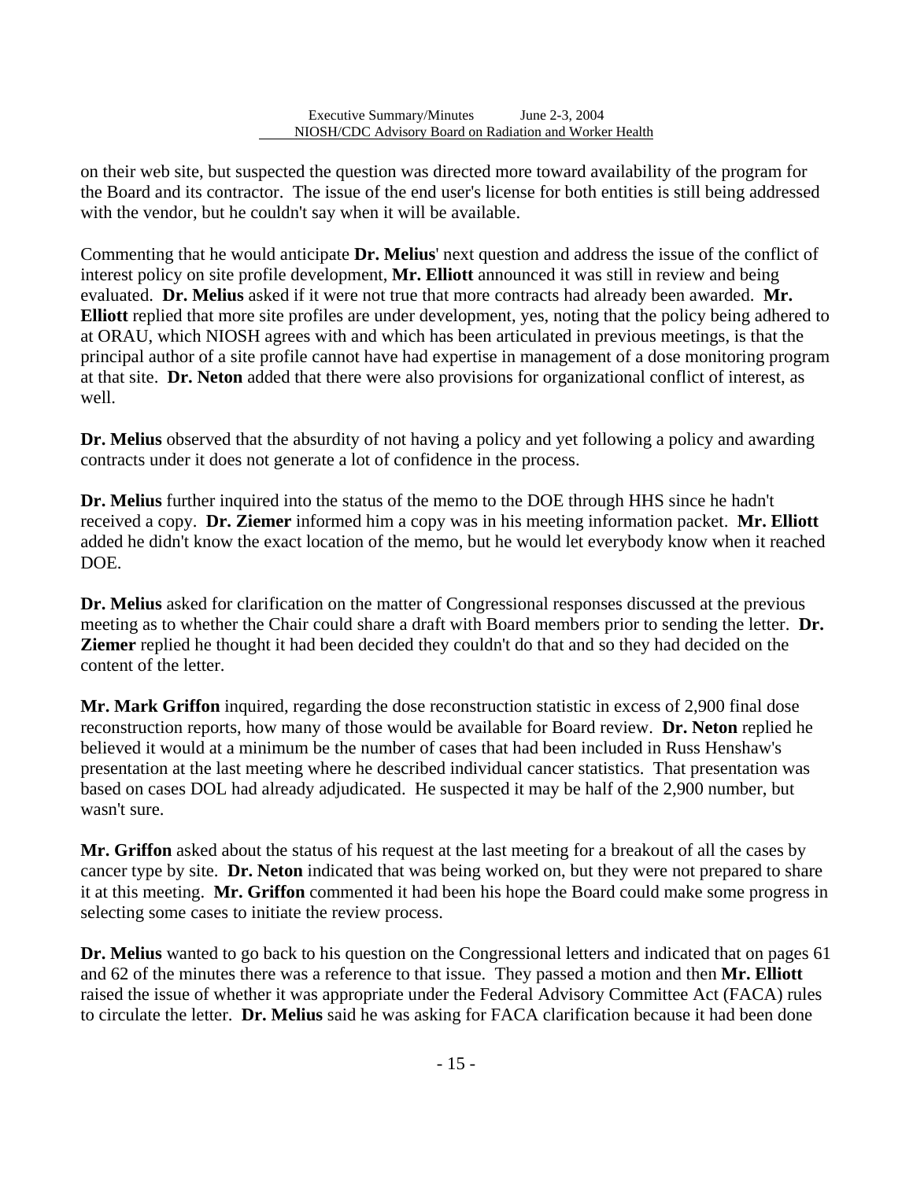on their web site, but suspected the question was directed more toward availability of the program for the Board and its contractor. The issue of the end user's license for both entities is still being addressed with the vendor, but he couldn't say when it will be available.

Commenting that he would anticipate **Dr. Melius**' next question and address the issue of the conflict of interest policy on site profile development, **Mr. Elliott** announced it was still in review and being evaluated. **Dr. Melius** asked if it were not true that more contracts had already been awarded. **Mr. Elliott** replied that more site profiles are under development, yes, noting that the policy being adhered to at ORAU, which NIOSH agrees with and which has been articulated in previous meetings, is that the principal author of a site profile cannot have had expertise in management of a dose monitoring program at that site. **Dr. Neton** added that there were also provisions for organizational conflict of interest, as well.

**Dr. Melius** observed that the absurdity of not having a policy and yet following a policy and awarding contracts under it does not generate a lot of confidence in the process.

**Dr. Melius** further inquired into the status of the memo to the DOE through HHS since he hadn't received a copy. **Dr. Ziemer** informed him a copy was in his meeting information packet. **Mr. Elliott** added he didn't know the exact location of the memo, but he would let everybody know when it reached DOE.

**Dr. Melius** asked for clarification on the matter of Congressional responses discussed at the previous meeting as to whether the Chair could share a draft with Board members prior to sending the letter. **Dr. Ziemer** replied he thought it had been decided they couldn't do that and so they had decided on the content of the letter.

**Mr. Mark Griffon** inquired, regarding the dose reconstruction statistic in excess of 2,900 final dose reconstruction reports, how many of those would be available for Board review. **Dr. Neton** replied he believed it would at a minimum be the number of cases that had been included in Russ Henshaw's presentation at the last meeting where he described individual cancer statistics. That presentation was based on cases DOL had already adjudicated. He suspected it may be half of the 2,900 number, but wasn't sure.

**Mr. Griffon** asked about the status of his request at the last meeting for a breakout of all the cases by cancer type by site. **Dr. Neton** indicated that was being worked on, but they were not prepared to share it at this meeting. **Mr. Griffon** commented it had been his hope the Board could make some progress in selecting some cases to initiate the review process.

**Dr. Melius** wanted to go back to his question on the Congressional letters and indicated that on pages 61 and 62 of the minutes there was a reference to that issue. They passed a motion and then **Mr. Elliott** raised the issue of whether it was appropriate under the Federal Advisory Committee Act (FACA) rules to circulate the letter. **Dr. Melius** said he was asking for FACA clarification because it had been done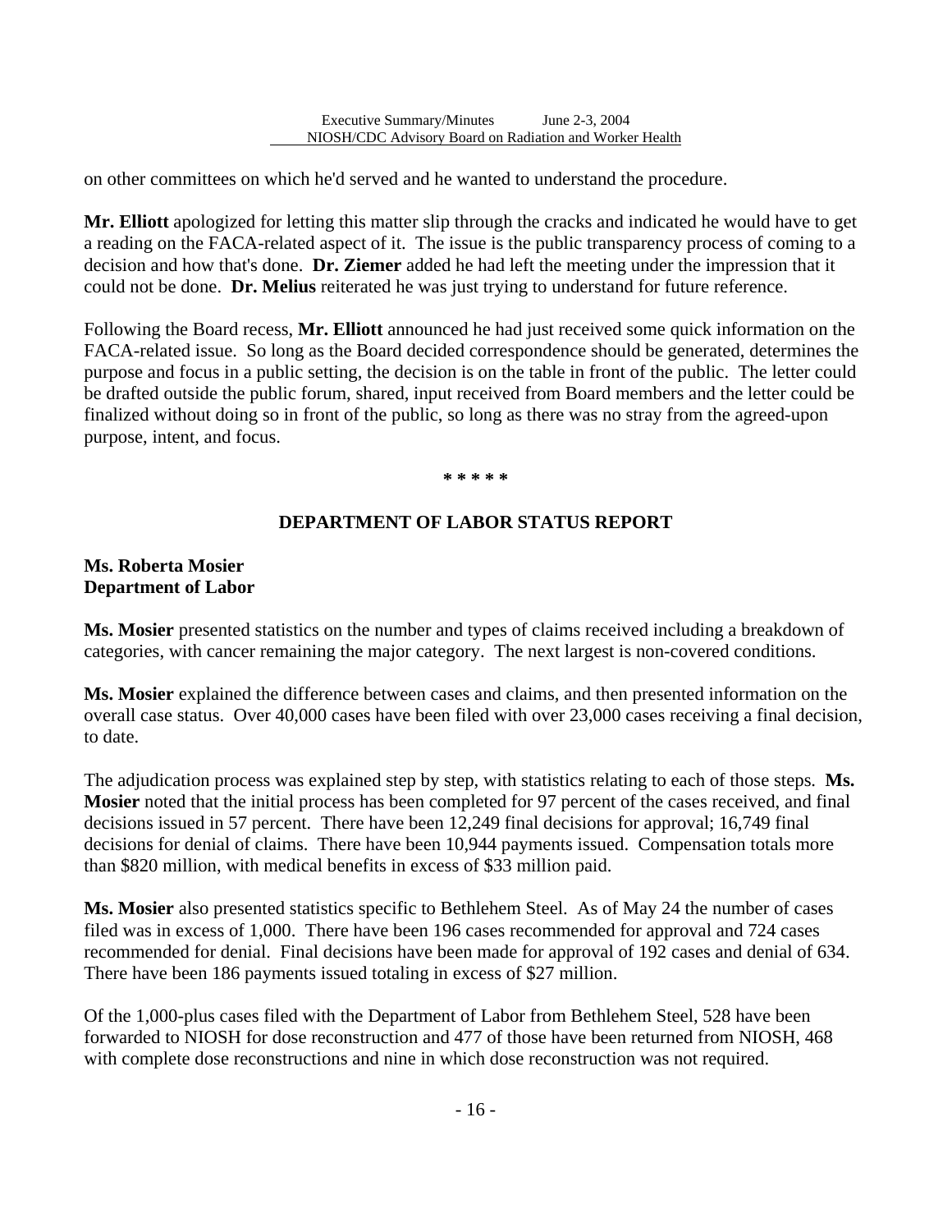on other committees on which he'd served and he wanted to understand the procedure.

**Mr. Elliott** apologized for letting this matter slip through the cracks and indicated he would have to get a reading on the FACA-related aspect of it. The issue is the public transparency process of coming to a decision and how that's done. **Dr. Ziemer** added he had left the meeting under the impression that it could not be done. **Dr. Melius** reiterated he was just trying to understand for future reference.

Following the Board recess, **Mr. Elliott** announced he had just received some quick information on the FACA-related issue. So long as the Board decided correspondence should be generated, determines the purpose and focus in a public setting, the decision is on the table in front of the public. The letter could be drafted outside the public forum, shared, input received from Board members and the letter could be finalized without doing so in front of the public, so long as there was no stray from the agreed-upon purpose, intent, and focus.

**\* \* \* \* \***

## DEPARTMENT OF LABOR STATUS REPORT

**Ms. Roberta Mosier**
**Department of Labor**

**Ms. Mosier** presented statistics on the number and types of claims received including a breakdown of categories, with cancer remaining the major category. The next largest is non-covered conditions.

**Ms. Mosier** explained the difference between cases and claims, and then presented information on the overall case status. Over 40,000 cases have been filed with over 23,000 cases receiving a final decision, to date.

The adjudication process was explained step by step, with statistics relating to each of those steps. **Ms. Mosier** noted that the initial process has been completed for 97 percent of the cases received, and final decisions issued in 57 percent. There have been 12,249 final decisions for approval; 16,749 final decisions for denial of claims. There have been 10,944 payments issued. Compensation totals more than $820 million, with medical benefits in excess of $33 million paid.

**Ms. Mosier** also presented statistics specific to Bethlehem Steel. As of May 24 the number of cases filed was in excess of 1,000. There have been 196 cases recommended for approval and 724 cases recommended for denial. Final decisions have been made for approval of 192 cases and denial of 634. There have been 186 payments issued totaling in excess of $27 million.

Of the 1,000-plus cases filed with the Department of Labor from Bethlehem Steel, 528 have been forwarded to NIOSH for dose reconstruction and 477 of those have been returned from NIOSH, 468 with complete dose reconstructions and nine in which dose reconstruction was not required.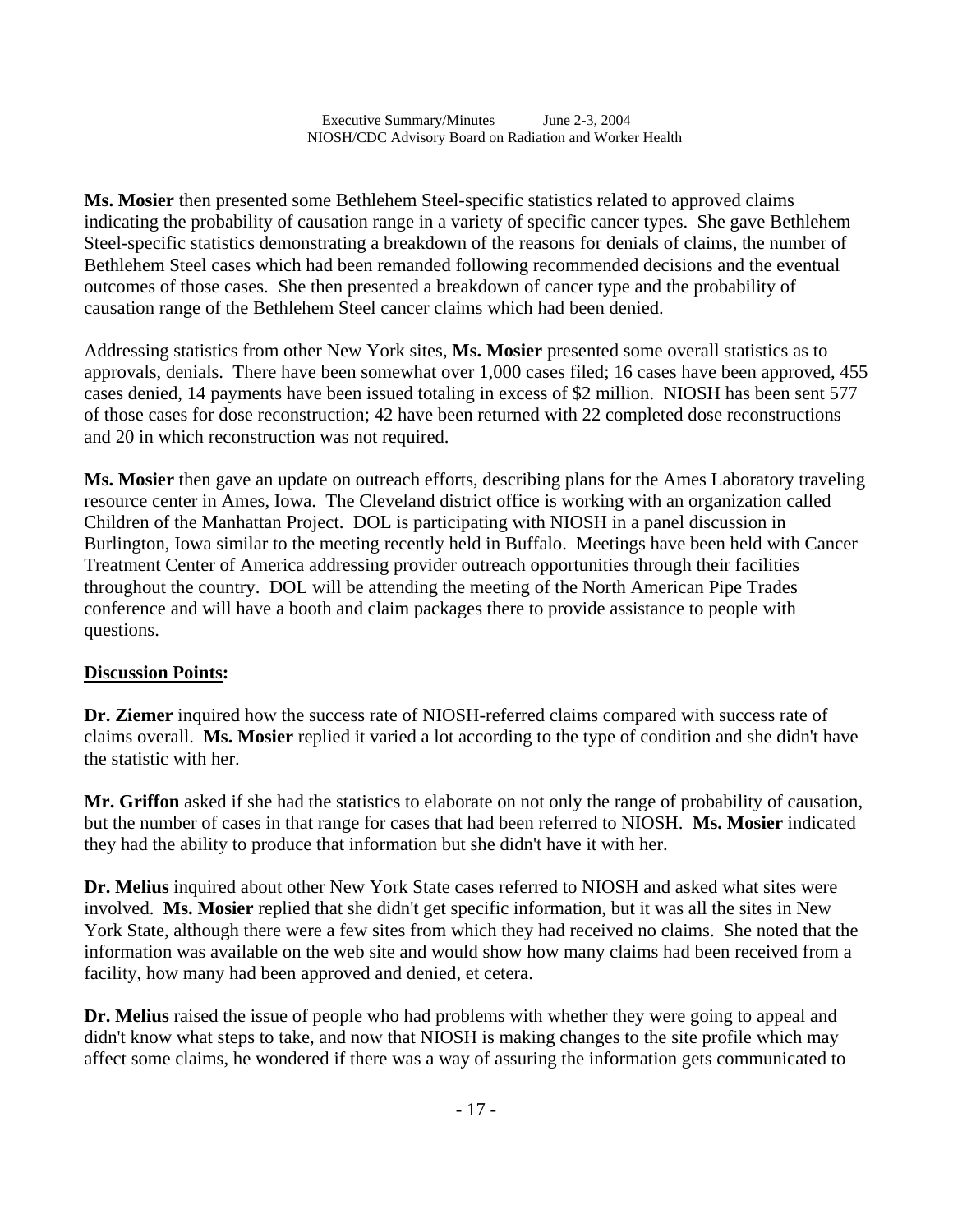**Ms. Mosier** then presented some Bethlehem Steel-specific statistics related to approved claims indicating the probability of causation range in a variety of specific cancer types. She gave Bethlehem Steel-specific statistics demonstrating a breakdown of the reasons for denials of claims, the number of Bethlehem Steel cases which had been remanded following recommended decisions and the eventual outcomes of those cases. She then presented a breakdown of cancer type and the probability of causation range of the Bethlehem Steel cancer claims which had been denied.

Addressing statistics from other New York sites, **Ms. Mosier** presented some overall statistics as to approvals, denials. There have been somewhat over 1,000 cases filed; 16 cases have been approved, 455 cases denied, 14 payments have been issued totaling in excess of $2 million. NIOSH has been sent 577 of those cases for dose reconstruction; 42 have been returned with 22 completed dose reconstructions and 20 in which reconstruction was not required.

**Ms. Mosier** then gave an update on outreach efforts, describing plans for the Ames Laboratory traveling resource center in Ames, Iowa. The Cleveland district office is working with an organization called Children of the Manhattan Project. DOL is participating with NIOSH in a panel discussion in Burlington, Iowa similar to the meeting recently held in Buffalo. Meetings have been held with Cancer Treatment Center of America addressing provider outreach opportunities through their facilities throughout the country. DOL will be attending the meeting of the North American Pipe Trades conference and will have a booth and claim packages there to provide assistance to people with questions.

**Discussion Points:**

**Dr. Ziemer** inquired how the success rate of NIOSH-referred claims compared with success rate of claims overall. **Ms. Mosier** replied it varied a lot according to the type of condition and she didn't have the statistic with her.

**Mr. Griffon** asked if she had the statistics to elaborate on not only the range of probability of causation, but the number of cases in that range for cases that had been referred to NIOSH. **Ms. Mosier** indicated they had the ability to produce that information but she didn't have it with her.

**Dr. Melius** inquired about other New York State cases referred to NIOSH and asked what sites were involved. **Ms. Mosier** replied that she didn't get specific information, but it was all the sites in New York State, although there were a few sites from which they had received no claims. She noted that the information was available on the web site and would show how many claims had been received from a facility, how many had been approved and denied, et cetera.

**Dr. Melius** raised the issue of people who had problems with whether they were going to appeal and didn't know what steps to take, and now that NIOSH is making changes to the site profile which may affect some claims, he wondered if there was a way of assuring the information gets communicated to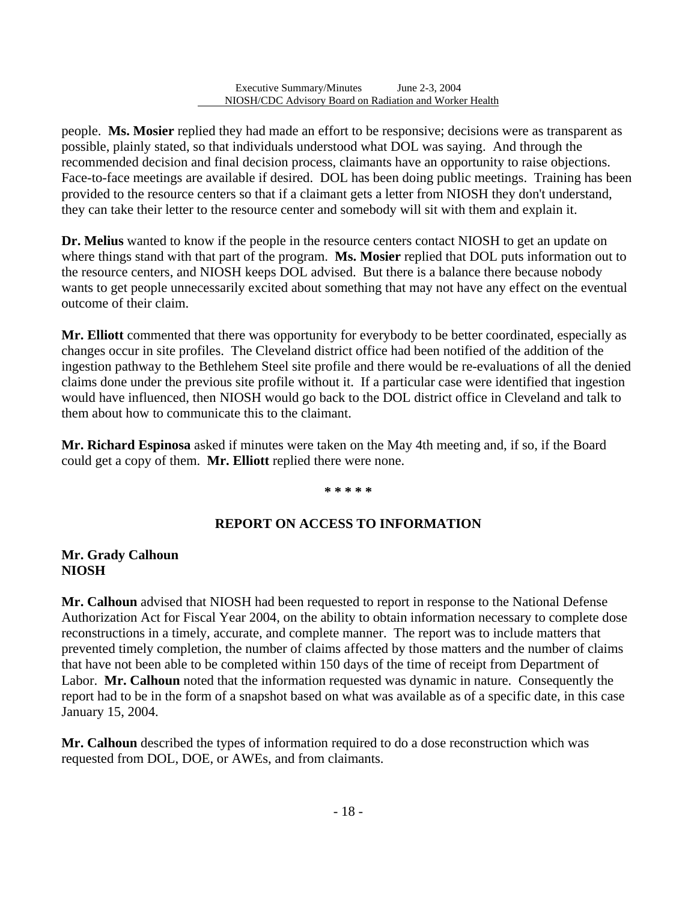people. **Ms. Mosier** replied they had made an effort to be responsive; decisions were as transparent as possible, plainly stated, so that individuals understood what DOL was saying. And through the recommended decision and final decision process, claimants have an opportunity to raise objections. Face-to-face meetings are available if desired. DOL has been doing public meetings. Training has been provided to the resource centers so that if a claimant gets a letter from NIOSH they don't understand, they can take their letter to the resource center and somebody will sit with them and explain it.

**Dr. Melius** wanted to know if the people in the resource centers contact NIOSH to get an update on where things stand with that part of the program. **Ms. Mosier** replied that DOL puts information out to the resource centers, and NIOSH keeps DOL advised. But there is a balance there because nobody wants to get people unnecessarily excited about something that may not have any effect on the eventual outcome of their claim.

**Mr. Elliott** commented that there was opportunity for everybody to be better coordinated, especially as changes occur in site profiles. The Cleveland district office had been notified of the addition of the ingestion pathway to the Bethlehem Steel site profile and there would be re-evaluations of all the denied claims done under the previous site profile without it. If a particular case were identified that ingestion would have influenced, then NIOSH would go back to the DOL district office in Cleveland and talk to them about how to communicate this to the claimant.

**Mr. Richard Espinosa** asked if minutes were taken on the May 4th meeting and, if so, if the Board could get a copy of them. **Mr. Elliott** replied there were none.

**\* \* \* \* \***

## REPORT ON ACCESS TO INFORMATION

**Mr. Grady Calhoun**
**NIOSH**

**Mr. Calhoun** advised that NIOSH had been requested to report in response to the National Defense Authorization Act for Fiscal Year 2004, on the ability to obtain information necessary to complete dose reconstructions in a timely, accurate, and complete manner. The report was to include matters that prevented timely completion, the number of claims affected by those matters and the number of claims that have not been able to be completed within 150 days of the time of receipt from Department of Labor. **Mr. Calhoun** noted that the information requested was dynamic in nature. Consequently the report had to be in the form of a snapshot based on what was available as of a specific date, in this case January 15, 2004.

**Mr. Calhoun** described the types of information required to do a dose reconstruction which was requested from DOL, DOE, or AWEs, and from claimants.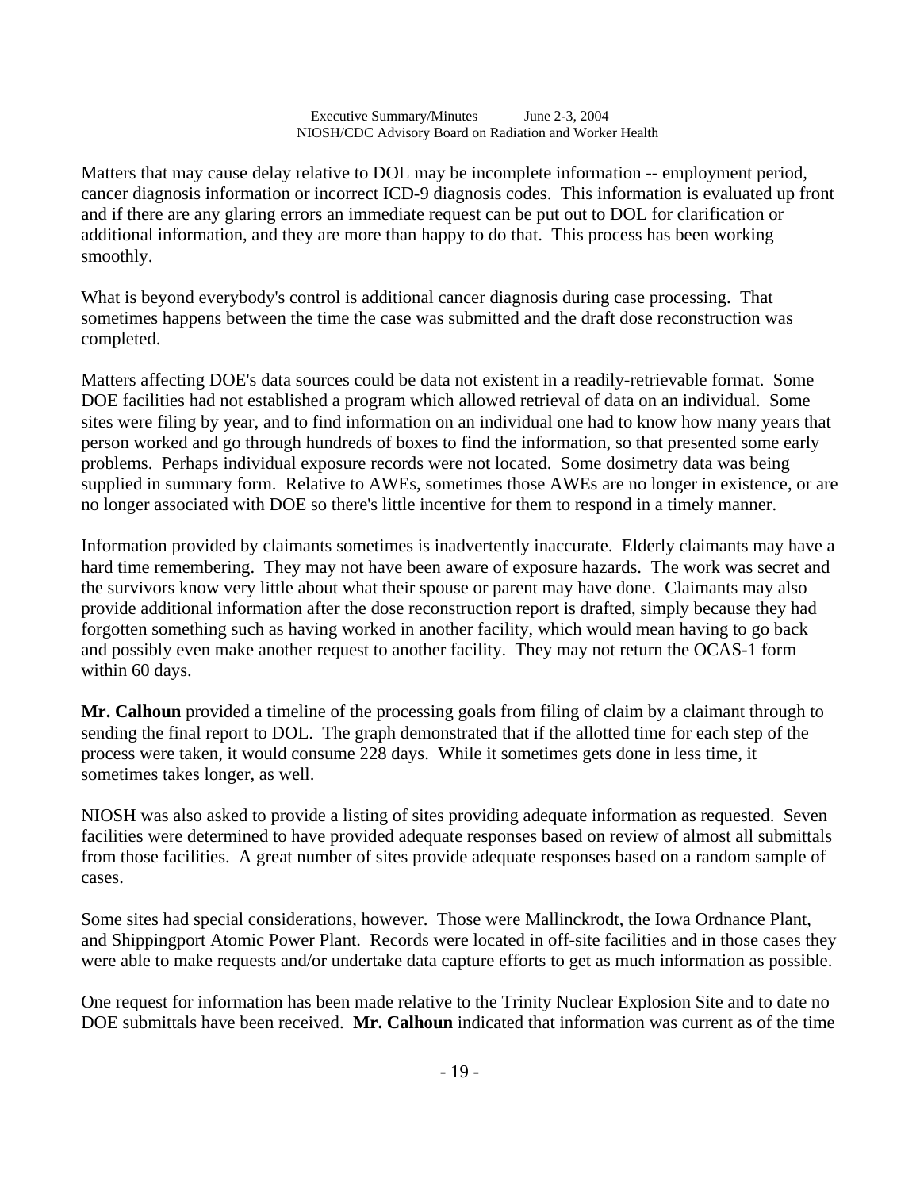Matters that may cause delay relative to DOL may be incomplete information -- employment period, cancer diagnosis information or incorrect ICD-9 diagnosis codes. This information is evaluated up front and if there are any glaring errors an immediate request can be put out to DOL for clarification or additional information, and they are more than happy to do that. This process has been working smoothly.

What is beyond everybody's control is additional cancer diagnosis during case processing. That sometimes happens between the time the case was submitted and the draft dose reconstruction was completed.

Matters affecting DOE's data sources could be data not existent in a readily-retrievable format. Some DOE facilities had not established a program which allowed retrieval of data on an individual. Some sites were filing by year, and to find information on an individual one had to know how many years that person worked and go through hundreds of boxes to find the information, so that presented some early problems. Perhaps individual exposure records were not located. Some dosimetry data was being supplied in summary form. Relative to AWEs, sometimes those AWEs are no longer in existence, or are no longer associated with DOE so there's little incentive for them to respond in a timely manner.

Information provided by claimants sometimes is inadvertently inaccurate. Elderly claimants may have a hard time remembering. They may not have been aware of exposure hazards. The work was secret and the survivors know very little about what their spouse or parent may have done. Claimants may also provide additional information after the dose reconstruction report is drafted, simply because they had forgotten something such as having worked in another facility, which would mean having to go back and possibly even make another request to another facility. They may not return the OCAS-1 form within 60 days.

**Mr. Calhoun** provided a timeline of the processing goals from filing of claim by a claimant through to sending the final report to DOL. The graph demonstrated that if the allotted time for each step of the process were taken, it would consume 228 days. While it sometimes gets done in less time, it sometimes takes longer, as well.

NIOSH was also asked to provide a listing of sites providing adequate information as requested. Seven facilities were determined to have provided adequate responses based on review of almost all submittals from those facilities. A great number of sites provide adequate responses based on a random sample of cases.

Some sites had special considerations, however. Those were Mallinckrodt, the Iowa Ordnance Plant, and Shippingport Atomic Power Plant. Records were located in off-site facilities and in those cases they were able to make requests and/or undertake data capture efforts to get as much information as possible.

One request for information has been made relative to the Trinity Nuclear Explosion Site and to date no DOE submittals have been received. **Mr. Calhoun** indicated that information was current as of the time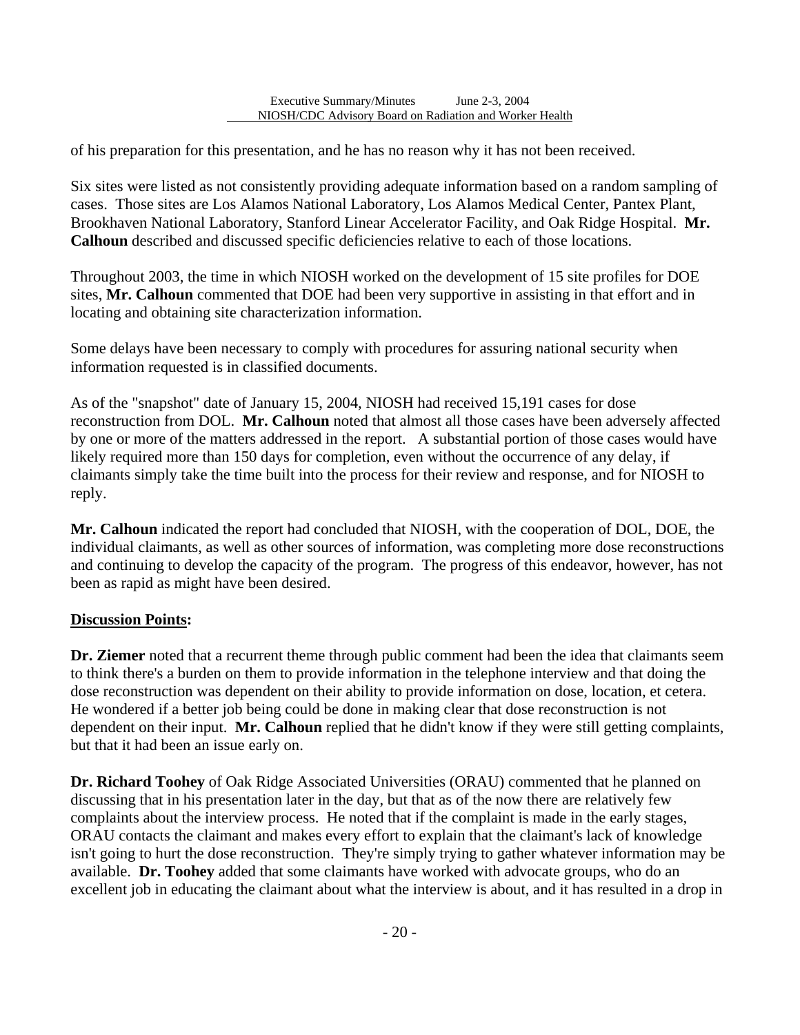of his preparation for this presentation, and he has no reason why it has not been received.

Six sites were listed as not consistently providing adequate information based on a random sampling of cases. Those sites are Los Alamos National Laboratory, Los Alamos Medical Center, Pantex Plant, Brookhaven National Laboratory, Stanford Linear Accelerator Facility, and Oak Ridge Hospital. **Mr. Calhoun** described and discussed specific deficiencies relative to each of those locations.

Throughout 2003, the time in which NIOSH worked on the development of 15 site profiles for DOE sites, **Mr. Calhoun** commented that DOE had been very supportive in assisting in that effort and in locating and obtaining site characterization information.

Some delays have been necessary to comply with procedures for assuring national security when information requested is in classified documents.

As of the "snapshot" date of January 15, 2004, NIOSH had received 15,191 cases for dose reconstruction from DOL. **Mr. Calhoun** noted that almost all those cases have been adversely affected by one or more of the matters addressed in the report. A substantial portion of those cases would have likely required more than 150 days for completion, even without the occurrence of any delay, if claimants simply take the time built into the process for their review and response, and for NIOSH to reply.

**Mr. Calhoun** indicated the report had concluded that NIOSH, with the cooperation of DOL, DOE, the individual claimants, as well as other sources of information, was completing more dose reconstructions and continuing to develop the capacity of the program. The progress of this endeavor, however, has not been as rapid as might have been desired.

**Discussion Points:**

**Dr. Ziemer** noted that a recurrent theme through public comment had been the idea that claimants seem to think there's a burden on them to provide information in the telephone interview and that doing the dose reconstruction was dependent on their ability to provide information on dose, location, et cetera. He wondered if a better job being could be done in making clear that dose reconstruction is not dependent on their input. **Mr. Calhoun** replied that he didn't know if they were still getting complaints, but that it had been an issue early on.

**Dr. Richard Toohey** of Oak Ridge Associated Universities (ORAU) commented that he planned on discussing that in his presentation later in the day, but that as of the now there are relatively few complaints about the interview process. He noted that if the complaint is made in the early stages, ORAU contacts the claimant and makes every effort to explain that the claimant's lack of knowledge isn't going to hurt the dose reconstruction. They're simply trying to gather whatever information may be available. **Dr. Toohey** added that some claimants have worked with advocate groups, who do an excellent job in educating the claimant about what the interview is about, and it has resulted in a drop in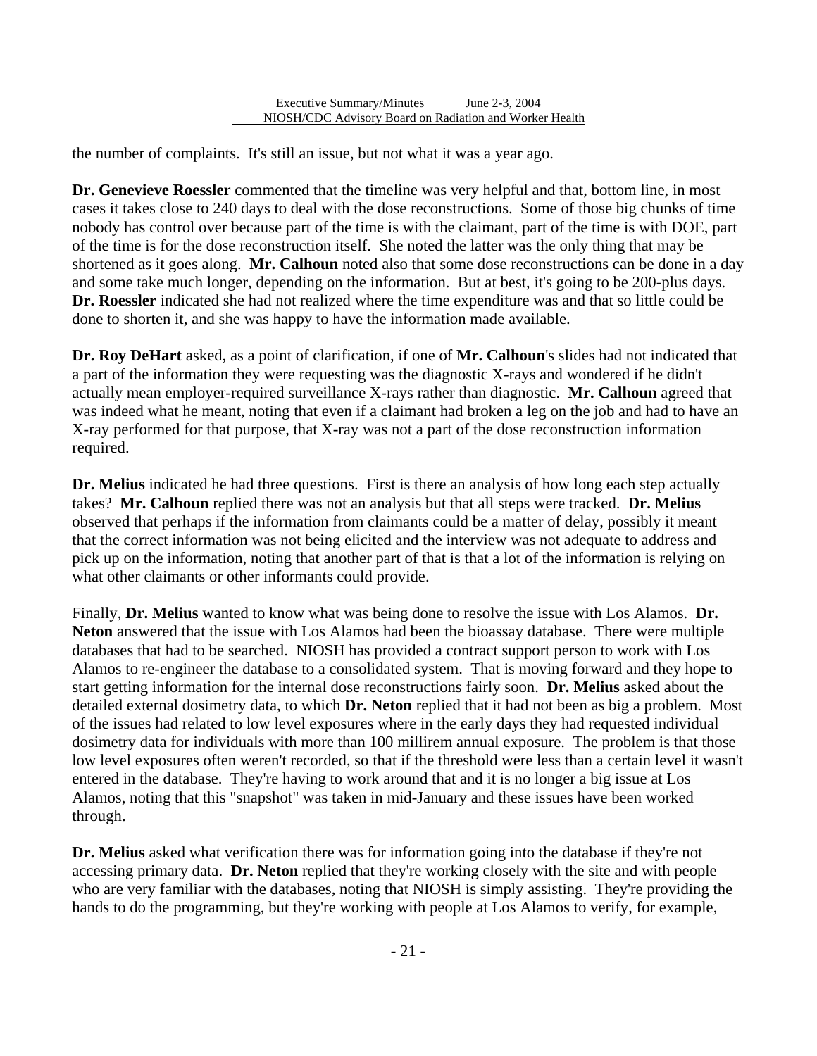the number of complaints. It's still an issue, but not what it was a year ago.

**Dr. Genevieve Roessler** commented that the timeline was very helpful and that, bottom line, in most cases it takes close to 240 days to deal with the dose reconstructions. Some of those big chunks of time nobody has control over because part of the time is with the claimant, part of the time is with DOE, part of the time is for the dose reconstruction itself. She noted the latter was the only thing that may be shortened as it goes along. **Mr. Calhoun** noted also that some dose reconstructions can be done in a day and some take much longer, depending on the information. But at best, it's going to be 200-plus days. **Dr. Roessler** indicated she had not realized where the time expenditure was and that so little could be done to shorten it, and she was happy to have the information made available.

**Dr. Roy DeHart** asked, as a point of clarification, if one of **Mr. Calhoun**'s slides had not indicated that a part of the information they were requesting was the diagnostic X-rays and wondered if he didn't actually mean employer-required surveillance X-rays rather than diagnostic. **Mr. Calhoun** agreed that was indeed what he meant, noting that even if a claimant had broken a leg on the job and had to have an X-ray performed for that purpose, that X-ray was not a part of the dose reconstruction information required.

**Dr. Melius** indicated he had three questions. First is there an analysis of how long each step actually takes? **Mr. Calhoun** replied there was not an analysis but that all steps were tracked. **Dr. Melius** observed that perhaps if the information from claimants could be a matter of delay, possibly it meant that the correct information was not being elicited and the interview was not adequate to address and pick up on the information, noting that another part of that is that a lot of the information is relying on what other claimants or other informants could provide.

Finally, **Dr. Melius** wanted to know what was being done to resolve the issue with Los Alamos. **Dr. Neton** answered that the issue with Los Alamos had been the bioassay database. There were multiple databases that had to be searched. NIOSH has provided a contract support person to work with Los Alamos to re-engineer the database to a consolidated system. That is moving forward and they hope to start getting information for the internal dose reconstructions fairly soon. **Dr. Melius** asked about the detailed external dosimetry data, to which **Dr. Neton** replied that it had not been as big a problem. Most of the issues had related to low level exposures where in the early days they had requested individual dosimetry data for individuals with more than 100 millirem annual exposure. The problem is that those low level exposures often weren't recorded, so that if the threshold were less than a certain level it wasn't entered in the database. They're having to work around that and it is no longer a big issue at Los Alamos, noting that this "snapshot" was taken in mid-January and these issues have been worked through.

**Dr. Melius** asked what verification there was for information going into the database if they're not accessing primary data. **Dr. Neton** replied that they're working closely with the site and with people who are very familiar with the databases, noting that NIOSH is simply assisting. They're providing the hands to do the programming, but they're working with people at Los Alamos to verify, for example,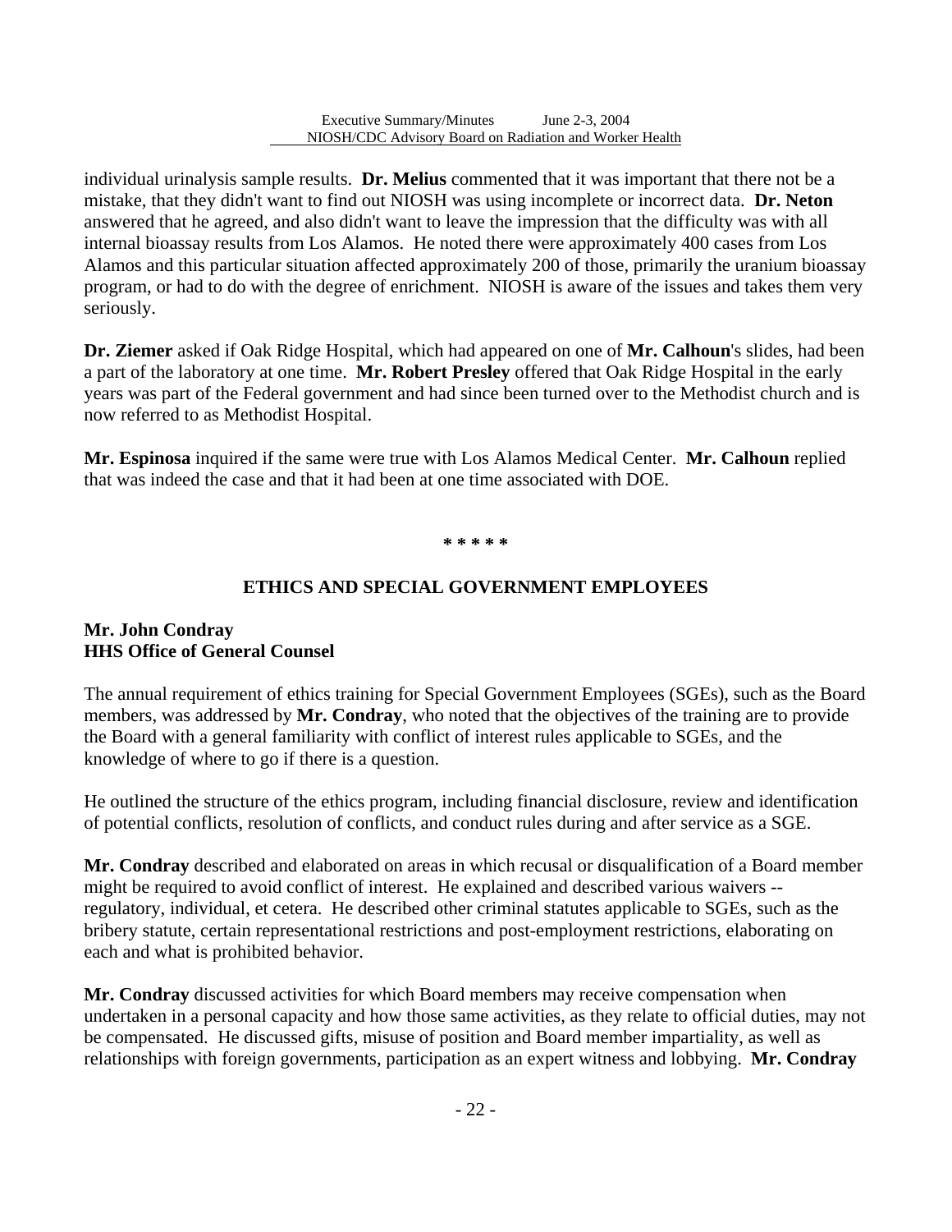individual urinalysis sample results. **Dr. Melius** commented that it was important that there not be a mistake, that they didn't want to find out NIOSH was using incomplete or incorrect data. **Dr. Neton** answered that he agreed, and also didn't want to leave the impression that the difficulty was with all internal bioassay results from Los Alamos. He noted there were approximately 400 cases from Los Alamos and this particular situation affected approximately 200 of those, primarily the uranium bioassay program, or had to do with the degree of enrichment. NIOSH is aware of the issues and takes them very seriously.

**Dr. Ziemer** asked if Oak Ridge Hospital, which had appeared on one of **Mr. Calhoun**'s slides, had been a part of the laboratory at one time. **Mr. Robert Presley** offered that Oak Ridge Hospital in the early years was part of the Federal government and had since been turned over to the Methodist church and is now referred to as Methodist Hospital.

**Mr. Espinosa** inquired if the same were true with Los Alamos Medical Center. **Mr. Calhoun** replied that was indeed the case and that it had been at one time associated with DOE.

**\* \* \* \* \***

## ETHICS AND SPECIAL GOVERNMENT EMPLOYEES

**Mr. John Condray**
**HHS Office of General Counsel**

The annual requirement of ethics training for Special Government Employees (SGEs), such as the Board members, was addressed by **Mr. Condray**, who noted that the objectives of the training are to provide the Board with a general familiarity with conflict of interest rules applicable to SGEs, and the knowledge of where to go if there is a question.

He outlined the structure of the ethics program, including financial disclosure, review and identification of potential conflicts, resolution of conflicts, and conduct rules during and after service as a SGE.

**Mr. Condray** described and elaborated on areas in which recusal or disqualification of a Board member might be required to avoid conflict of interest. He explained and described various waivers -- regulatory, individual, et cetera. He described other criminal statutes applicable to SGEs, such as the bribery statute, certain representational restrictions and post-employment restrictions, elaborating on each and what is prohibited behavior.

**Mr. Condray** discussed activities for which Board members may receive compensation when undertaken in a personal capacity and how those same activities, as they relate to official duties, may not be compensated. He discussed gifts, misuse of position and Board member impartiality, as well as relationships with foreign governments, participation as an expert witness and lobbying. **Mr. Condray**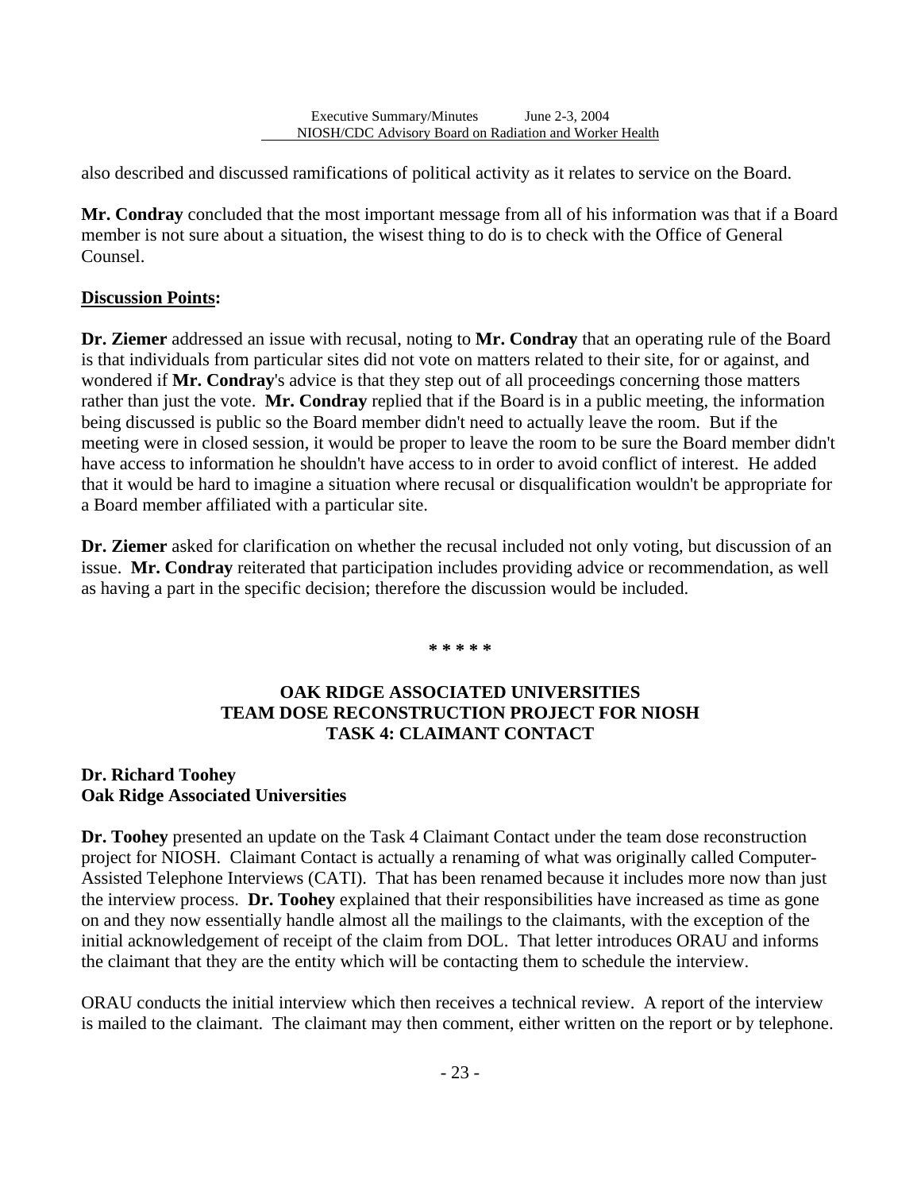also described and discussed ramifications of political activity as it relates to service on the Board.

**Mr. Condray** concluded that the most important message from all of his information was that if a Board member is not sure about a situation, the wisest thing to do is to check with the Office of General Counsel.

**Discussion Points:**

**Dr. Ziemer** addressed an issue with recusal, noting to **Mr. Condray** that an operating rule of the Board is that individuals from particular sites did not vote on matters related to their site, for or against, and wondered if **Mr. Condray**'s advice is that they step out of all proceedings concerning those matters rather than just the vote. **Mr. Condray** replied that if the Board is in a public meeting, the information being discussed is public so the Board member didn't need to actually leave the room. But if the meeting were in closed session, it would be proper to leave the room to be sure the Board member didn't have access to information he shouldn't have access to in order to avoid conflict of interest. He added that it would be hard to imagine a situation where recusal or disqualification wouldn't be appropriate for a Board member affiliated with a particular site.

**Dr. Ziemer** asked for clarification on whether the recusal included not only voting, but discussion of an issue. **Mr. Condray** reiterated that participation includes providing advice or recommendation, as well as having a part in the specific decision; therefore the discussion would be included.

**\* \* \* \* \***

## OAK RIDGE ASSOCIATED UNIVERSITIES TEAM DOSE RECONSTRUCTION PROJECT FOR NIOSH TASK 4: CLAIMANT CONTACT

**Dr. Richard Toohey**
**Oak Ridge Associated Universities**

**Dr. Toohey** presented an update on the Task 4 Claimant Contact under the team dose reconstruction project for NIOSH. Claimant Contact is actually a renaming of what was originally called Computer-Assisted Telephone Interviews (CATI). That has been renamed because it includes more now than just the interview process. **Dr. Toohey** explained that their responsibilities have increased as time as gone on and they now essentially handle almost all the mailings to the claimants, with the exception of the initial acknowledgement of receipt of the claim from DOL. That letter introduces ORAU and informs the claimant that they are the entity which will be contacting them to schedule the interview.

ORAU conducts the initial interview which then receives a technical review. A report of the interview is mailed to the claimant. The claimant may then comment, either written on the report or by telephone.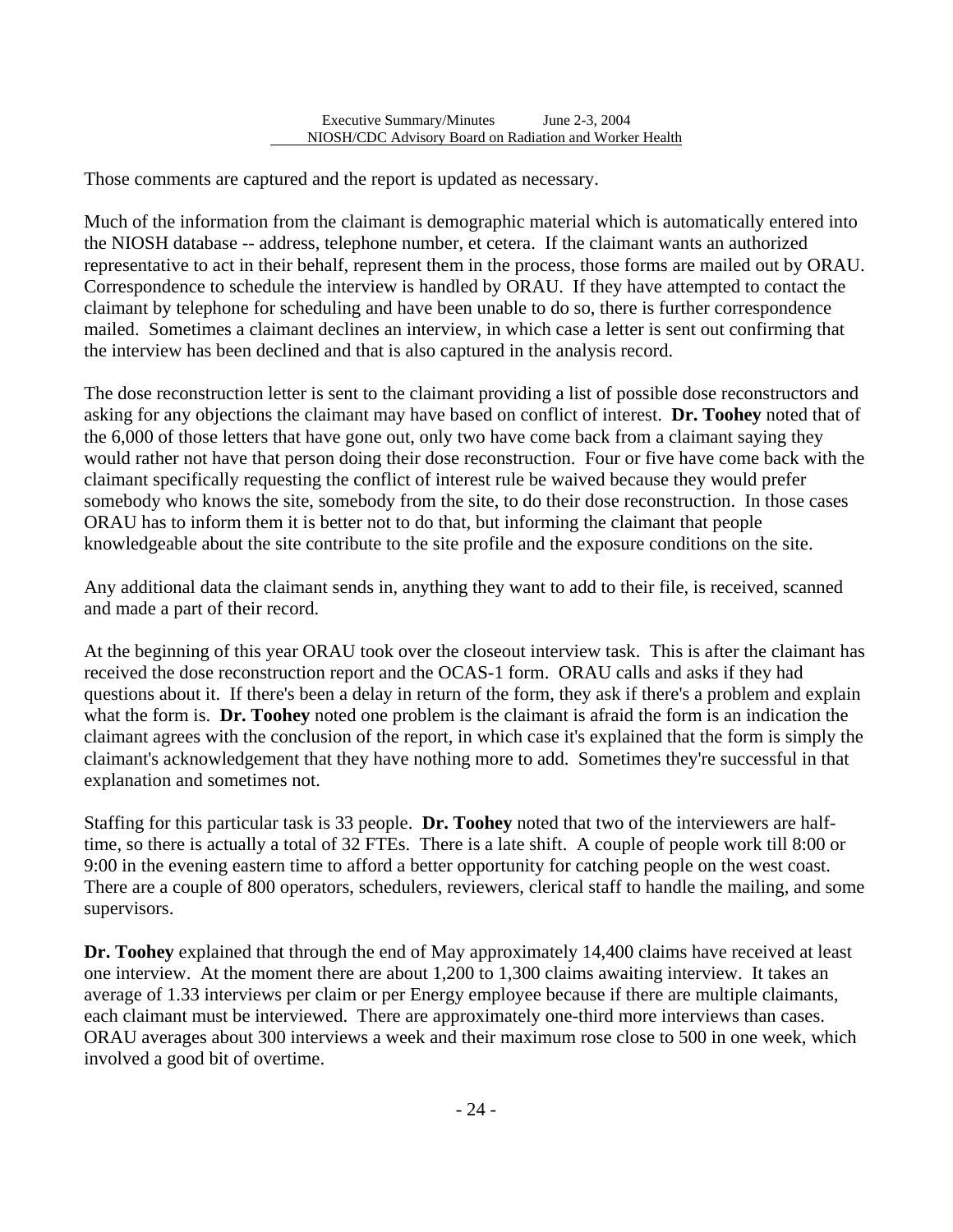Those comments are captured and the report is updated as necessary.

Much of the information from the claimant is demographic material which is automatically entered into the NIOSH database -- address, telephone number, et cetera. If the claimant wants an authorized representative to act in their behalf, represent them in the process, those forms are mailed out by ORAU. Correspondence to schedule the interview is handled by ORAU. If they have attempted to contact the claimant by telephone for scheduling and have been unable to do so, there is further correspondence mailed. Sometimes a claimant declines an interview, in which case a letter is sent out confirming that the interview has been declined and that is also captured in the analysis record.

The dose reconstruction letter is sent to the claimant providing a list of possible dose reconstructors and asking for any objections the claimant may have based on conflict of interest. **Dr. Toohey** noted that of the 6,000 of those letters that have gone out, only two have come back from a claimant saying they would rather not have that person doing their dose reconstruction. Four or five have come back with the claimant specifically requesting the conflict of interest rule be waived because they would prefer somebody who knows the site, somebody from the site, to do their dose reconstruction. In those cases ORAU has to inform them it is better not to do that, but informing the claimant that people knowledgeable about the site contribute to the site profile and the exposure conditions on the site.

Any additional data the claimant sends in, anything they want to add to their file, is received, scanned and made a part of their record.

At the beginning of this year ORAU took over the closeout interview task. This is after the claimant has received the dose reconstruction report and the OCAS-1 form. ORAU calls and asks if they had questions about it. If there's been a delay in return of the form, they ask if there's a problem and explain what the form is. **Dr. Toohey** noted one problem is the claimant is afraid the form is an indication the claimant agrees with the conclusion of the report, in which case it's explained that the form is simply the claimant's acknowledgement that they have nothing more to add. Sometimes they're successful in that explanation and sometimes not.

Staffing for this particular task is 33 people. **Dr. Toohey** noted that two of the interviewers are half-time, so there is actually a total of 32 FTEs. There is a late shift. A couple of people work till 8:00 or 9:00 in the evening eastern time to afford a better opportunity for catching people on the west coast. There are a couple of 800 operators, schedulers, reviewers, clerical staff to handle the mailing, and some supervisors.

**Dr. Toohey** explained that through the end of May approximately 14,400 claims have received at least one interview. At the moment there are about 1,200 to 1,300 claims awaiting interview. It takes an average of 1.33 interviews per claim or per Energy employee because if there are multiple claimants, each claimant must be interviewed. There are approximately one-third more interviews than cases. ORAU averages about 300 interviews a week and their maximum rose close to 500 in one week, which involved a good bit of overtime.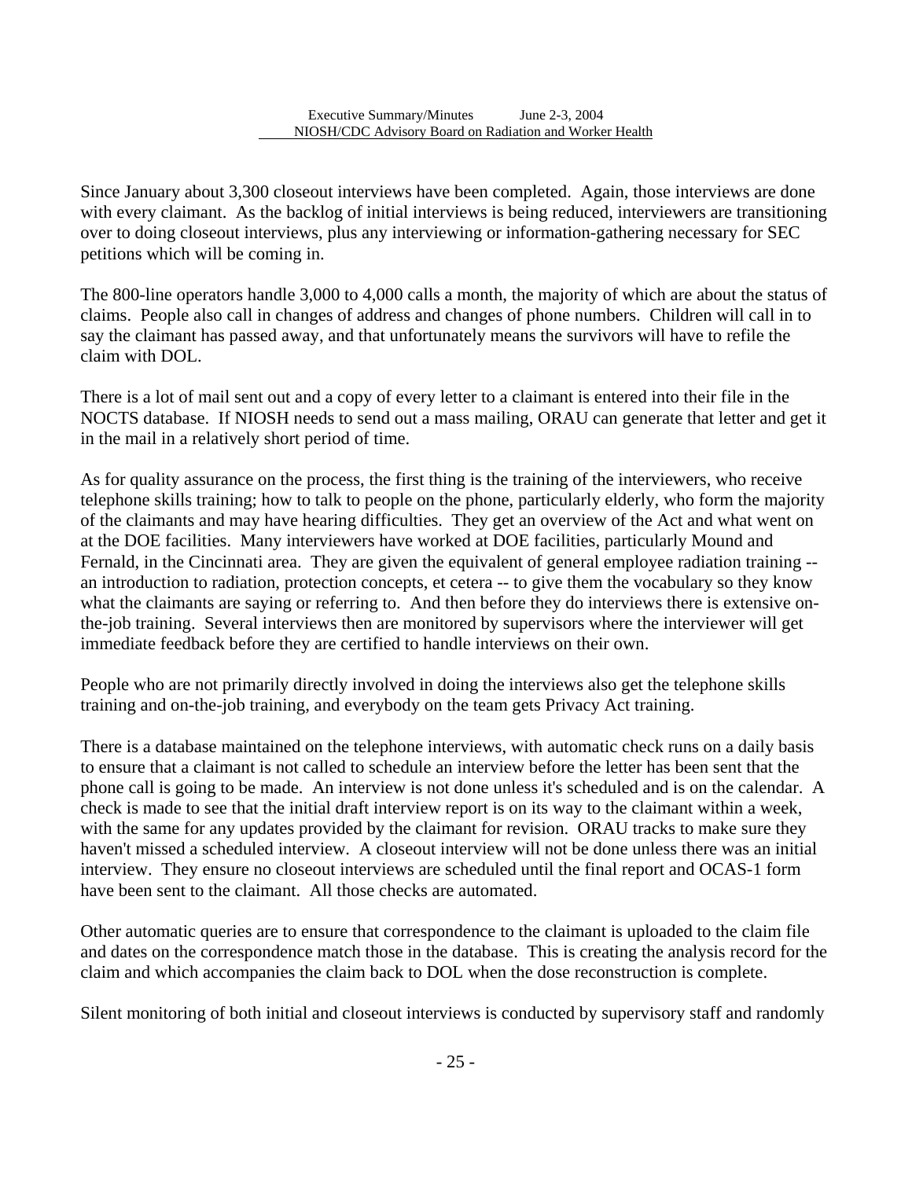Since January about 3,300 closeout interviews have been completed. Again, those interviews are done with every claimant. As the backlog of initial interviews is being reduced, interviewers are transitioning over to doing closeout interviews, plus any interviewing or information-gathering necessary for SEC petitions which will be coming in.

The 800-line operators handle 3,000 to 4,000 calls a month, the majority of which are about the status of claims. People also call in changes of address and changes of phone numbers. Children will call in to say the claimant has passed away, and that unfortunately means the survivors will have to refile the claim with DOL.

There is a lot of mail sent out and a copy of every letter to a claimant is entered into their file in the NOCTS database. If NIOSH needs to send out a mass mailing, ORAU can generate that letter and get it in the mail in a relatively short period of time.

As for quality assurance on the process, the first thing is the training of the interviewers, who receive telephone skills training; how to talk to people on the phone, particularly elderly, who form the majority of the claimants and may have hearing difficulties. They get an overview of the Act and what went on at the DOE facilities. Many interviewers have worked at DOE facilities, particularly Mound and Fernald, in the Cincinnati area. They are given the equivalent of general employee radiation training -- an introduction to radiation, protection concepts, et cetera -- to give them the vocabulary so they know what the claimants are saying or referring to. And then before they do interviews there is extensive on-the-job training. Several interviews then are monitored by supervisors where the interviewer will get immediate feedback before they are certified to handle interviews on their own.

People who are not primarily directly involved in doing the interviews also get the telephone skills training and on-the-job training, and everybody on the team gets Privacy Act training.

There is a database maintained on the telephone interviews, with automatic check runs on a daily basis to ensure that a claimant is not called to schedule an interview before the letter has been sent that the phone call is going to be made. An interview is not done unless it's scheduled and is on the calendar. A check is made to see that the initial draft interview report is on its way to the claimant within a week, with the same for any updates provided by the claimant for revision. ORAU tracks to make sure they haven't missed a scheduled interview. A closeout interview will not be done unless there was an initial interview. They ensure no closeout interviews are scheduled until the final report and OCAS-1 form have been sent to the claimant. All those checks are automated.

Other automatic queries are to ensure that correspondence to the claimant is uploaded to the claim file and dates on the correspondence match those in the database. This is creating the analysis record for the claim and which accompanies the claim back to DOL when the dose reconstruction is complete.

Silent monitoring of both initial and closeout interviews is conducted by supervisory staff and randomly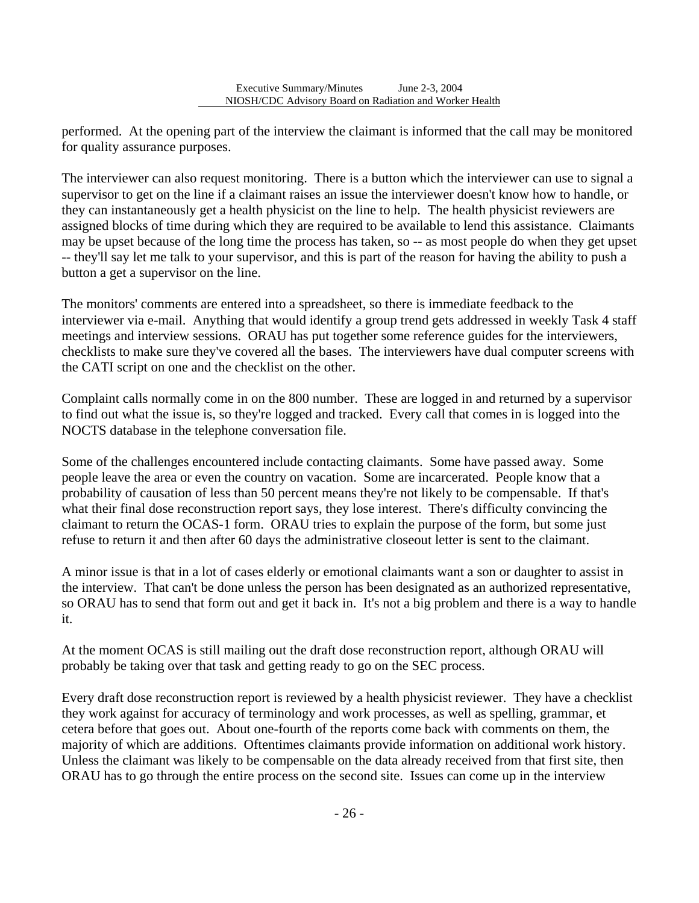performed. At the opening part of the interview the claimant is informed that the call may be monitored for quality assurance purposes.

The interviewer can also request monitoring. There is a button which the interviewer can use to signal a supervisor to get on the line if a claimant raises an issue the interviewer doesn't know how to handle, or they can instantaneously get a health physicist on the line to help. The health physicist reviewers are assigned blocks of time during which they are required to be available to lend this assistance. Claimants may be upset because of the long time the process has taken, so -- as most people do when they get upset -- they'll say let me talk to your supervisor, and this is part of the reason for having the ability to push a button a get a supervisor on the line.

The monitors' comments are entered into a spreadsheet, so there is immediate feedback to the interviewer via e-mail. Anything that would identify a group trend gets addressed in weekly Task 4 staff meetings and interview sessions. ORAU has put together some reference guides for the interviewers, checklists to make sure they've covered all the bases. The interviewers have dual computer screens with the CATI script on one and the checklist on the other.

Complaint calls normally come in on the 800 number. These are logged in and returned by a supervisor to find out what the issue is, so they're logged and tracked. Every call that comes in is logged into the NOCTS database in the telephone conversation file.

Some of the challenges encountered include contacting claimants. Some have passed away. Some people leave the area or even the country on vacation. Some are incarcerated. People know that a probability of causation of less than 50 percent means they're not likely to be compensable. If that's what their final dose reconstruction report says, they lose interest. There's difficulty convincing the claimant to return the OCAS-1 form. ORAU tries to explain the purpose of the form, but some just refuse to return it and then after 60 days the administrative closeout letter is sent to the claimant.

A minor issue is that in a lot of cases elderly or emotional claimants want a son or daughter to assist in the interview. That can't be done unless the person has been designated as an authorized representative, so ORAU has to send that form out and get it back in. It's not a big problem and there is a way to handle it.

At the moment OCAS is still mailing out the draft dose reconstruction report, although ORAU will probably be taking over that task and getting ready to go on the SEC process.

Every draft dose reconstruction report is reviewed by a health physicist reviewer. They have a checklist they work against for accuracy of terminology and work processes, as well as spelling, grammar, et cetera before that goes out. About one-fourth of the reports come back with comments on them, the majority of which are additions. Oftentimes claimants provide information on additional work history. Unless the claimant was likely to be compensable on the data already received from that first site, then ORAU has to go through the entire process on the second site. Issues can come up in the interview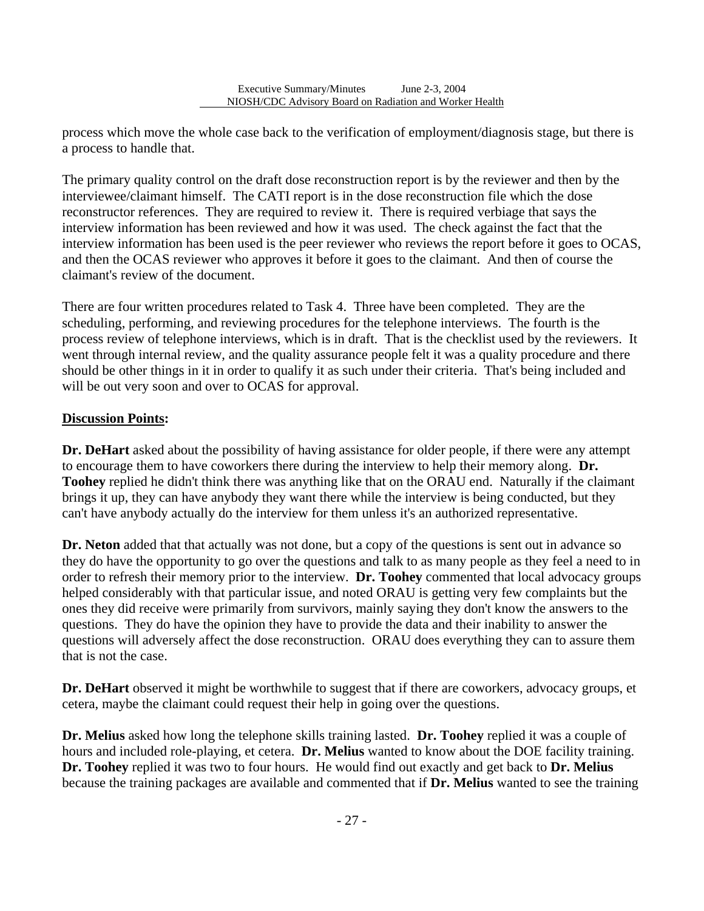process which move the whole case back to the verification of employment/diagnosis stage, but there is a process to handle that.

The primary quality control on the draft dose reconstruction report is by the reviewer and then by the interviewee/claimant himself. The CATI report is in the dose reconstruction file which the dose reconstructor references. They are required to review it. There is required verbiage that says the interview information has been reviewed and how it was used. The check against the fact that the interview information has been used is the peer reviewer who reviews the report before it goes to OCAS, and then the OCAS reviewer who approves it before it goes to the claimant. And then of course the claimant's review of the document.

There are four written procedures related to Task 4. Three have been completed. They are the scheduling, performing, and reviewing procedures for the telephone interviews. The fourth is the process review of telephone interviews, which is in draft. That is the checklist used by the reviewers. It went through internal review, and the quality assurance people felt it was a quality procedure and there should be other things in it in order to qualify it as such under their criteria. That's being included and will be out very soon and over to OCAS for approval.

**Discussion Points:**

**Dr. DeHart** asked about the possibility of having assistance for older people, if there were any attempt to encourage them to have coworkers there during the interview to help their memory along. **Dr. Toohey** replied he didn't think there was anything like that on the ORAU end. Naturally if the claimant brings it up, they can have anybody they want there while the interview is being conducted, but they can't have anybody actually do the interview for them unless it's an authorized representative.

**Dr. Neton** added that that actually was not done, but a copy of the questions is sent out in advance so they do have the opportunity to go over the questions and talk to as many people as they feel a need to in order to refresh their memory prior to the interview. **Dr. Toohey** commented that local advocacy groups helped considerably with that particular issue, and noted ORAU is getting very few complaints but the ones they did receive were primarily from survivors, mainly saying they don't know the answers to the questions. They do have the opinion they have to provide the data and their inability to answer the questions will adversely affect the dose reconstruction. ORAU does everything they can to assure them that is not the case.

**Dr. DeHart** observed it might be worthwhile to suggest that if there are coworkers, advocacy groups, et cetera, maybe the claimant could request their help in going over the questions.

**Dr. Melius** asked how long the telephone skills training lasted. **Dr. Toohey** replied it was a couple of hours and included role-playing, et cetera. **Dr. Melius** wanted to know about the DOE facility training. **Dr. Toohey** replied it was two to four hours. He would find out exactly and get back to **Dr. Melius** because the training packages are available and commented that if **Dr. Melius** wanted to see the training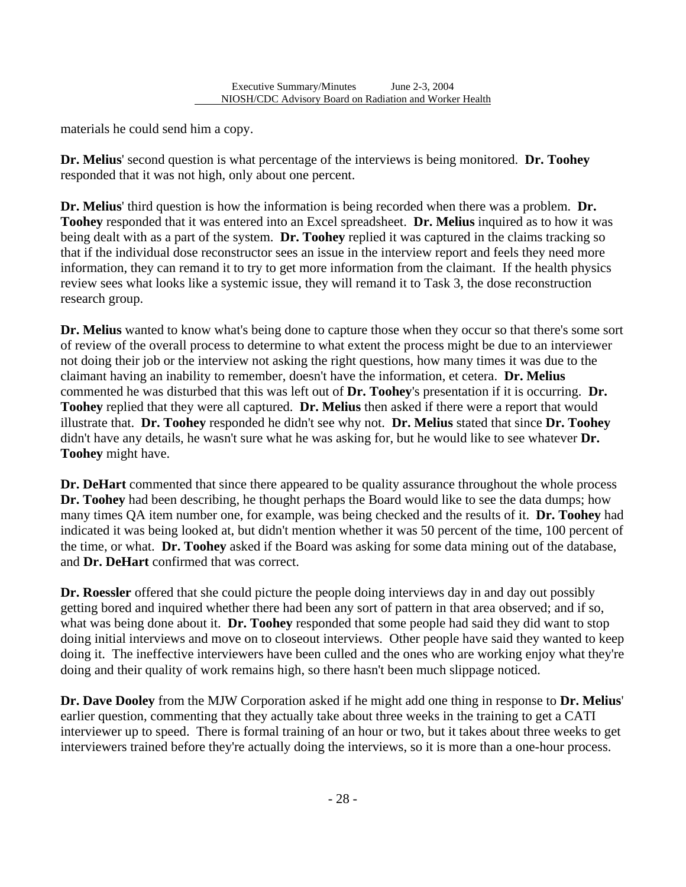materials he could send him a copy.

**Dr. Melius**' second question is what percentage of the interviews is being monitored. **Dr. Toohey** responded that it was not high, only about one percent.

**Dr. Melius**' third question is how the information is being recorded when there was a problem. **Dr. Toohey** responded that it was entered into an Excel spreadsheet. **Dr. Melius** inquired as to how it was being dealt with as a part of the system. **Dr. Toohey** replied it was captured in the claims tracking so that if the individual dose reconstructor sees an issue in the interview report and feels they need more information, they can remand it to try to get more information from the claimant. If the health physics review sees what looks like a systemic issue, they will remand it to Task 3, the dose reconstruction research group.

**Dr. Melius** wanted to know what's being done to capture those when they occur so that there's some sort of review of the overall process to determine to what extent the process might be due to an interviewer not doing their job or the interview not asking the right questions, how many times it was due to the claimant having an inability to remember, doesn't have the information, et cetera. **Dr. Melius** commented he was disturbed that this was left out of **Dr. Toohey**'s presentation if it is occurring. **Dr. Toohey** replied that they were all captured. **Dr. Melius** then asked if there were a report that would illustrate that. **Dr. Toohey** responded he didn't see why not. **Dr. Melius** stated that since **Dr. Toohey** didn't have any details, he wasn't sure what he was asking for, but he would like to see whatever **Dr. Toohey** might have.

**Dr. DeHart** commented that since there appeared to be quality assurance throughout the whole process **Dr. Toohey** had been describing, he thought perhaps the Board would like to see the data dumps; how many times QA item number one, for example, was being checked and the results of it. **Dr. Toohey** had indicated it was being looked at, but didn't mention whether it was 50 percent of the time, 100 percent of the time, or what. **Dr. Toohey** asked if the Board was asking for some data mining out of the database, and **Dr. DeHart** confirmed that was correct.

**Dr. Roessler** offered that she could picture the people doing interviews day in and day out possibly getting bored and inquired whether there had been any sort of pattern in that area observed; and if so, what was being done about it. **Dr. Toohey** responded that some people had said they did want to stop doing initial interviews and move on to closeout interviews. Other people have said they wanted to keep doing it. The ineffective interviewers have been culled and the ones who are working enjoy what they're doing and their quality of work remains high, so there hasn't been much slippage noticed.

**Dr. Dave Dooley** from the MJW Corporation asked if he might add one thing in response to **Dr. Melius**' earlier question, commenting that they actually take about three weeks in the training to get a CATI interviewer up to speed. There is formal training of an hour or two, but it takes about three weeks to get interviewers trained before they're actually doing the interviews, so it is more than a one-hour process.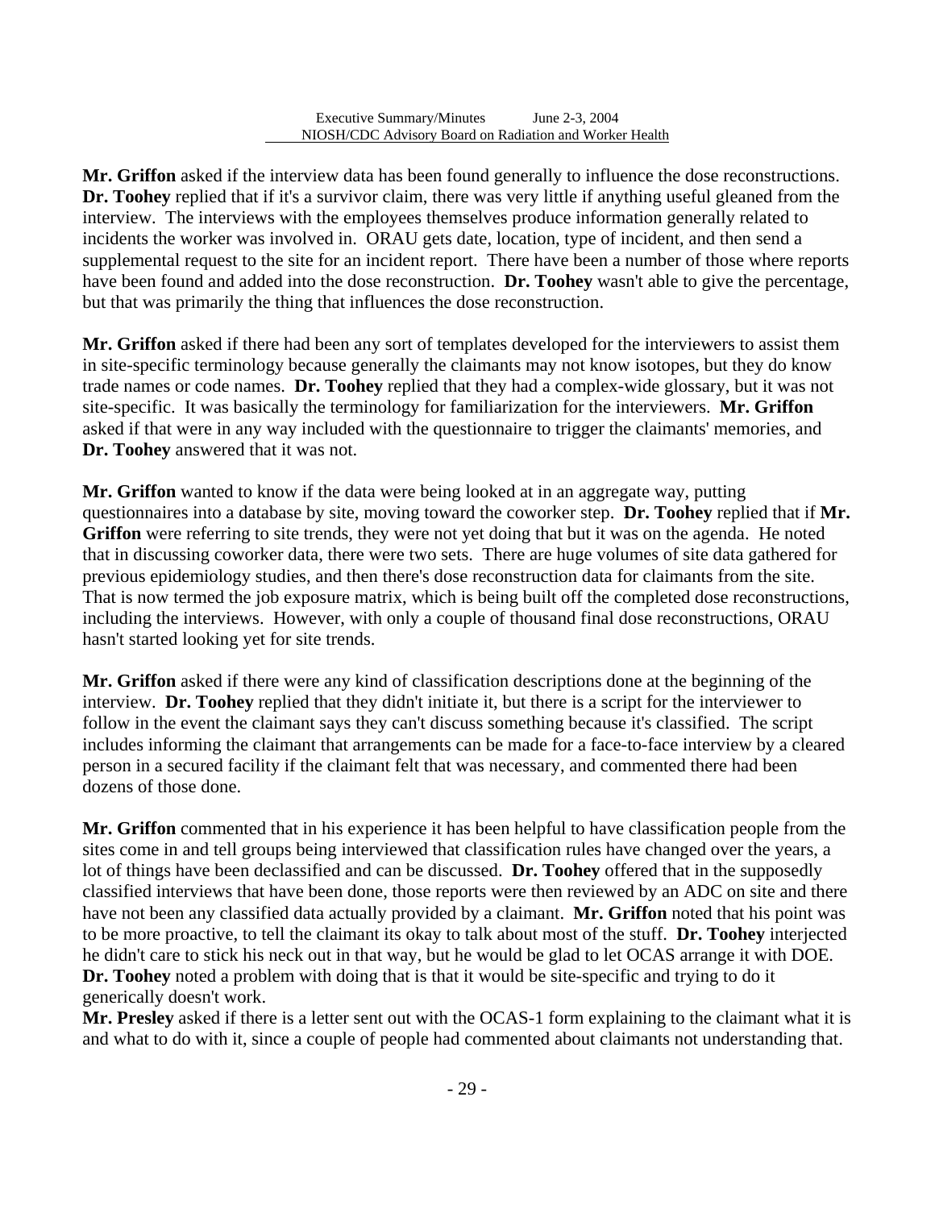**Mr. Griffon** asked if the interview data has been found generally to influence the dose reconstructions. **Dr. Toohey** replied that if it's a survivor claim, there was very little if anything useful gleaned from the interview. The interviews with the employees themselves produce information generally related to incidents the worker was involved in. ORAU gets date, location, type of incident, and then send a supplemental request to the site for an incident report. There have been a number of those where reports have been found and added into the dose reconstruction. **Dr. Toohey** wasn't able to give the percentage, but that was primarily the thing that influences the dose reconstruction.

**Mr. Griffon** asked if there had been any sort of templates developed for the interviewers to assist them in site-specific terminology because generally the claimants may not know isotopes, but they do know trade names or code names. **Dr. Toohey** replied that they had a complex-wide glossary, but it was not site-specific. It was basically the terminology for familiarization for the interviewers. **Mr. Griffon** asked if that were in any way included with the questionnaire to trigger the claimants' memories, and **Dr. Toohey** answered that it was not.

**Mr. Griffon** wanted to know if the data were being looked at in an aggregate way, putting questionnaires into a database by site, moving toward the coworker step. **Dr. Toohey** replied that if **Mr. Griffon** were referring to site trends, they were not yet doing that but it was on the agenda. He noted that in discussing coworker data, there were two sets. There are huge volumes of site data gathered for previous epidemiology studies, and then there's dose reconstruction data for claimants from the site. That is now termed the job exposure matrix, which is being built off the completed dose reconstructions, including the interviews. However, with only a couple of thousand final dose reconstructions, ORAU hasn't started looking yet for site trends.

**Mr. Griffon** asked if there were any kind of classification descriptions done at the beginning of the interview. **Dr. Toohey** replied that they didn't initiate it, but there is a script for the interviewer to follow in the event the claimant says they can't discuss something because it's classified. The script includes informing the claimant that arrangements can be made for a face-to-face interview by a cleared person in a secured facility if the claimant felt that was necessary, and commented there had been dozens of those done.

**Mr. Griffon** commented that in his experience it has been helpful to have classification people from the sites come in and tell groups being interviewed that classification rules have changed over the years, a lot of things have been declassified and can be discussed. **Dr. Toohey** offered that in the supposedly classified interviews that have been done, those reports were then reviewed by an ADC on site and there have not been any classified data actually provided by a claimant. **Mr. Griffon** noted that his point was to be more proactive, to tell the claimant its okay to talk about most of the stuff. **Dr. Toohey** interjected he didn't care to stick his neck out in that way, but he would be glad to let OCAS arrange it with DOE. **Dr. Toohey** noted a problem with doing that is that it would be site-specific and trying to do it generically doesn't work.

**Mr. Presley** asked if there is a letter sent out with the OCAS-1 form explaining to the claimant what it is and what to do with it, since a couple of people had commented about claimants not understanding that.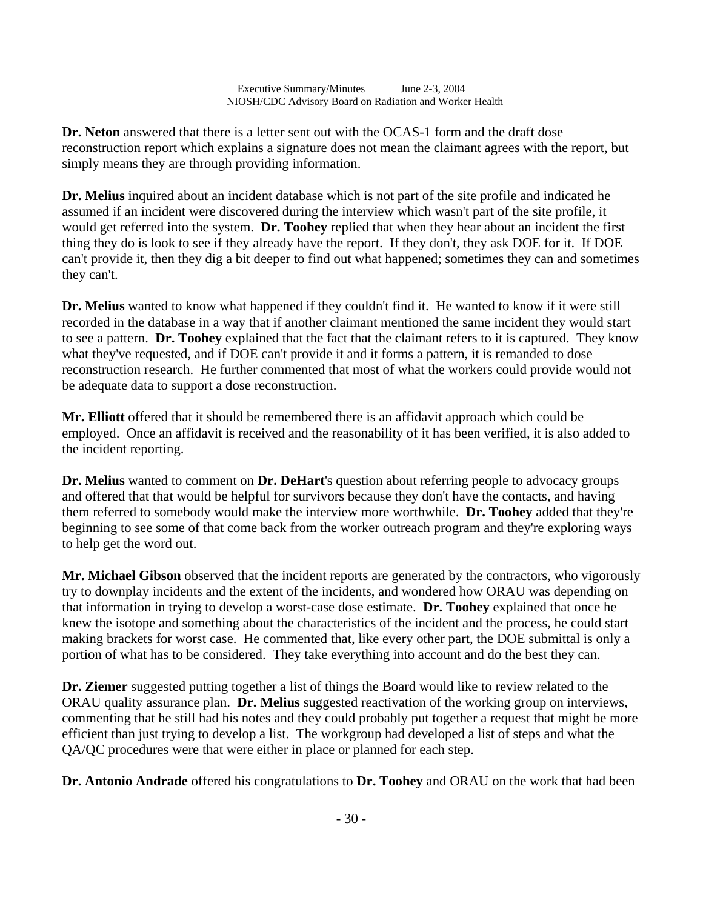**Dr. Neton** answered that there is a letter sent out with the OCAS-1 form and the draft dose reconstruction report which explains a signature does not mean the claimant agrees with the report, but simply means they are through providing information.

**Dr. Melius** inquired about an incident database which is not part of the site profile and indicated he assumed if an incident were discovered during the interview which wasn't part of the site profile, it would get referred into the system. **Dr. Toohey** replied that when they hear about an incident the first thing they do is look to see if they already have the report. If they don't, they ask DOE for it. If DOE can't provide it, then they dig a bit deeper to find out what happened; sometimes they can and sometimes they can't.

**Dr. Melius** wanted to know what happened if they couldn't find it. He wanted to know if it were still recorded in the database in a way that if another claimant mentioned the same incident they would start to see a pattern. **Dr. Toohey** explained that the fact that the claimant refers to it is captured. They know what they've requested, and if DOE can't provide it and it forms a pattern, it is remanded to dose reconstruction research. He further commented that most of what the workers could provide would not be adequate data to support a dose reconstruction.

**Mr. Elliott** offered that it should be remembered there is an affidavit approach which could be employed. Once an affidavit is received and the reasonability of it has been verified, it is also added to the incident reporting.

**Dr. Melius** wanted to comment on **Dr. DeHart**'s question about referring people to advocacy groups and offered that that would be helpful for survivors because they don't have the contacts, and having them referred to somebody would make the interview more worthwhile. **Dr. Toohey** added that they're beginning to see some of that come back from the worker outreach program and they're exploring ways to help get the word out.

**Mr. Michael Gibson** observed that the incident reports are generated by the contractors, who vigorously try to downplay incidents and the extent of the incidents, and wondered how ORAU was depending on that information in trying to develop a worst-case dose estimate. **Dr. Toohey** explained that once he knew the isotope and something about the characteristics of the incident and the process, he could start making brackets for worst case. He commented that, like every other part, the DOE submittal is only a portion of what has to be considered. They take everything into account and do the best they can.

**Dr. Ziemer** suggested putting together a list of things the Board would like to review related to the ORAU quality assurance plan. **Dr. Melius** suggested reactivation of the working group on interviews, commenting that he still had his notes and they could probably put together a request that might be more efficient than just trying to develop a list. The workgroup had developed a list of steps and what the QA/QC procedures were that were either in place or planned for each step.

**Dr. Antonio Andrade** offered his congratulations to **Dr. Toohey** and ORAU on the work that had been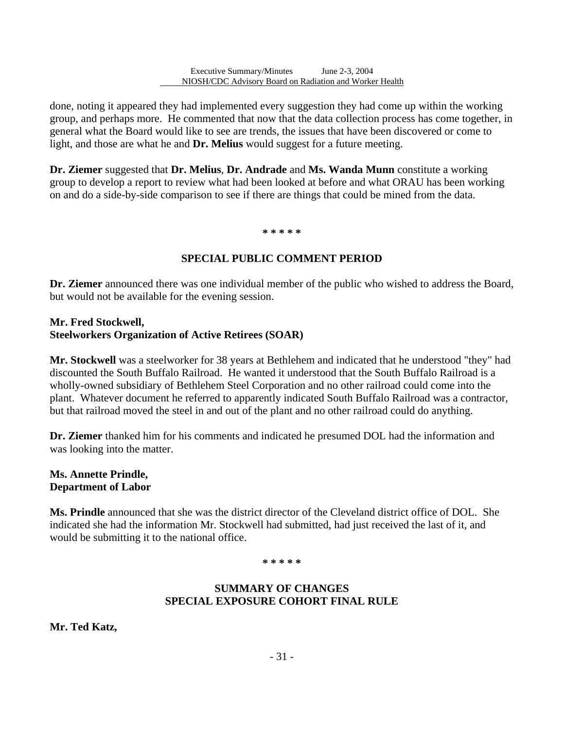done, noting it appeared they had implemented every suggestion they had come up within the working group, and perhaps more. He commented that now that the data collection process has come together, in general what the Board would like to see are trends, the issues that have been discovered or come to light, and those are what he and **Dr. Melius** would suggest for a future meeting.

**Dr. Ziemer** suggested that **Dr. Melius**, **Dr. Andrade** and **Ms. Wanda Munn** constitute a working group to develop a report to review what had been looked at before and what ORAU has been working on and do a side-by-side comparison to see if there are things that could be mined from the data.

**\* \* \* \* \***

## SPECIAL PUBLIC COMMENT PERIOD

**Dr. Ziemer** announced there was one individual member of the public who wished to address the Board, but would not be available for the evening session.

**Mr. Fred Stockwell,**
**Steelworkers Organization of Active Retirees (SOAR)**

**Mr. Stockwell** was a steelworker for 38 years at Bethlehem and indicated that he understood "they" had discounted the South Buffalo Railroad. He wanted it understood that the South Buffalo Railroad is a wholly-owned subsidiary of Bethlehem Steel Corporation and no other railroad could come into the plant. Whatever document he referred to apparently indicated South Buffalo Railroad was a contractor, but that railroad moved the steel in and out of the plant and no other railroad could do anything.

**Dr. Ziemer** thanked him for his comments and indicated he presumed DOL had the information and was looking into the matter.

**Ms. Annette Prindle,**
**Department of Labor**

**Ms. Prindle** announced that she was the district director of the Cleveland district office of DOL. She indicated she had the information Mr. Stockwell had submitted, had just received the last of it, and would be submitting it to the national office.

**\* \* \* \* \***

## SUMMARY OF CHANGES
## SPECIAL EXPOSURE COHORT FINAL RULE

**Mr. Ted Katz,**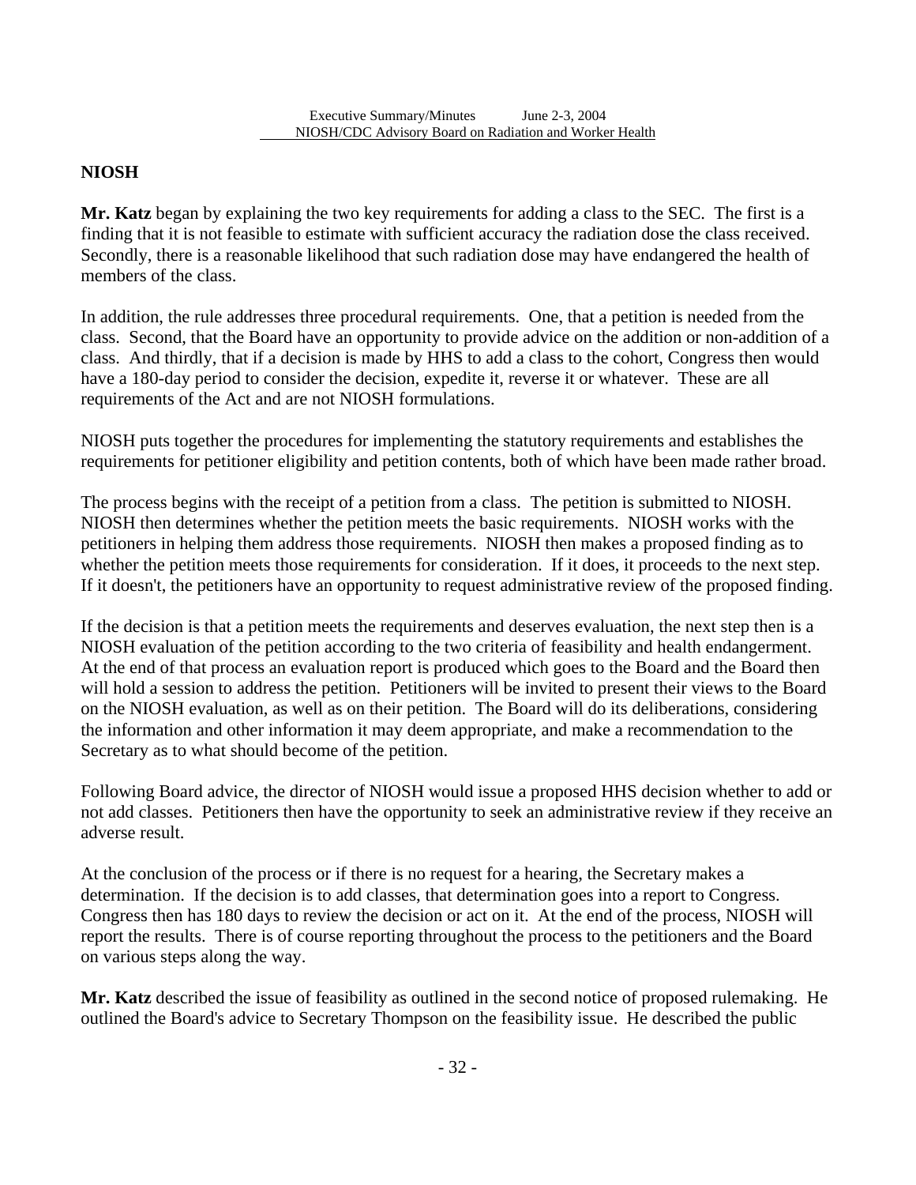## NIOSH

**Mr. Katz** began by explaining the two key requirements for adding a class to the SEC. The first is a finding that it is not feasible to estimate with sufficient accuracy the radiation dose the class received. Secondly, there is a reasonable likelihood that such radiation dose may have endangered the health of members of the class.

In addition, the rule addresses three procedural requirements. One, that a petition is needed from the class. Second, that the Board have an opportunity to provide advice on the addition or non-addition of a class. And thirdly, that if a decision is made by HHS to add a class to the cohort, Congress then would have a 180-day period to consider the decision, expedite it, reverse it or whatever. These are all requirements of the Act and are not NIOSH formulations.

NIOSH puts together the procedures for implementing the statutory requirements and establishes the requirements for petitioner eligibility and petition contents, both of which have been made rather broad.

The process begins with the receipt of a petition from a class. The petition is submitted to NIOSH. NIOSH then determines whether the petition meets the basic requirements. NIOSH works with the petitioners in helping them address those requirements. NIOSH then makes a proposed finding as to whether the petition meets those requirements for consideration. If it does, it proceeds to the next step. If it doesn't, the petitioners have an opportunity to request administrative review of the proposed finding.

If the decision is that a petition meets the requirements and deserves evaluation, the next step then is a NIOSH evaluation of the petition according to the two criteria of feasibility and health endangerment. At the end of that process an evaluation report is produced which goes to the Board and the Board then will hold a session to address the petition. Petitioners will be invited to present their views to the Board on the NIOSH evaluation, as well as on their petition. The Board will do its deliberations, considering the information and other information it may deem appropriate, and make a recommendation to the Secretary as to what should become of the petition.

Following Board advice, the director of NIOSH would issue a proposed HHS decision whether to add or not add classes. Petitioners then have the opportunity to seek an administrative review if they receive an adverse result.

At the conclusion of the process or if there is no request for a hearing, the Secretary makes a determination. If the decision is to add classes, that determination goes into a report to Congress. Congress then has 180 days to review the decision or act on it. At the end of the process, NIOSH will report the results. There is of course reporting throughout the process to the petitioners and the Board on various steps along the way.

**Mr. Katz** described the issue of feasibility as outlined in the second notice of proposed rulemaking. He outlined the Board's advice to Secretary Thompson on the feasibility issue. He described the public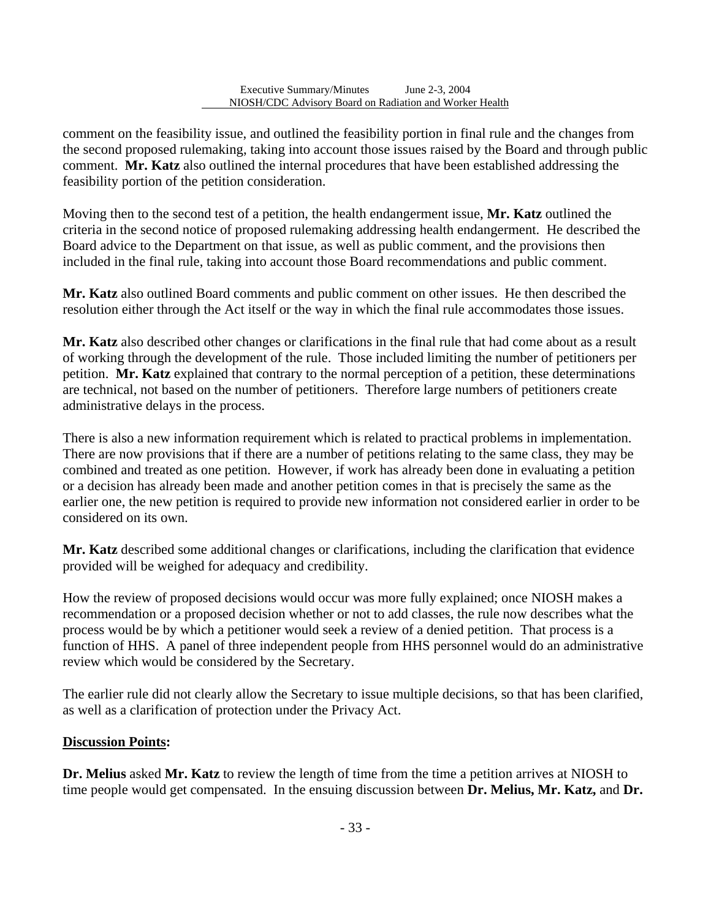comment on the feasibility issue, and outlined the feasibility portion in final rule and the changes from the second proposed rulemaking, taking into account those issues raised by the Board and through public comment. **Mr. Katz** also outlined the internal procedures that have been established addressing the feasibility portion of the petition consideration.

Moving then to the second test of a petition, the health endangerment issue, **Mr. Katz** outlined the criteria in the second notice of proposed rulemaking addressing health endangerment. He described the Board advice to the Department on that issue, as well as public comment, and the provisions then included in the final rule, taking into account those Board recommendations and public comment.

**Mr. Katz** also outlined Board comments and public comment on other issues. He then described the resolution either through the Act itself or the way in which the final rule accommodates those issues.

**Mr. Katz** also described other changes or clarifications in the final rule that had come about as a result of working through the development of the rule. Those included limiting the number of petitioners per petition. **Mr. Katz** explained that contrary to the normal perception of a petition, these determinations are technical, not based on the number of petitioners. Therefore large numbers of petitioners create administrative delays in the process.

There is also a new information requirement which is related to practical problems in implementation. There are now provisions that if there are a number of petitions relating to the same class, they may be combined and treated as one petition. However, if work has already been done in evaluating a petition or a decision has already been made and another petition comes in that is precisely the same as the earlier one, the new petition is required to provide new information not considered earlier in order to be considered on its own.

**Mr. Katz** described some additional changes or clarifications, including the clarification that evidence provided will be weighed for adequacy and credibility.

How the review of proposed decisions would occur was more fully explained; once NIOSH makes a recommendation or a proposed decision whether or not to add classes, the rule now describes what the process would be by which a petitioner would seek a review of a denied petition. That process is a function of HHS. A panel of three independent people from HHS personnel would do an administrative review which would be considered by the Secretary.

The earlier rule did not clearly allow the Secretary to issue multiple decisions, so that has been clarified, as well as a clarification of protection under the Privacy Act.

**Discussion Points:**

**Dr. Melius** asked **Mr. Katz** to review the length of time from the time a petition arrives at NIOSH to time people would get compensated. In the ensuing discussion between **Dr. Melius, Mr. Katz,** and **Dr.**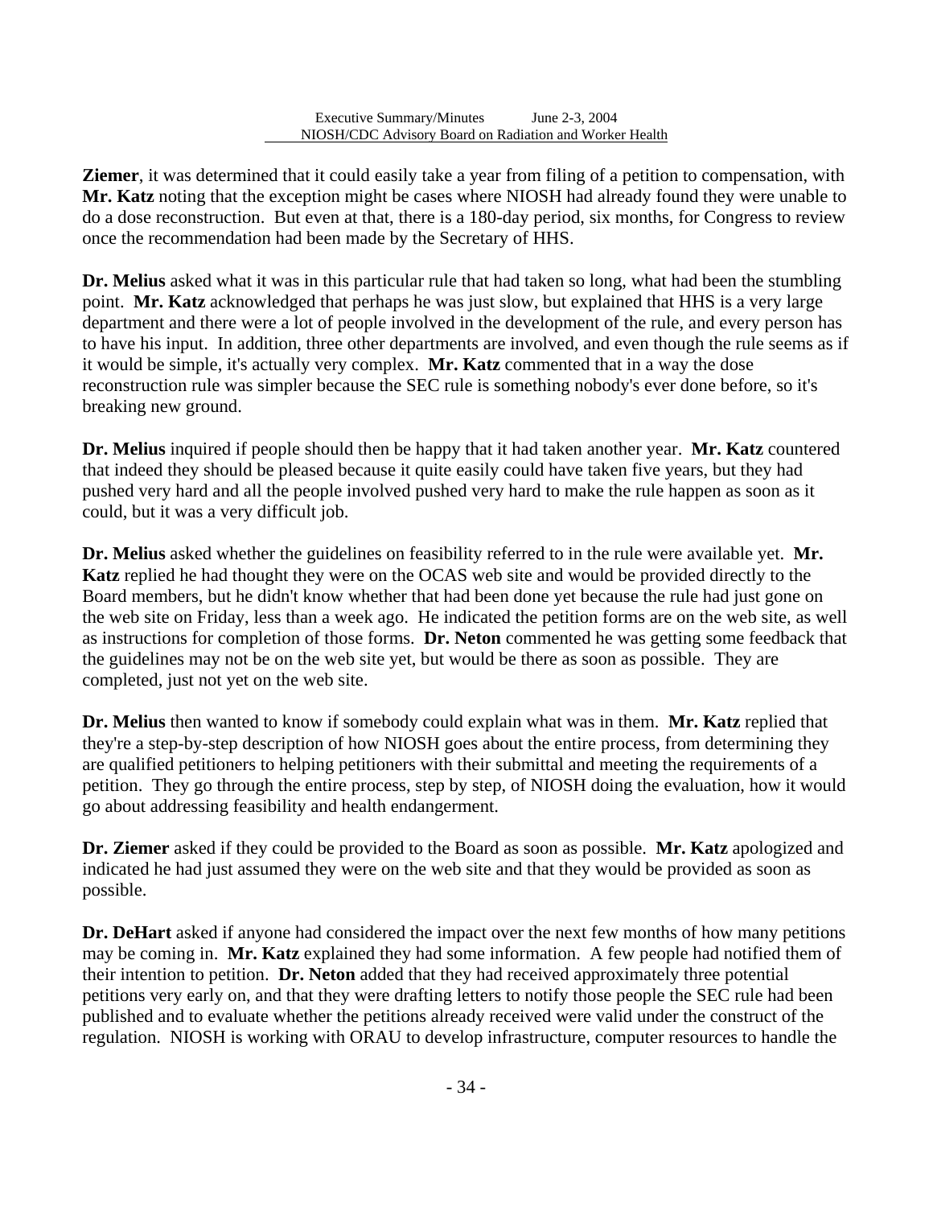**Ziemer**, it was determined that it could easily take a year from filing of a petition to compensation, with **Mr. Katz** noting that the exception might be cases where NIOSH had already found they were unable to do a dose reconstruction. But even at that, there is a 180-day period, six months, for Congress to review once the recommendation had been made by the Secretary of HHS.

**Dr. Melius** asked what it was in this particular rule that had taken so long, what had been the stumbling point. **Mr. Katz** acknowledged that perhaps he was just slow, but explained that HHS is a very large department and there were a lot of people involved in the development of the rule, and every person has to have his input. In addition, three other departments are involved, and even though the rule seems as if it would be simple, it's actually very complex. **Mr. Katz** commented that in a way the dose reconstruction rule was simpler because the SEC rule is something nobody's ever done before, so it's breaking new ground.

**Dr. Melius** inquired if people should then be happy that it had taken another year. **Mr. Katz** countered that indeed they should be pleased because it quite easily could have taken five years, but they had pushed very hard and all the people involved pushed very hard to make the rule happen as soon as it could, but it was a very difficult job.

**Dr. Melius** asked whether the guidelines on feasibility referred to in the rule were available yet. **Mr. Katz** replied he had thought they were on the OCAS web site and would be provided directly to the Board members, but he didn't know whether that had been done yet because the rule had just gone on the web site on Friday, less than a week ago. He indicated the petition forms are on the web site, as well as instructions for completion of those forms. **Dr. Neton** commented he was getting some feedback that the guidelines may not be on the web site yet, but would be there as soon as possible. They are completed, just not yet on the web site.

**Dr. Melius** then wanted to know if somebody could explain what was in them. **Mr. Katz** replied that they're a step-by-step description of how NIOSH goes about the entire process, from determining they are qualified petitioners to helping petitioners with their submittal and meeting the requirements of a petition. They go through the entire process, step by step, of NIOSH doing the evaluation, how it would go about addressing feasibility and health endangerment.

**Dr. Ziemer** asked if they could be provided to the Board as soon as possible. **Mr. Katz** apologized and indicated he had just assumed they were on the web site and that they would be provided as soon as possible.

**Dr. DeHart** asked if anyone had considered the impact over the next few months of how many petitions may be coming in. **Mr. Katz** explained they had some information. A few people had notified them of their intention to petition. **Dr. Neton** added that they had received approximately three potential petitions very early on, and that they were drafting letters to notify those people the SEC rule had been published and to evaluate whether the petitions already received were valid under the construct of the regulation. NIOSH is working with ORAU to develop infrastructure, computer resources to handle the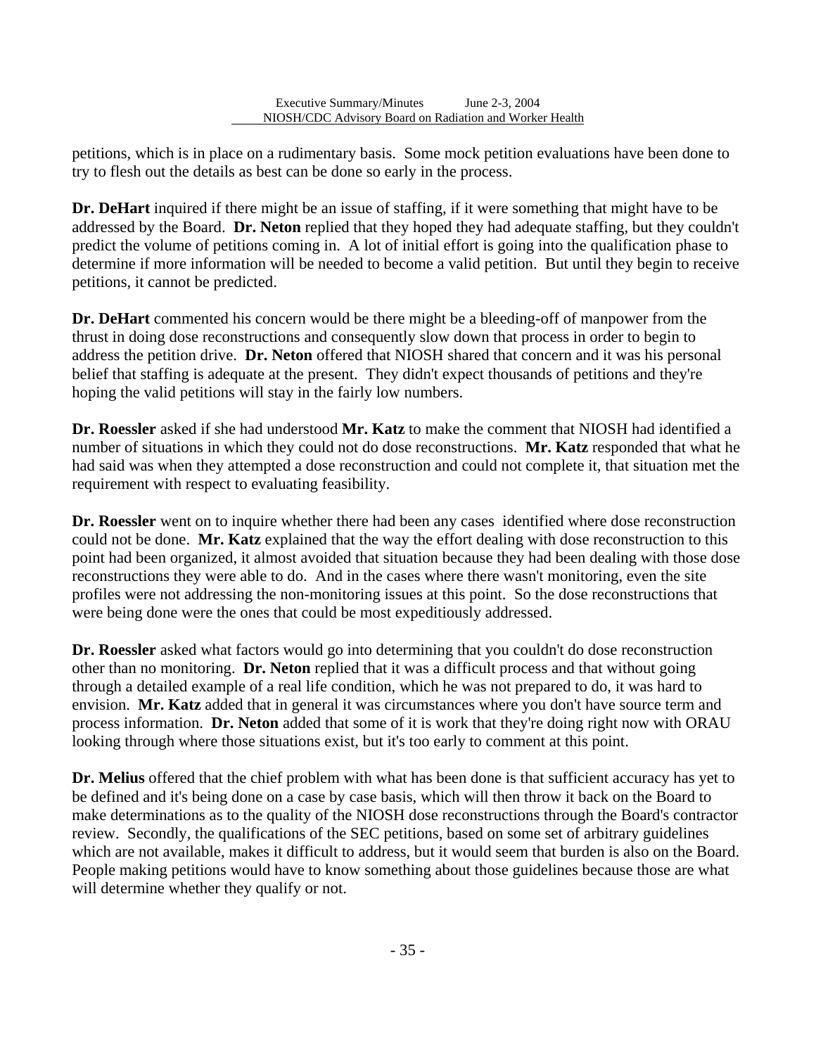petitions, which is in place on a rudimentary basis. Some mock petition evaluations have been done to try to flesh out the details as best can be done so early in the process.

**Dr. DeHart** inquired if there might be an issue of staffing, if it were something that might have to be addressed by the Board. **Dr. Neton** replied that they hoped they had adequate staffing, but they couldn't predict the volume of petitions coming in. A lot of initial effort is going into the qualification phase to determine if more information will be needed to become a valid petition. But until they begin to receive petitions, it cannot be predicted.

**Dr. DeHart** commented his concern would be there might be a bleeding-off of manpower from the thrust in doing dose reconstructions and consequently slow down that process in order to begin to address the petition drive. **Dr. Neton** offered that NIOSH shared that concern and it was his personal belief that staffing is adequate at the present. They didn't expect thousands of petitions and they're hoping the valid petitions will stay in the fairly low numbers.

**Dr. Roessler** asked if she had understood **Mr. Katz** to make the comment that NIOSH had identified a number of situations in which they could not do dose reconstructions. **Mr. Katz** responded that what he had said was when they attempted a dose reconstruction and could not complete it, that situation met the requirement with respect to evaluating feasibility.

**Dr. Roessler** went on to inquire whether there had been any cases identified where dose reconstruction could not be done. **Mr. Katz** explained that the way the effort dealing with dose reconstruction to this point had been organized, it almost avoided that situation because they had been dealing with those dose reconstructions they were able to do. And in the cases where there wasn't monitoring, even the site profiles were not addressing the non-monitoring issues at this point. So the dose reconstructions that were being done were the ones that could be most expeditiously addressed.

**Dr. Roessler** asked what factors would go into determining that you couldn't do dose reconstruction other than no monitoring. **Dr. Neton** replied that it was a difficult process and that without going through a detailed example of a real life condition, which he was not prepared to do, it was hard to envision. **Mr. Katz** added that in general it was circumstances where you don't have source term and process information. **Dr. Neton** added that some of it is work that they're doing right now with ORAU looking through where those situations exist, but it's too early to comment at this point.

**Dr. Melius** offered that the chief problem with what has been done is that sufficient accuracy has yet to be defined and it's being done on a case by case basis, which will then throw it back on the Board to make determinations as to the quality of the NIOSH dose reconstructions through the Board's contractor review. Secondly, the qualifications of the SEC petitions, based on some set of arbitrary guidelines which are not available, makes it difficult to address, but it would seem that burden is also on the Board. People making petitions would have to know something about those guidelines because those are what will determine whether they qualify or not.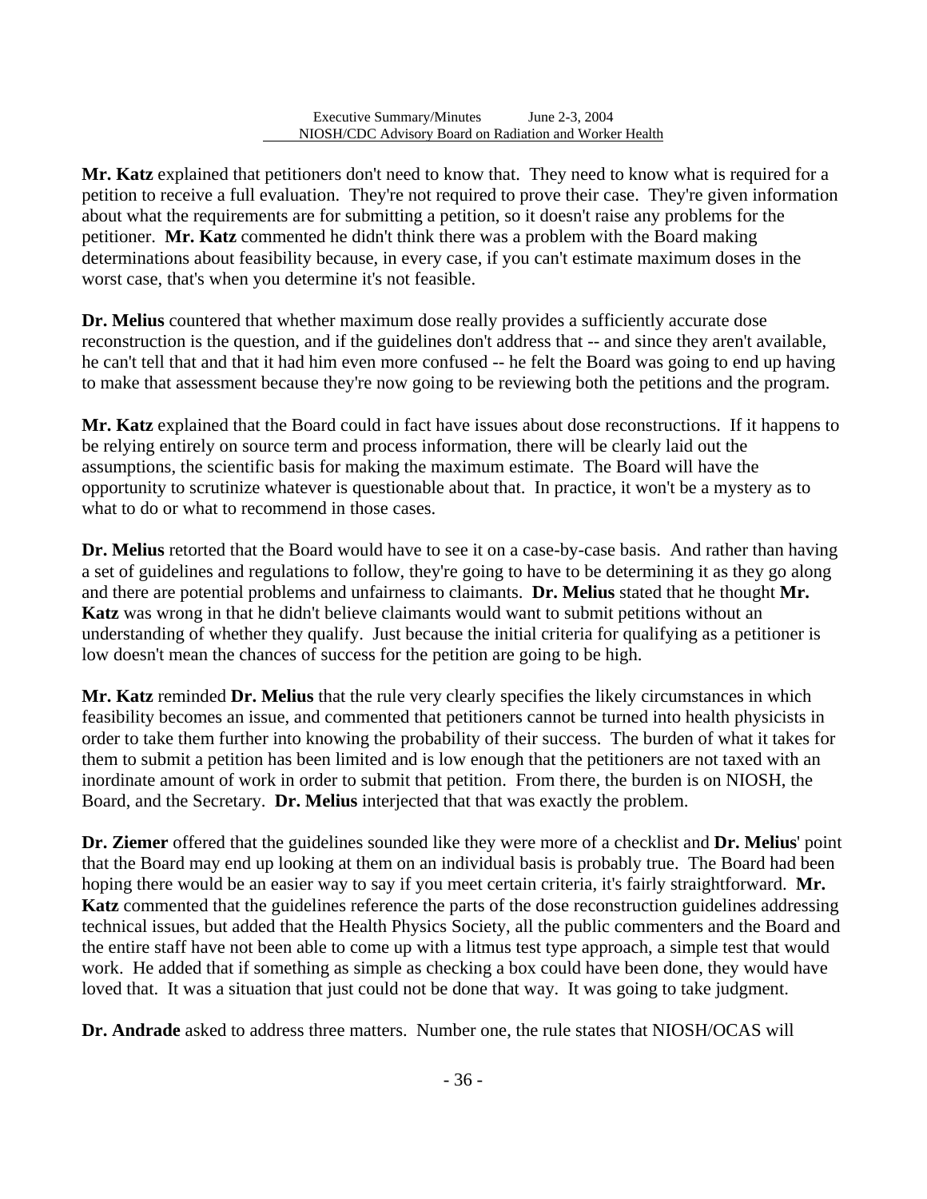**Mr. Katz** explained that petitioners don't need to know that. They need to know what is required for a petition to receive a full evaluation. They're not required to prove their case. They're given information about what the requirements are for submitting a petition, so it doesn't raise any problems for the petitioner. **Mr. Katz** commented he didn't think there was a problem with the Board making determinations about feasibility because, in every case, if you can't estimate maximum doses in the worst case, that's when you determine it's not feasible.

**Dr. Melius** countered that whether maximum dose really provides a sufficiently accurate dose reconstruction is the question, and if the guidelines don't address that -- and since they aren't available, he can't tell that and that it had him even more confused -- he felt the Board was going to end up having to make that assessment because they're now going to be reviewing both the petitions and the program.

**Mr. Katz** explained that the Board could in fact have issues about dose reconstructions. If it happens to be relying entirely on source term and process information, there will be clearly laid out the assumptions, the scientific basis for making the maximum estimate. The Board will have the opportunity to scrutinize whatever is questionable about that. In practice, it won't be a mystery as to what to do or what to recommend in those cases.

**Dr. Melius** retorted that the Board would have to see it on a case-by-case basis. And rather than having a set of guidelines and regulations to follow, they're going to have to be determining it as they go along and there are potential problems and unfairness to claimants. **Dr. Melius** stated that he thought **Mr. Katz** was wrong in that he didn't believe claimants would want to submit petitions without an understanding of whether they qualify. Just because the initial criteria for qualifying as a petitioner is low doesn't mean the chances of success for the petition are going to be high.

**Mr. Katz** reminded **Dr. Melius** that the rule very clearly specifies the likely circumstances in which feasibility becomes an issue, and commented that petitioners cannot be turned into health physicists in order to take them further into knowing the probability of their success. The burden of what it takes for them to submit a petition has been limited and is low enough that the petitioners are not taxed with an inordinate amount of work in order to submit that petition. From there, the burden is on NIOSH, the Board, and the Secretary. **Dr. Melius** interjected that that was exactly the problem.

**Dr. Ziemer** offered that the guidelines sounded like they were more of a checklist and **Dr. Melius**' point that the Board may end up looking at them on an individual basis is probably true. The Board had been hoping there would be an easier way to say if you meet certain criteria, it's fairly straightforward. **Mr. Katz** commented that the guidelines reference the parts of the dose reconstruction guidelines addressing technical issues, but added that the Health Physics Society, all the public commenters and the Board and the entire staff have not been able to come up with a litmus test type approach, a simple test that would work. He added that if something as simple as checking a box could have been done, they would have loved that. It was a situation that just could not be done that way. It was going to take judgment.

**Dr. Andrade** asked to address three matters. Number one, the rule states that NIOSH/OCAS will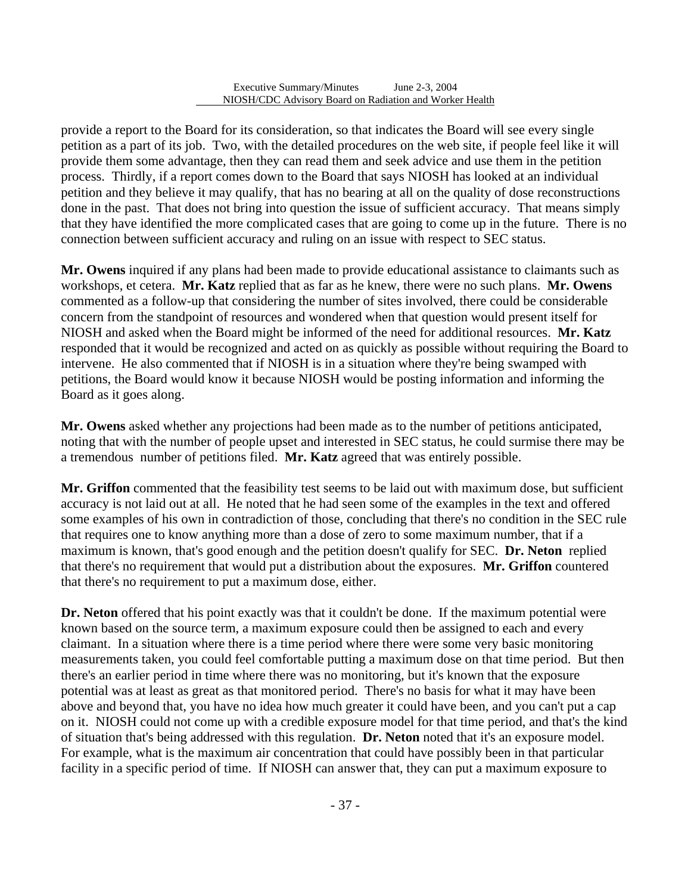provide a report to the Board for its consideration, so that indicates the Board will see every single petition as a part of its job. Two, with the detailed procedures on the web site, if people feel like it will provide them some advantage, then they can read them and seek advice and use them in the petition process. Thirdly, if a report comes down to the Board that says NIOSH has looked at an individual petition and they believe it may qualify, that has no bearing at all on the quality of dose reconstructions done in the past. That does not bring into question the issue of sufficient accuracy. That means simply that they have identified the more complicated cases that are going to come up in the future. There is no connection between sufficient accuracy and ruling on an issue with respect to SEC status.

**Mr. Owens** inquired if any plans had been made to provide educational assistance to claimants such as workshops, et cetera. **Mr. Katz** replied that as far as he knew, there were no such plans. **Mr. Owens** commented as a follow-up that considering the number of sites involved, there could be considerable concern from the standpoint of resources and wondered when that question would present itself for NIOSH and asked when the Board might be informed of the need for additional resources. **Mr. Katz** responded that it would be recognized and acted on as quickly as possible without requiring the Board to intervene. He also commented that if NIOSH is in a situation where they're being swamped with petitions, the Board would know it because NIOSH would be posting information and informing the Board as it goes along.

**Mr. Owens** asked whether any projections had been made as to the number of petitions anticipated, noting that with the number of people upset and interested in SEC status, he could surmise there may be a tremendous number of petitions filed. **Mr. Katz** agreed that was entirely possible.

**Mr. Griffon** commented that the feasibility test seems to be laid out with maximum dose, but sufficient accuracy is not laid out at all. He noted that he had seen some of the examples in the text and offered some examples of his own in contradiction of those, concluding that there's no condition in the SEC rule that requires one to know anything more than a dose of zero to some maximum number, that if a maximum is known, that's good enough and the petition doesn't qualify for SEC. **Dr. Neton** replied that there's no requirement that would put a distribution about the exposures. **Mr. Griffon** countered that there's no requirement to put a maximum dose, either.

**Dr. Neton** offered that his point exactly was that it couldn't be done. If the maximum potential were known based on the source term, a maximum exposure could then be assigned to each and every claimant. In a situation where there is a time period where there were some very basic monitoring measurements taken, you could feel comfortable putting a maximum dose on that time period. But then there's an earlier period in time where there was no monitoring, but it's known that the exposure potential was at least as great as that monitored period. There's no basis for what it may have been above and beyond that, you have no idea how much greater it could have been, and you can't put a cap on it. NIOSH could not come up with a credible exposure model for that time period, and that's the kind of situation that's being addressed with this regulation. **Dr. Neton** noted that it's an exposure model. For example, what is the maximum air concentration that could have possibly been in that particular facility in a specific period of time. If NIOSH can answer that, they can put a maximum exposure to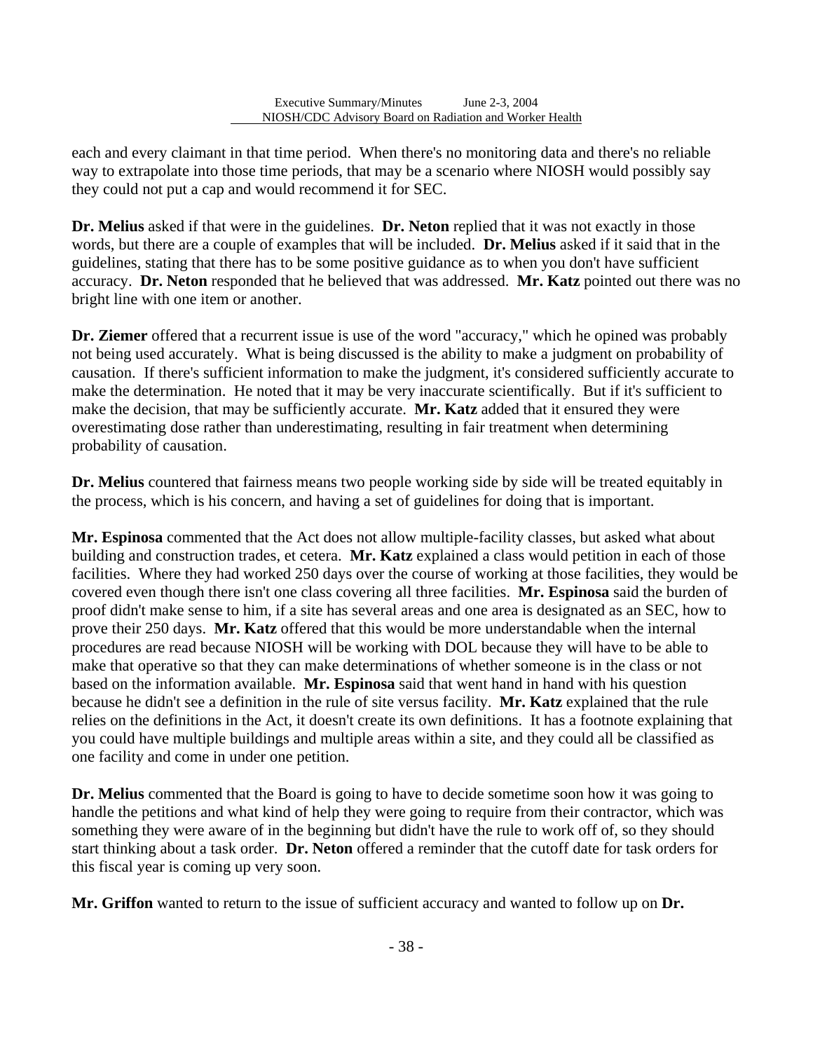each and every claimant in that time period. When there's no monitoring data and there's no reliable way to extrapolate into those time periods, that may be a scenario where NIOSH would possibly say they could not put a cap and would recommend it for SEC.

**Dr. Melius** asked if that were in the guidelines. **Dr. Neton** replied that it was not exactly in those words, but there are a couple of examples that will be included. **Dr. Melius** asked if it said that in the guidelines, stating that there has to be some positive guidance as to when you don't have sufficient accuracy. **Dr. Neton** responded that he believed that was addressed. **Mr. Katz** pointed out there was no bright line with one item or another.

**Dr. Ziemer** offered that a recurrent issue is use of the word "accuracy," which he opined was probably not being used accurately. What is being discussed is the ability to make a judgment on probability of causation. If there's sufficient information to make the judgment, it's considered sufficiently accurate to make the determination. He noted that it may be very inaccurate scientifically. But if it's sufficient to make the decision, that may be sufficiently accurate. **Mr. Katz** added that it ensured they were overestimating dose rather than underestimating, resulting in fair treatment when determining probability of causation.

**Dr. Melius** countered that fairness means two people working side by side will be treated equitably in the process, which is his concern, and having a set of guidelines for doing that is important.

**Mr. Espinosa** commented that the Act does not allow multiple-facility classes, but asked what about building and construction trades, et cetera. **Mr. Katz** explained a class would petition in each of those facilities. Where they had worked 250 days over the course of working at those facilities, they would be covered even though there isn't one class covering all three facilities. **Mr. Espinosa** said the burden of proof didn't make sense to him, if a site has several areas and one area is designated as an SEC, how to prove their 250 days. **Mr. Katz** offered that this would be more understandable when the internal procedures are read because NIOSH will be working with DOL because they will have to be able to make that operative so that they can make determinations of whether someone is in the class or not based on the information available. **Mr. Espinosa** said that went hand in hand with his question because he didn't see a definition in the rule of site versus facility. **Mr. Katz** explained that the rule relies on the definitions in the Act, it doesn't create its own definitions. It has a footnote explaining that you could have multiple buildings and multiple areas within a site, and they could all be classified as one facility and come in under one petition.

**Dr. Melius** commented that the Board is going to have to decide sometime soon how it was going to handle the petitions and what kind of help they were going to require from their contractor, which was something they were aware of in the beginning but didn't have the rule to work off of, so they should start thinking about a task order. **Dr. Neton** offered a reminder that the cutoff date for task orders for this fiscal year is coming up very soon.

**Mr. Griffon** wanted to return to the issue of sufficient accuracy and wanted to follow up on **Dr.**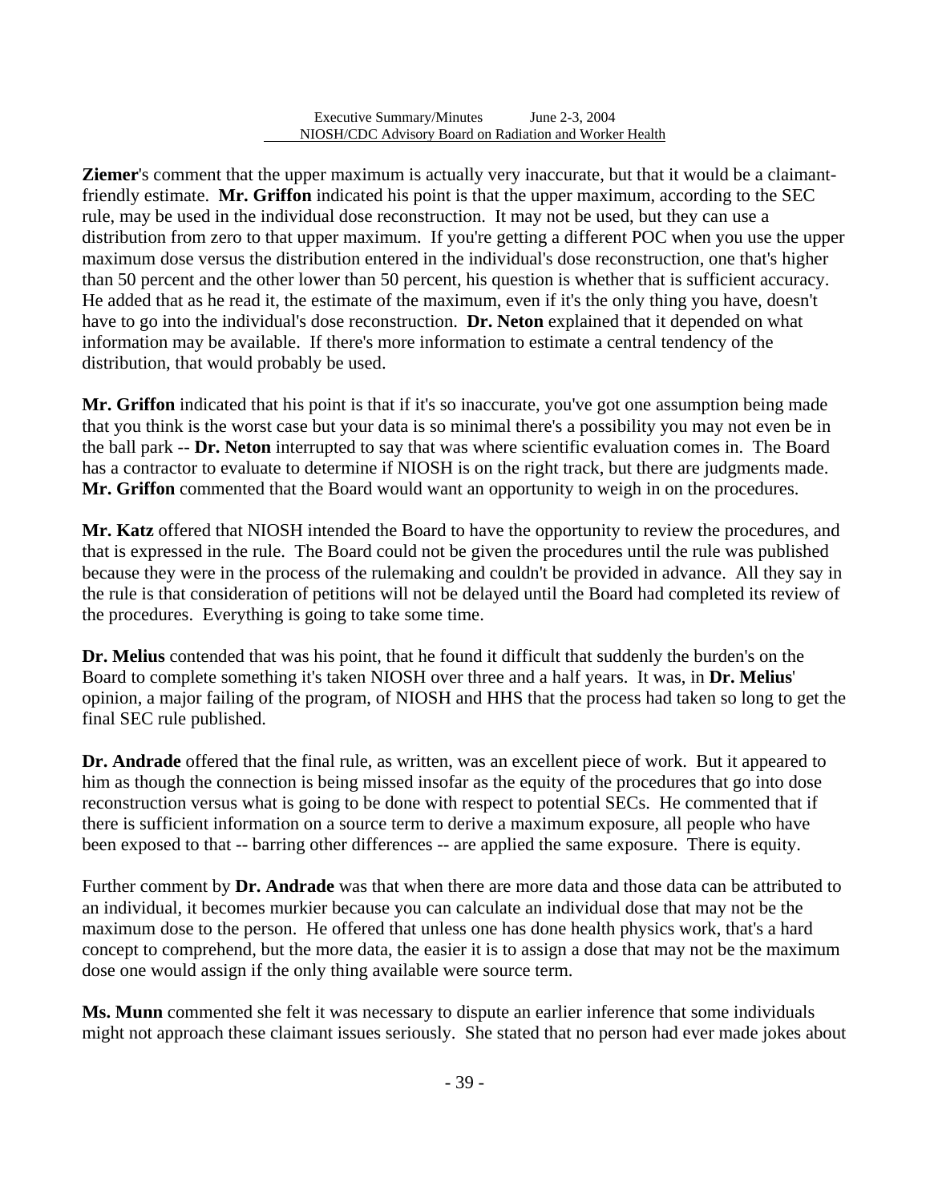**Ziemer**'s comment that the upper maximum is actually very inaccurate, but that it would be a claimant-friendly estimate. **Mr. Griffon** indicated his point is that the upper maximum, according to the SEC rule, may be used in the individual dose reconstruction. It may not be used, but they can use a distribution from zero to that upper maximum. If you're getting a different POC when you use the upper maximum dose versus the distribution entered in the individual's dose reconstruction, one that's higher than 50 percent and the other lower than 50 percent, his question is whether that is sufficient accuracy. He added that as he read it, the estimate of the maximum, even if it's the only thing you have, doesn't have to go into the individual's dose reconstruction. **Dr. Neton** explained that it depended on what information may be available. If there's more information to estimate a central tendency of the distribution, that would probably be used.

**Mr. Griffon** indicated that his point is that if it's so inaccurate, you've got one assumption being made that you think is the worst case but your data is so minimal there's a possibility you may not even be in the ball park -- **Dr. Neton** interrupted to say that was where scientific evaluation comes in. The Board has a contractor to evaluate to determine if NIOSH is on the right track, but there are judgments made. **Mr. Griffon** commented that the Board would want an opportunity to weigh in on the procedures.

**Mr. Katz** offered that NIOSH intended the Board to have the opportunity to review the procedures, and that is expressed in the rule. The Board could not be given the procedures until the rule was published because they were in the process of the rulemaking and couldn't be provided in advance. All they say in the rule is that consideration of petitions will not be delayed until the Board had completed its review of the procedures. Everything is going to take some time.

**Dr. Melius** contended that was his point, that he found it difficult that suddenly the burden's on the Board to complete something it's taken NIOSH over three and a half years. It was, in **Dr. Melius**' opinion, a major failing of the program, of NIOSH and HHS that the process had taken so long to get the final SEC rule published.

**Dr. Andrade** offered that the final rule, as written, was an excellent piece of work. But it appeared to him as though the connection is being missed insofar as the equity of the procedures that go into dose reconstruction versus what is going to be done with respect to potential SECs. He commented that if there is sufficient information on a source term to derive a maximum exposure, all people who have been exposed to that -- barring other differences -- are applied the same exposure. There is equity.

Further comment by **Dr. Andrade** was that when there are more data and those data can be attributed to an individual, it becomes murkier because you can calculate an individual dose that may not be the maximum dose to the person. He offered that unless one has done health physics work, that's a hard concept to comprehend, but the more data, the easier it is to assign a dose that may not be the maximum dose one would assign if the only thing available were source term.

**Ms. Munn** commented she felt it was necessary to dispute an earlier inference that some individuals might not approach these claimant issues seriously. She stated that no person had ever made jokes about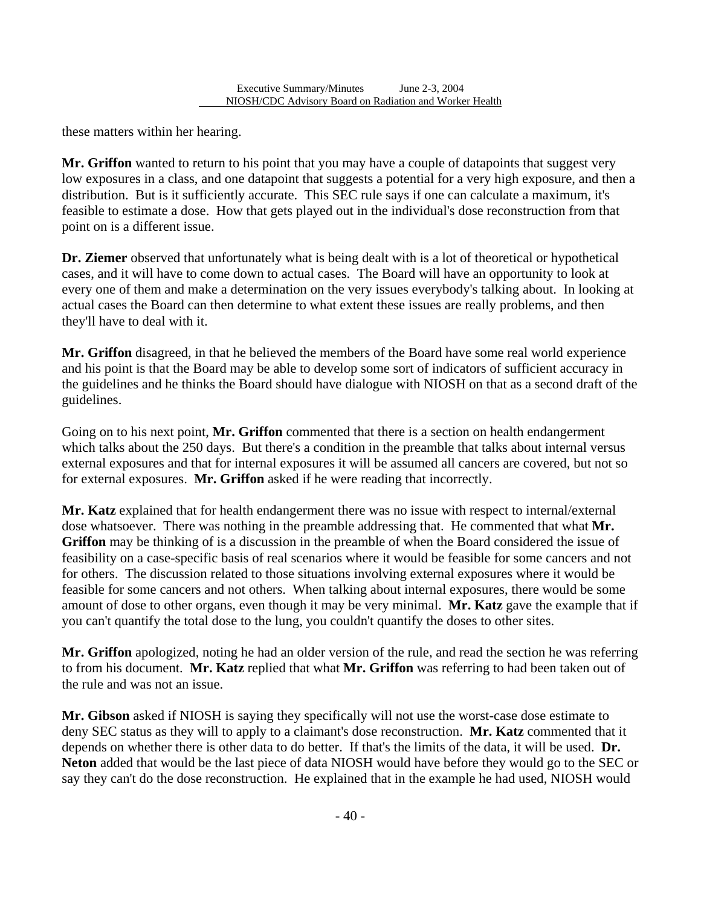these matters within her hearing.

**Mr. Griffon** wanted to return to his point that you may have a couple of datapoints that suggest very low exposures in a class, and one datapoint that suggests a potential for a very high exposure, and then a distribution. But is it sufficiently accurate. This SEC rule says if one can calculate a maximum, it's feasible to estimate a dose. How that gets played out in the individual's dose reconstruction from that point on is a different issue.

**Dr. Ziemer** observed that unfortunately what is being dealt with is a lot of theoretical or hypothetical cases, and it will have to come down to actual cases. The Board will have an opportunity to look at every one of them and make a determination on the very issues everybody's talking about. In looking at actual cases the Board can then determine to what extent these issues are really problems, and then they'll have to deal with it.

**Mr. Griffon** disagreed, in that he believed the members of the Board have some real world experience and his point is that the Board may be able to develop some sort of indicators of sufficient accuracy in the guidelines and he thinks the Board should have dialogue with NIOSH on that as a second draft of the guidelines.

Going on to his next point, **Mr. Griffon** commented that there is a section on health endangerment which talks about the 250 days. But there's a condition in the preamble that talks about internal versus external exposures and that for internal exposures it will be assumed all cancers are covered, but not so for external exposures. **Mr. Griffon** asked if he were reading that incorrectly.

**Mr. Katz** explained that for health endangerment there was no issue with respect to internal/external dose whatsoever. There was nothing in the preamble addressing that. He commented that what **Mr. Griffon** may be thinking of is a discussion in the preamble of when the Board considered the issue of feasibility on a case-specific basis of real scenarios where it would be feasible for some cancers and not for others. The discussion related to those situations involving external exposures where it would be feasible for some cancers and not others. When talking about internal exposures, there would be some amount of dose to other organs, even though it may be very minimal. **Mr. Katz** gave the example that if you can't quantify the total dose to the lung, you couldn't quantify the doses to other sites.

**Mr. Griffon** apologized, noting he had an older version of the rule, and read the section he was referring to from his document. **Mr. Katz** replied that what **Mr. Griffon** was referring to had been taken out of the rule and was not an issue.

**Mr. Gibson** asked if NIOSH is saying they specifically will not use the worst-case dose estimate to deny SEC status as they will to apply to a claimant's dose reconstruction. **Mr. Katz** commented that it depends on whether there is other data to do better. If that's the limits of the data, it will be used. **Dr. Neton** added that would be the last piece of data NIOSH would have before they would go to the SEC or say they can't do the dose reconstruction. He explained that in the example he had used, NIOSH would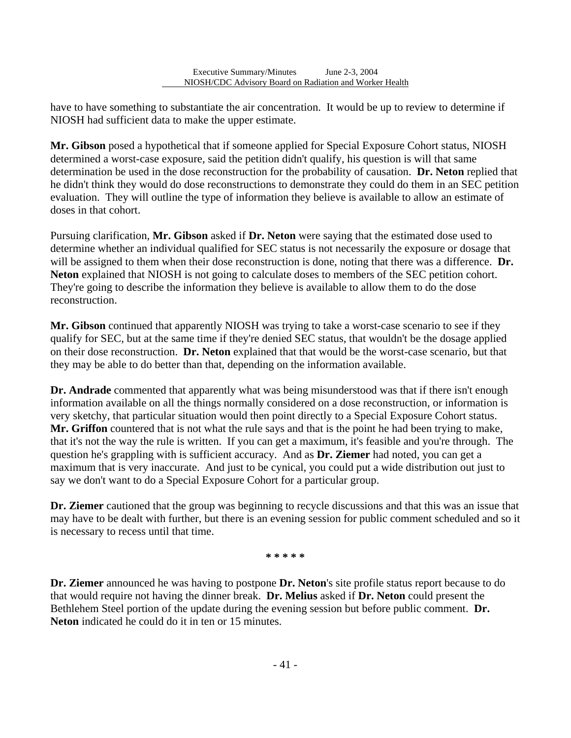have to have something to substantiate the air concentration. It would be up to review to determine if NIOSH had sufficient data to make the upper estimate.

**Mr. Gibson** posed a hypothetical that if someone applied for Special Exposure Cohort status, NIOSH determined a worst-case exposure, said the petition didn't qualify, his question is will that same determination be used in the dose reconstruction for the probability of causation. **Dr. Neton** replied that he didn't think they would do dose reconstructions to demonstrate they could do them in an SEC petition evaluation. They will outline the type of information they believe is available to allow an estimate of doses in that cohort.

Pursuing clarification, **Mr. Gibson** asked if **Dr. Neton** were saying that the estimated dose used to determine whether an individual qualified for SEC status is not necessarily the exposure or dosage that will be assigned to them when their dose reconstruction is done, noting that there was a difference. **Dr. Neton** explained that NIOSH is not going to calculate doses to members of the SEC petition cohort. They're going to describe the information they believe is available to allow them to do the dose reconstruction.

**Mr. Gibson** continued that apparently NIOSH was trying to take a worst-case scenario to see if they qualify for SEC, but at the same time if they're denied SEC status, that wouldn't be the dosage applied on their dose reconstruction. **Dr. Neton** explained that that would be the worst-case scenario, but that they may be able to do better than that, depending on the information available.

**Dr. Andrade** commented that apparently what was being misunderstood was that if there isn't enough information available on all the things normally considered on a dose reconstruction, or information is very sketchy, that particular situation would then point directly to a Special Exposure Cohort status. **Mr. Griffon** countered that is not what the rule says and that is the point he had been trying to make, that it's not the way the rule is written. If you can get a maximum, it's feasible and you're through. The question he's grappling with is sufficient accuracy. And as **Dr. Ziemer** had noted, you can get a maximum that is very inaccurate. And just to be cynical, you could put a wide distribution out just to say we don't want to do a Special Exposure Cohort for a particular group.

**Dr. Ziemer** cautioned that the group was beginning to recycle discussions and that this was an issue that may have to be dealt with further, but there is an evening session for public comment scheduled and so it is necessary to recess until that time.

**\* \* \* \* \***

**Dr. Ziemer** announced he was having to postpone **Dr. Neton**'s site profile status report because to do that would require not having the dinner break. **Dr. Melius** asked if **Dr. Neton** could present the Bethlehem Steel portion of the update during the evening session but before public comment. **Dr. Neton** indicated he could do it in ten or 15 minutes.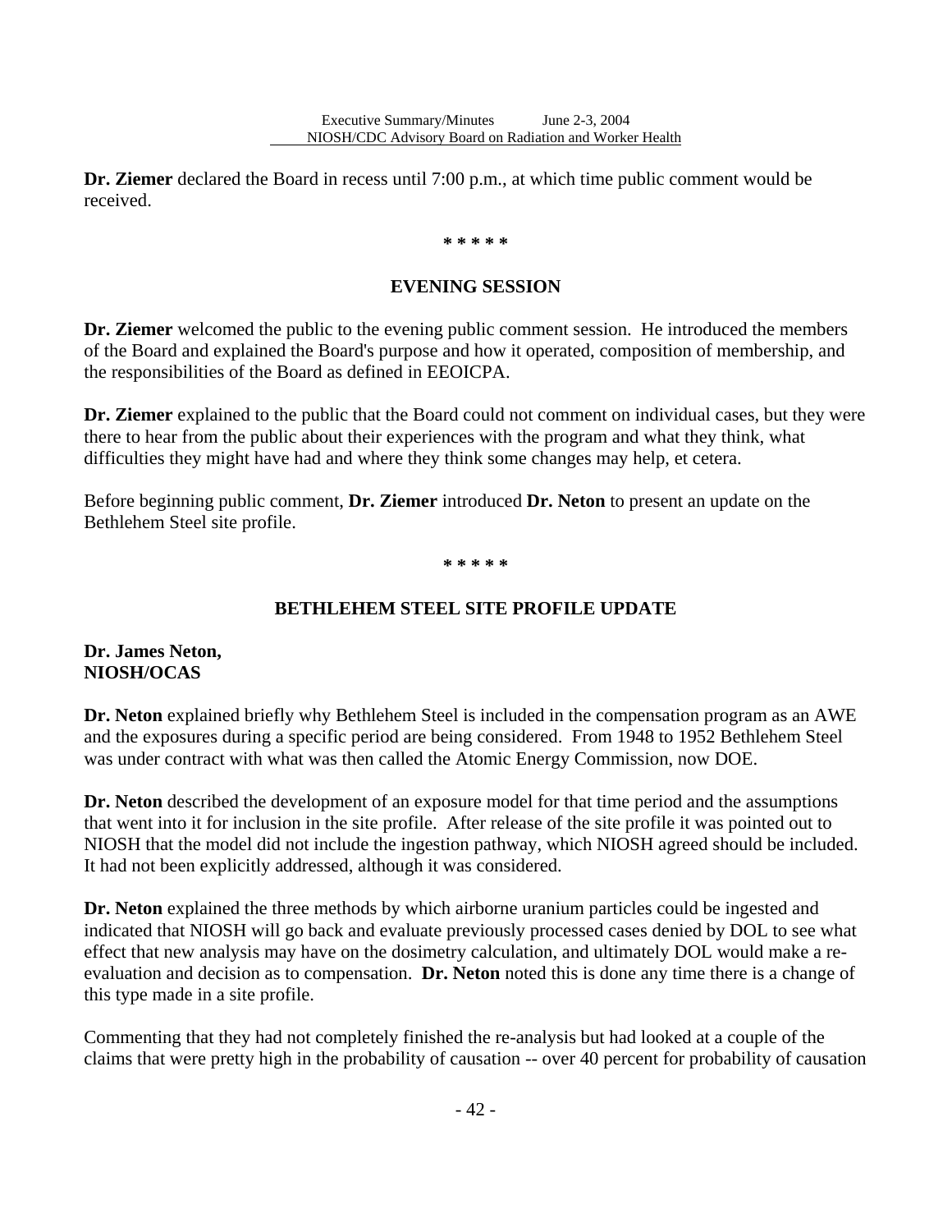**Dr. Ziemer** declared the Board in recess until 7:00 p.m., at which time public comment would be received.

\* \* \* \* \*

## EVENING SESSION

**Dr. Ziemer** welcomed the public to the evening public comment session. He introduced the members of the Board and explained the Board's purpose and how it operated, composition of membership, and the responsibilities of the Board as defined in EEOICPA.

**Dr. Ziemer** explained to the public that the Board could not comment on individual cases, but they were there to hear from the public about their experiences with the program and what they think, what difficulties they might have had and where they think some changes may help, et cetera.

Before beginning public comment, **Dr. Ziemer** introduced **Dr. Neton** to present an update on the Bethlehem Steel site profile.

\* \* \* \* \*

## BETHLEHEM STEEL SITE PROFILE UPDATE

**Dr. James Neton,**
**NIOSH/OCAS**

**Dr. Neton** explained briefly why Bethlehem Steel is included in the compensation program as an AWE and the exposures during a specific period are being considered. From 1948 to 1952 Bethlehem Steel was under contract with what was then called the Atomic Energy Commission, now DOE.

**Dr. Neton** described the development of an exposure model for that time period and the assumptions that went into it for inclusion in the site profile. After release of the site profile it was pointed out to NIOSH that the model did not include the ingestion pathway, which NIOSH agreed should be included. It had not been explicitly addressed, although it was considered.

**Dr. Neton** explained the three methods by which airborne uranium particles could be ingested and indicated that NIOSH will go back and evaluate previously processed cases denied by DOL to see what effect that new analysis may have on the dosimetry calculation, and ultimately DOL would make a re-evaluation and decision as to compensation. **Dr. Neton** noted this is done any time there is a change of this type made in a site profile.

Commenting that they had not completely finished the re-analysis but had looked at a couple of the claims that were pretty high in the probability of causation -- over 40 percent for probability of causation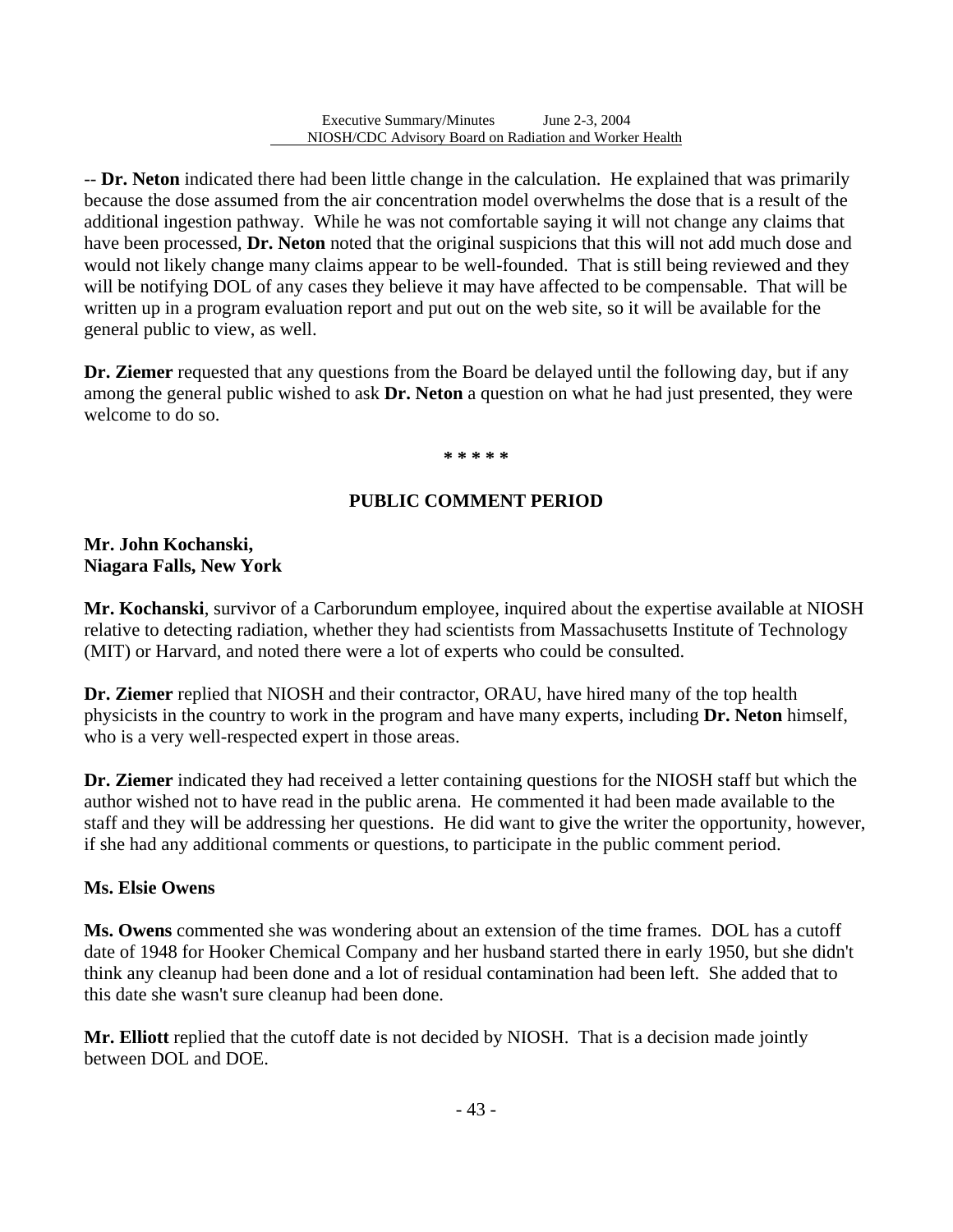-- **Dr. Neton** indicated there had been little change in the calculation. He explained that was primarily because the dose assumed from the air concentration model overwhelms the dose that is a result of the additional ingestion pathway. While he was not comfortable saying it will not change any claims that have been processed, **Dr. Neton** noted that the original suspicions that this will not add much dose and would not likely change many claims appear to be well-founded. That is still being reviewed and they will be notifying DOL of any cases they believe it may have affected to be compensable. That will be written up in a program evaluation report and put out on the web site, so it will be available for the general public to view, as well.

**Dr. Ziemer** requested that any questions from the Board be delayed until the following day, but if any among the general public wished to ask **Dr. Neton** a question on what he had just presented, they were welcome to do so.

**\* \* \* \* \***

## PUBLIC COMMENT PERIOD

**Mr. John Kochanski,**
**Niagara Falls, New York**

**Mr. Kochanski**, survivor of a Carborundum employee, inquired about the expertise available at NIOSH relative to detecting radiation, whether they had scientists from Massachusetts Institute of Technology (MIT) or Harvard, and noted there were a lot of experts who could be consulted.

**Dr. Ziemer** replied that NIOSH and their contractor, ORAU, have hired many of the top health physicists in the country to work in the program and have many experts, including **Dr. Neton** himself, who is a very well-respected expert in those areas.

**Dr. Ziemer** indicated they had received a letter containing questions for the NIOSH staff but which the author wished not to have read in the public arena. He commented it had been made available to the staff and they will be addressing her questions. He did want to give the writer the opportunity, however, if she had any additional comments or questions, to participate in the public comment period.

**Ms. Elsie Owens**

**Ms. Owens** commented she was wondering about an extension of the time frames. DOL has a cutoff date of 1948 for Hooker Chemical Company and her husband started there in early 1950, but she didn't think any cleanup had been done and a lot of residual contamination had been left. She added that to this date she wasn't sure cleanup had been done.

**Mr. Elliott** replied that the cutoff date is not decided by NIOSH. That is a decision made jointly between DOL and DOE.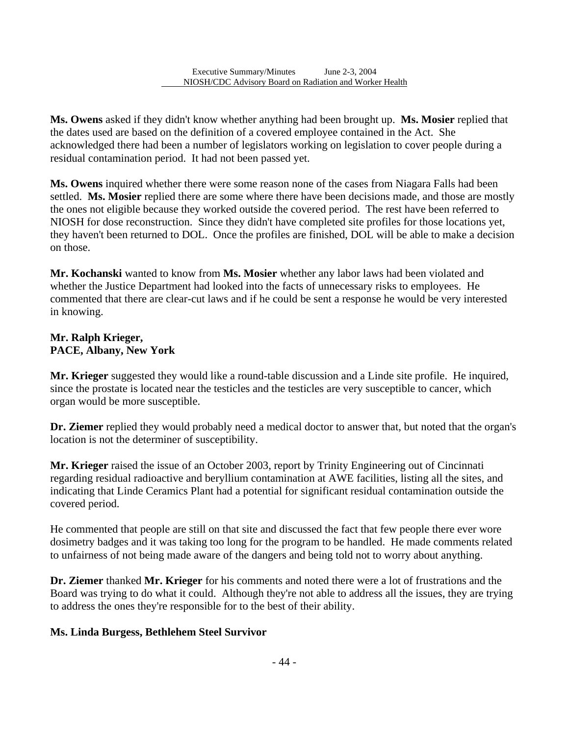**Ms. Owens** asked if they didn't know whether anything had been brought up. **Ms. Mosier** replied that the dates used are based on the definition of a covered employee contained in the Act. She acknowledged there had been a number of legislators working on legislation to cover people during a residual contamination period. It had not been passed yet.

**Ms. Owens** inquired whether there were some reason none of the cases from Niagara Falls had been settled. **Ms. Mosier** replied there are some where there have been decisions made, and those are mostly the ones not eligible because they worked outside the covered period. The rest have been referred to NIOSH for dose reconstruction. Since they didn't have completed site profiles for those locations yet, they haven't been returned to DOL. Once the profiles are finished, DOL will be able to make a decision on those.

**Mr. Kochanski** wanted to know from **Ms. Mosier** whether any labor laws had been violated and whether the Justice Department had looked into the facts of unnecessary risks to employees. He commented that there are clear-cut laws and if he could be sent a response he would be very interested in knowing.

**Mr. Ralph Krieger,**
**PACE, Albany, New York**

**Mr. Krieger** suggested they would like a round-table discussion and a Linde site profile. He inquired, since the prostate is located near the testicles and the testicles are very susceptible to cancer, which organ would be more susceptible.

**Dr. Ziemer** replied they would probably need a medical doctor to answer that, but noted that the organ's location is not the determiner of susceptibility.

**Mr. Krieger** raised the issue of an October 2003, report by Trinity Engineering out of Cincinnati regarding residual radioactive and beryllium contamination at AWE facilities, listing all the sites, and indicating that Linde Ceramics Plant had a potential for significant residual contamination outside the covered period.

He commented that people are still on that site and discussed the fact that few people there ever wore dosimetry badges and it was taking too long for the program to be handled. He made comments related to unfairness of not being made aware of the dangers and being told not to worry about anything.

**Dr. Ziemer** thanked **Mr. Krieger** for his comments and noted there were a lot of frustrations and the Board was trying to do what it could. Although they're not able to address all the issues, they are trying to address the ones they're responsible for to the best of their ability.

**Ms. Linda Burgess, Bethlehem Steel Survivor**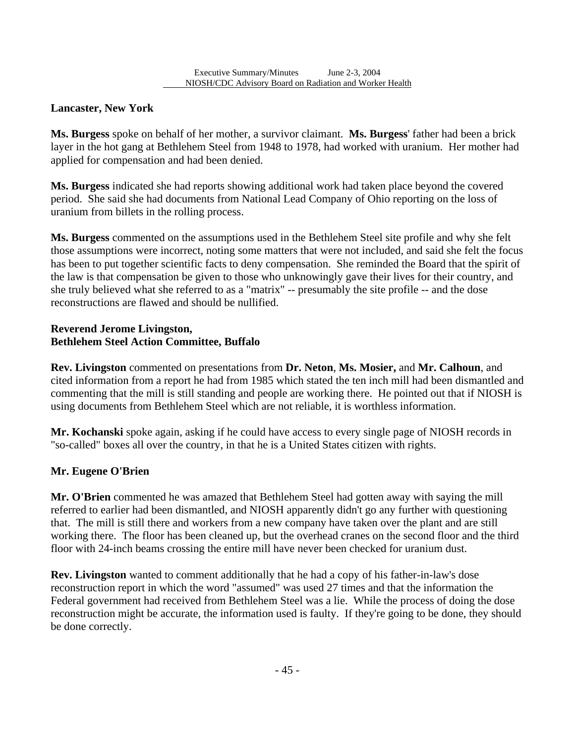**Lancaster, New York**

**Ms. Burgess** spoke on behalf of her mother, a survivor claimant. **Ms. Burgess**' father had been a brick layer in the hot gang at Bethlehem Steel from 1948 to 1978, had worked with uranium. Her mother had applied for compensation and had been denied.

**Ms. Burgess** indicated she had reports showing additional work had taken place beyond the covered period. She said she had documents from National Lead Company of Ohio reporting on the loss of uranium from billets in the rolling process.

**Ms. Burgess** commented on the assumptions used in the Bethlehem Steel site profile and why she felt those assumptions were incorrect, noting some matters that were not included, and said she felt the focus has been to put together scientific facts to deny compensation. She reminded the Board that the spirit of the law is that compensation be given to those who unknowingly gave their lives for their country, and she truly believed what she referred to as a "matrix" -- presumably the site profile -- and the dose reconstructions are flawed and should be nullified.

**Reverend Jerome Livingston,**
**Bethlehem Steel Action Committee, Buffalo**

**Rev. Livingston** commented on presentations from **Dr. Neton**, **Ms. Mosier,** and **Mr. Calhoun**, and cited information from a report he had from 1985 which stated the ten inch mill had been dismantled and commenting that the mill is still standing and people are working there. He pointed out that if NIOSH is using documents from Bethlehem Steel which are not reliable, it is worthless information.

**Mr. Kochanski** spoke again, asking if he could have access to every single page of NIOSH records in "so-called" boxes all over the country, in that he is a United States citizen with rights.

**Mr. Eugene O'Brien**

**Mr. O'Brien** commented he was amazed that Bethlehem Steel had gotten away with saying the mill referred to earlier had been dismantled, and NIOSH apparently didn't go any further with questioning that. The mill is still there and workers from a new company have taken over the plant and are still working there. The floor has been cleaned up, but the overhead cranes on the second floor and the third floor with 24-inch beams crossing the entire mill have never been checked for uranium dust.

**Rev. Livingston** wanted to comment additionally that he had a copy of his father-in-law's dose reconstruction report in which the word "assumed" was used 27 times and that the information the Federal government had received from Bethlehem Steel was a lie. While the process of doing the dose reconstruction might be accurate, the information used is faulty. If they're going to be done, they should be done correctly.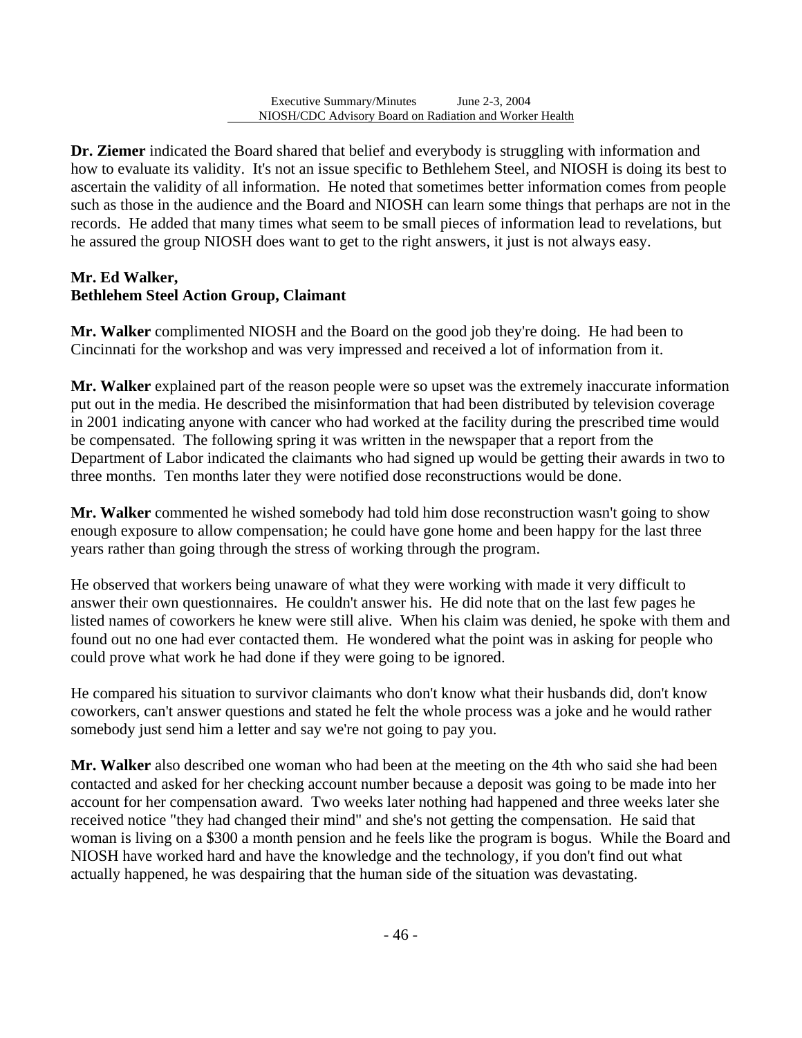**Dr. Ziemer** indicated the Board shared that belief and everybody is struggling with information and how to evaluate its validity. It's not an issue specific to Bethlehem Steel, and NIOSH is doing its best to ascertain the validity of all information. He noted that sometimes better information comes from people such as those in the audience and the Board and NIOSH can learn some things that perhaps are not in the records. He added that many times what seem to be small pieces of information lead to revelations, but he assured the group NIOSH does want to get to the right answers, it just is not always easy.

**Mr. Ed Walker,**
**Bethlehem Steel Action Group, Claimant**

**Mr. Walker** complimented NIOSH and the Board on the good job they're doing. He had been to Cincinnati for the workshop and was very impressed and received a lot of information from it.

**Mr. Walker** explained part of the reason people were so upset was the extremely inaccurate information put out in the media. He described the misinformation that had been distributed by television coverage in 2001 indicating anyone with cancer who had worked at the facility during the prescribed time would be compensated. The following spring it was written in the newspaper that a report from the Department of Labor indicated the claimants who had signed up would be getting their awards in two to three months. Ten months later they were notified dose reconstructions would be done.

**Mr. Walker** commented he wished somebody had told him dose reconstruction wasn't going to show enough exposure to allow compensation; he could have gone home and been happy for the last three years rather than going through the stress of working through the program.

He observed that workers being unaware of what they were working with made it very difficult to answer their own questionnaires. He couldn't answer his. He did note that on the last few pages he listed names of coworkers he knew were still alive. When his claim was denied, he spoke with them and found out no one had ever contacted them. He wondered what the point was in asking for people who could prove what work he had done if they were going to be ignored.

He compared his situation to survivor claimants who don't know what their husbands did, don't know coworkers, can't answer questions and stated he felt the whole process was a joke and he would rather somebody just send him a letter and say we're not going to pay you.

**Mr. Walker** also described one woman who had been at the meeting on the 4th who said she had been contacted and asked for her checking account number because a deposit was going to be made into her account for her compensation award. Two weeks later nothing had happened and three weeks later she received notice "they had changed their mind" and she's not getting the compensation. He said that woman is living on a $300 a month pension and he feels like the program is bogus. While the Board and NIOSH have worked hard and have the knowledge and the technology, if you don't find out what actually happened, he was despairing that the human side of the situation was devastating.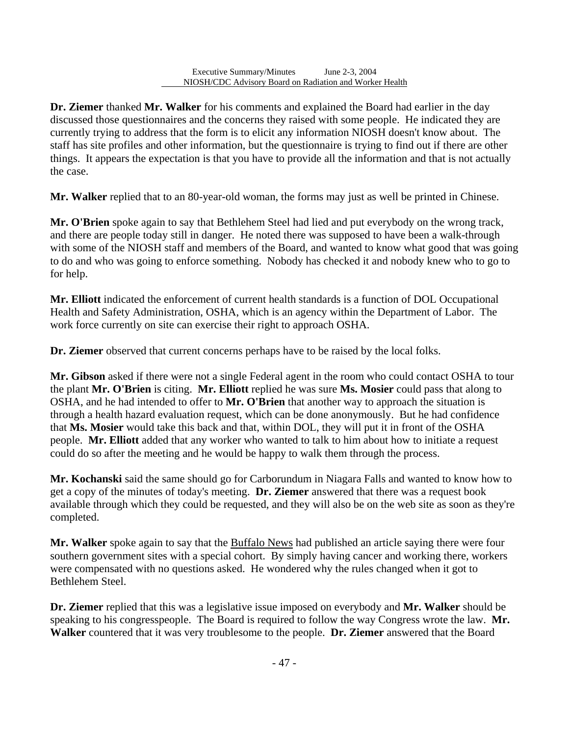**Dr. Ziemer** thanked **Mr. Walker** for his comments and explained the Board had earlier in the day discussed those questionnaires and the concerns they raised with some people. He indicated they are currently trying to address that the form is to elicit any information NIOSH doesn't know about. The staff has site profiles and other information, but the questionnaire is trying to find out if there are other things. It appears the expectation is that you have to provide all the information and that is not actually the case.

**Mr. Walker** replied that to an 80-year-old woman, the forms may just as well be printed in Chinese.

**Mr. O'Brien** spoke again to say that Bethlehem Steel had lied and put everybody on the wrong track, and there are people today still in danger. He noted there was supposed to have been a walk-through with some of the NIOSH staff and members of the Board, and wanted to know what good that was going to do and who was going to enforce something. Nobody has checked it and nobody knew who to go to for help.

**Mr. Elliott** indicated the enforcement of current health standards is a function of DOL Occupational Health and Safety Administration, OSHA, which is an agency within the Department of Labor. The work force currently on site can exercise their right to approach OSHA.

**Dr. Ziemer** observed that current concerns perhaps have to be raised by the local folks.

**Mr. Gibson** asked if there were not a single Federal agent in the room who could contact OSHA to tour the plant **Mr. O'Brien** is citing. **Mr. Elliott** replied he was sure **Ms. Mosier** could pass that along to OSHA, and he had intended to offer to **Mr. O'Brien** that another way to approach the situation is through a health hazard evaluation request, which can be done anonymously. But he had confidence that **Ms. Mosier** would take this back and that, within DOL, they will put it in front of the OSHA people. **Mr. Elliott** added that any worker who wanted to talk to him about how to initiate a request could do so after the meeting and he would be happy to walk them through the process.

**Mr. Kochanski** said the same should go for Carborundum in Niagara Falls and wanted to know how to get a copy of the minutes of today's meeting. **Dr. Ziemer** answered that there was a request book available through which they could be requested, and they will also be on the web site as soon as they're completed.

**Mr. Walker** spoke again to say that the Buffalo News had published an article saying there were four southern government sites with a special cohort. By simply having cancer and working there, workers were compensated with no questions asked. He wondered why the rules changed when it got to Bethlehem Steel.

**Dr. Ziemer** replied that this was a legislative issue imposed on everybody and **Mr. Walker** should be speaking to his congresspeople. The Board is required to follow the way Congress wrote the law. **Mr. Walker** countered that it was very troublesome to the people. **Dr. Ziemer** answered that the Board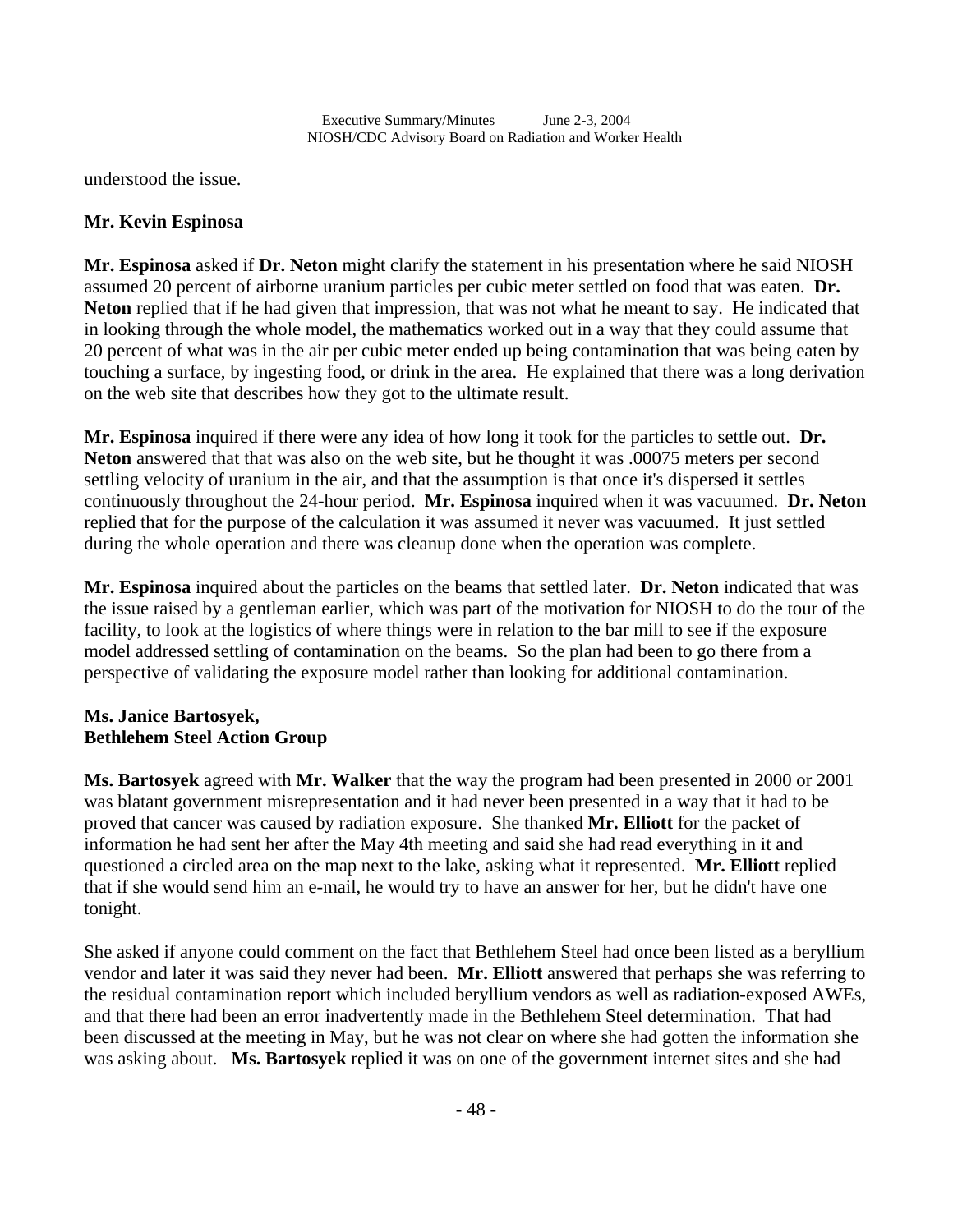understood the issue.

**Mr. Kevin Espinosa**

**Mr. Espinosa** asked if **Dr. Neton** might clarify the statement in his presentation where he said NIOSH assumed 20 percent of airborne uranium particles per cubic meter settled on food that was eaten. **Dr. Neton** replied that if he had given that impression, that was not what he meant to say. He indicated that in looking through the whole model, the mathematics worked out in a way that they could assume that 20 percent of what was in the air per cubic meter ended up being contamination that was being eaten by touching a surface, by ingesting food, or drink in the area. He explained that there was a long derivation on the web site that describes how they got to the ultimate result.

**Mr. Espinosa** inquired if there were any idea of how long it took for the particles to settle out. **Dr. Neton** answered that that was also on the web site, but he thought it was .00075 meters per second settling velocity of uranium in the air, and that the assumption is that once it's dispersed it settles continuously throughout the 24-hour period. **Mr. Espinosa** inquired when it was vacuumed. **Dr. Neton** replied that for the purpose of the calculation it was assumed it never was vacuumed. It just settled during the whole operation and there was cleanup done when the operation was complete.

**Mr. Espinosa** inquired about the particles on the beams that settled later. **Dr. Neton** indicated that was the issue raised by a gentleman earlier, which was part of the motivation for NIOSH to do the tour of the facility, to look at the logistics of where things were in relation to the bar mill to see if the exposure model addressed settling of contamination on the beams. So the plan had been to go there from a perspective of validating the exposure model rather than looking for additional contamination.

**Ms. Janice Bartosyek,**
**Bethlehem Steel Action Group**

**Ms. Bartosyek** agreed with **Mr. Walker** that the way the program had been presented in 2000 or 2001 was blatant government misrepresentation and it had never been presented in a way that it had to be proved that cancer was caused by radiation exposure. She thanked **Mr. Elliott** for the packet of information he had sent her after the May 4th meeting and said she had read everything in it and questioned a circled area on the map next to the lake, asking what it represented. **Mr. Elliott** replied that if she would send him an e-mail, he would try to have an answer for her, but he didn't have one tonight.

She asked if anyone could comment on the fact that Bethlehem Steel had once been listed as a beryllium vendor and later it was said they never had been. **Mr. Elliott** answered that perhaps she was referring to the residual contamination report which included beryllium vendors as well as radiation-exposed AWEs, and that there had been an error inadvertently made in the Bethlehem Steel determination. That had been discussed at the meeting in May, but he was not clear on where she had gotten the information she was asking about. **Ms. Bartosyek** replied it was on one of the government internet sites and she had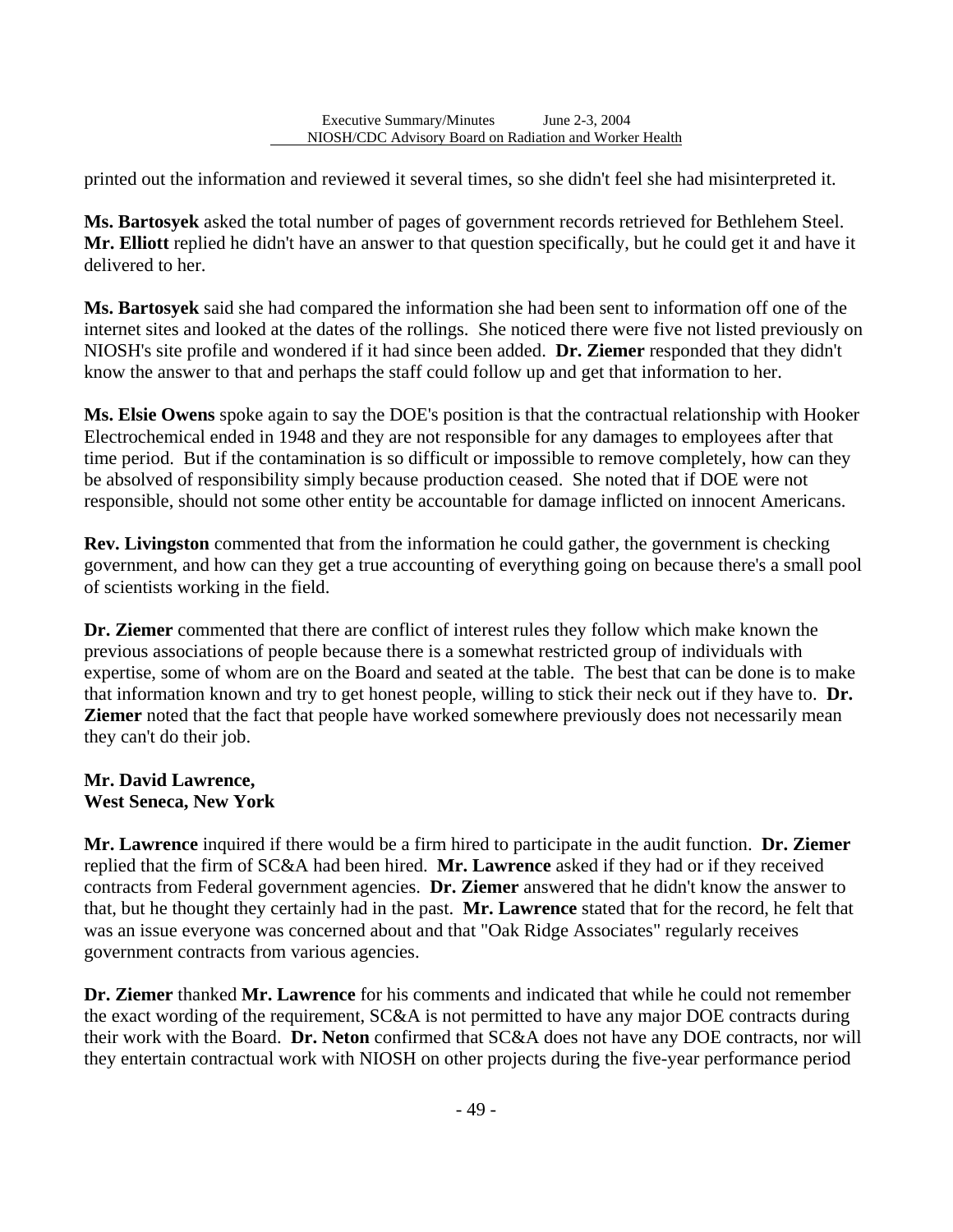printed out the information and reviewed it several times, so she didn't feel she had misinterpreted it.

**Ms. Bartosyek** asked the total number of pages of government records retrieved for Bethlehem Steel. **Mr. Elliott** replied he didn't have an answer to that question specifically, but he could get it and have it delivered to her.

**Ms. Bartosyek** said she had compared the information she had been sent to information off one of the internet sites and looked at the dates of the rollings. She noticed there were five not listed previously on NIOSH's site profile and wondered if it had since been added. **Dr. Ziemer** responded that they didn't know the answer to that and perhaps the staff could follow up and get that information to her.

**Ms. Elsie Owens** spoke again to say the DOE's position is that the contractual relationship with Hooker Electrochemical ended in 1948 and they are not responsible for any damages to employees after that time period. But if the contamination is so difficult or impossible to remove completely, how can they be absolved of responsibility simply because production ceased. She noted that if DOE were not responsible, should not some other entity be accountable for damage inflicted on innocent Americans.

**Rev. Livingston** commented that from the information he could gather, the government is checking government, and how can they get a true accounting of everything going on because there's a small pool of scientists working in the field.

**Dr. Ziemer** commented that there are conflict of interest rules they follow which make known the previous associations of people because there is a somewhat restricted group of individuals with expertise, some of whom are on the Board and seated at the table. The best that can be done is to make that information known and try to get honest people, willing to stick their neck out if they have to. **Dr. Ziemer** noted that the fact that people have worked somewhere previously does not necessarily mean they can't do their job.

**Mr. David Lawrence,**
**West Seneca, New York**

**Mr. Lawrence** inquired if there would be a firm hired to participate in the audit function. **Dr. Ziemer** replied that the firm of SC&A had been hired. **Mr. Lawrence** asked if they had or if they received contracts from Federal government agencies. **Dr. Ziemer** answered that he didn't know the answer to that, but he thought they certainly had in the past. **Mr. Lawrence** stated that for the record, he felt that was an issue everyone was concerned about and that "Oak Ridge Associates" regularly receives government contracts from various agencies.

**Dr. Ziemer** thanked **Mr. Lawrence** for his comments and indicated that while he could not remember the exact wording of the requirement, SC&A is not permitted to have any major DOE contracts during their work with the Board. **Dr. Neton** confirmed that SC&A does not have any DOE contracts, nor will they entertain contractual work with NIOSH on other projects during the five-year performance period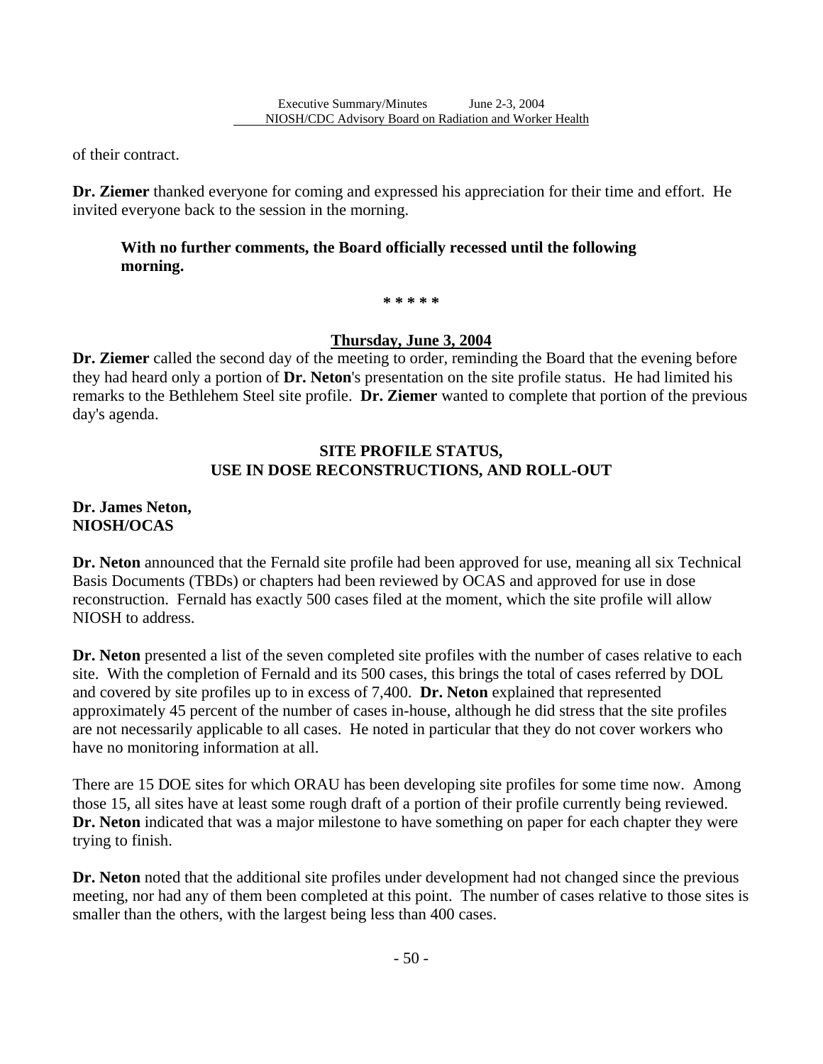of their contract.

**Dr. Ziemer** thanked everyone for coming and expressed his appreciation for their time and effort. He invited everyone back to the session in the morning.

> **With no further comments, the Board officially recessed until the following morning.**

**\* \* \* \* \***

## Thursday, June 3, 2004

**Dr. Ziemer** called the second day of the meeting to order, reminding the Board that the evening before they had heard only a portion of **Dr. Neton**'s presentation on the site profile status. He had limited his remarks to the Bethlehem Steel site profile. **Dr. Ziemer** wanted to complete that portion of the previous day's agenda.

### SITE PROFILE STATUS, USE IN DOSE RECONSTRUCTIONS, AND ROLL-OUT

**Dr. James Neton,**
**NIOSH/OCAS**

**Dr. Neton** announced that the Fernald site profile had been approved for use, meaning all six Technical Basis Documents (TBDs) or chapters had been reviewed by OCAS and approved for use in dose reconstruction. Fernald has exactly 500 cases filed at the moment, which the site profile will allow NIOSH to address.

**Dr. Neton** presented a list of the seven completed site profiles with the number of cases relative to each site. With the completion of Fernald and its 500 cases, this brings the total of cases referred by DOL and covered by site profiles up to in excess of 7,400. **Dr. Neton** explained that represented approximately 45 percent of the number of cases in-house, although he did stress that the site profiles are not necessarily applicable to all cases. He noted in particular that they do not cover workers who have no monitoring information at all.

There are 15 DOE sites for which ORAU has been developing site profiles for some time now. Among those 15, all sites have at least some rough draft of a portion of their profile currently being reviewed. **Dr. Neton** indicated that was a major milestone to have something on paper for each chapter they were trying to finish.

**Dr. Neton** noted that the additional site profiles under development had not changed since the previous meeting, nor had any of them been completed at this point. The number of cases relative to those sites is smaller than the others, with the largest being less than 400 cases.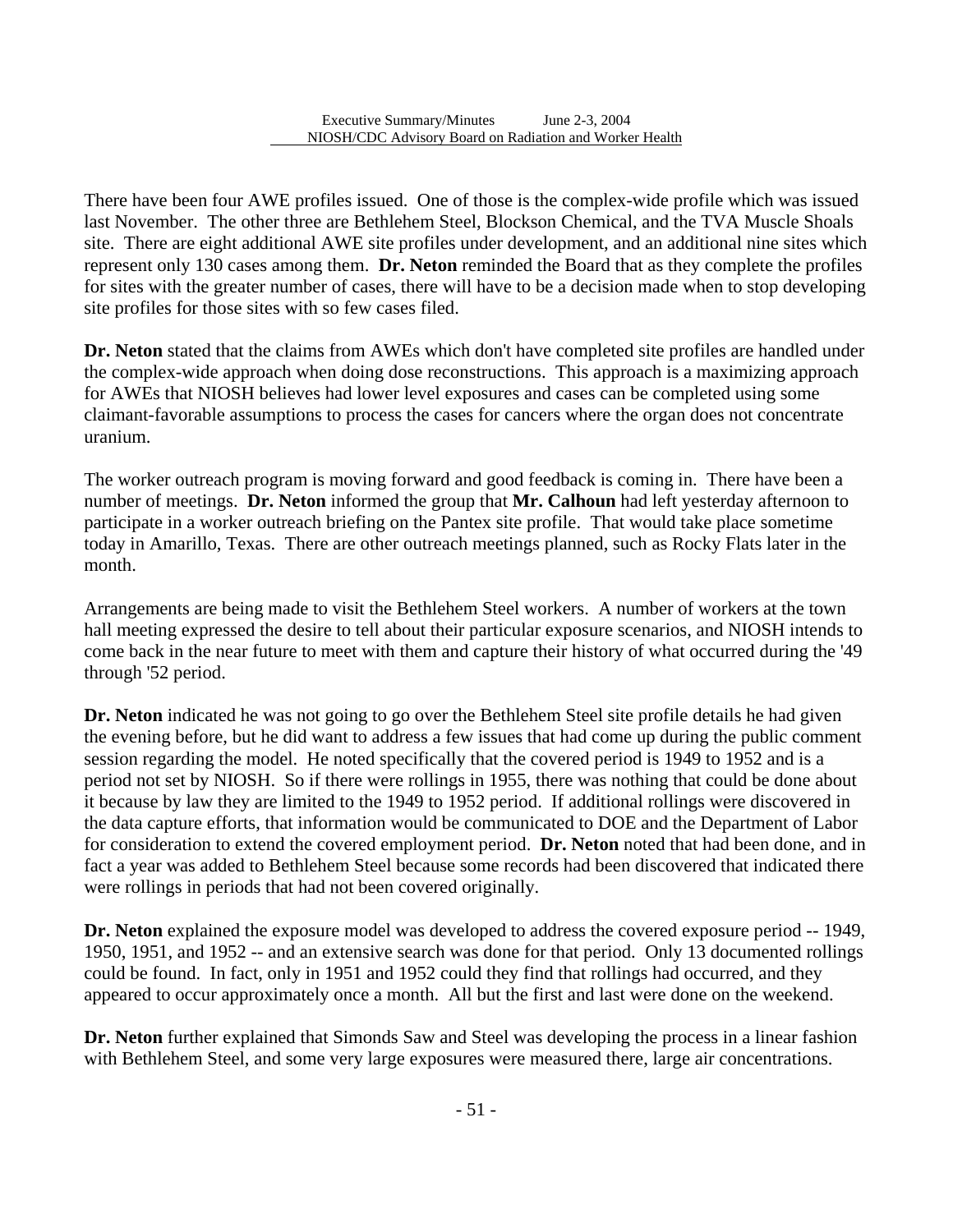There have been four AWE profiles issued. One of those is the complex-wide profile which was issued last November. The other three are Bethlehem Steel, Blockson Chemical, and the TVA Muscle Shoals site. There are eight additional AWE site profiles under development, and an additional nine sites which represent only 130 cases among them. **Dr. Neton** reminded the Board that as they complete the profiles for sites with the greater number of cases, there will have to be a decision made when to stop developing site profiles for those sites with so few cases filed.

**Dr. Neton** stated that the claims from AWEs which don't have completed site profiles are handled under the complex-wide approach when doing dose reconstructions. This approach is a maximizing approach for AWEs that NIOSH believes had lower level exposures and cases can be completed using some claimant-favorable assumptions to process the cases for cancers where the organ does not concentrate uranium.

The worker outreach program is moving forward and good feedback is coming in. There have been a number of meetings. **Dr. Neton** informed the group that **Mr. Calhoun** had left yesterday afternoon to participate in a worker outreach briefing on the Pantex site profile. That would take place sometime today in Amarillo, Texas. There are other outreach meetings planned, such as Rocky Flats later in the month.

Arrangements are being made to visit the Bethlehem Steel workers. A number of workers at the town hall meeting expressed the desire to tell about their particular exposure scenarios, and NIOSH intends to come back in the near future to meet with them and capture their history of what occurred during the '49 through '52 period.

**Dr. Neton** indicated he was not going to go over the Bethlehem Steel site profile details he had given the evening before, but he did want to address a few issues that had come up during the public comment session regarding the model. He noted specifically that the covered period is 1949 to 1952 and is a period not set by NIOSH. So if there were rollings in 1955, there was nothing that could be done about it because by law they are limited to the 1949 to 1952 period. If additional rollings were discovered in the data capture efforts, that information would be communicated to DOE and the Department of Labor for consideration to extend the covered employment period. **Dr. Neton** noted that had been done, and in fact a year was added to Bethlehem Steel because some records had been discovered that indicated there were rollings in periods that had not been covered originally.

**Dr. Neton** explained the exposure model was developed to address the covered exposure period -- 1949, 1950, 1951, and 1952 -- and an extensive search was done for that period. Only 13 documented rollings could be found. In fact, only in 1951 and 1952 could they find that rollings had occurred, and they appeared to occur approximately once a month. All but the first and last were done on the weekend.

**Dr. Neton** further explained that Simonds Saw and Steel was developing the process in a linear fashion with Bethlehem Steel, and some very large exposures were measured there, large air concentrations.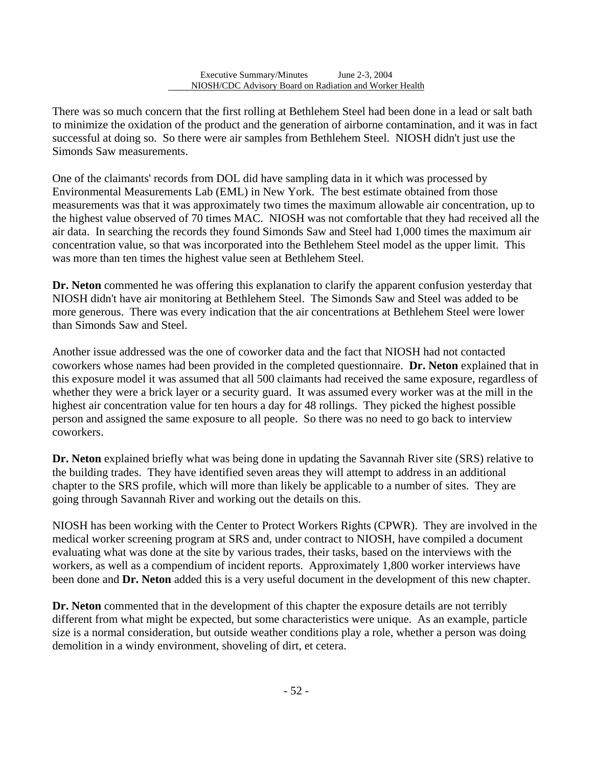There was so much concern that the first rolling at Bethlehem Steel had been done in a lead or salt bath to minimize the oxidation of the product and the generation of airborne contamination, and it was in fact successful at doing so. So there were air samples from Bethlehem Steel. NIOSH didn't just use the Simonds Saw measurements.

One of the claimants' records from DOL did have sampling data in it which was processed by Environmental Measurements Lab (EML) in New York. The best estimate obtained from those measurements was that it was approximately two times the maximum allowable air concentration, up to the highest value observed of 70 times MAC. NIOSH was not comfortable that they had received all the air data. In searching the records they found Simonds Saw and Steel had 1,000 times the maximum air concentration value, so that was incorporated into the Bethlehem Steel model as the upper limit. This was more than ten times the highest value seen at Bethlehem Steel.

**Dr. Neton** commented he was offering this explanation to clarify the apparent confusion yesterday that NIOSH didn't have air monitoring at Bethlehem Steel. The Simonds Saw and Steel was added to be more generous. There was every indication that the air concentrations at Bethlehem Steel were lower than Simonds Saw and Steel.

Another issue addressed was the one of coworker data and the fact that NIOSH had not contacted coworkers whose names had been provided in the completed questionnaire. **Dr. Neton** explained that in this exposure model it was assumed that all 500 claimants had received the same exposure, regardless of whether they were a brick layer or a security guard. It was assumed every worker was at the mill in the highest air concentration value for ten hours a day for 48 rollings. They picked the highest possible person and assigned the same exposure to all people. So there was no need to go back to interview coworkers.

**Dr. Neton** explained briefly what was being done in updating the Savannah River site (SRS) relative to the building trades. They have identified seven areas they will attempt to address in an additional chapter to the SRS profile, which will more than likely be applicable to a number of sites. They are going through Savannah River and working out the details on this.

NIOSH has been working with the Center to Protect Workers Rights (CPWR). They are involved in the medical worker screening program at SRS and, under contract to NIOSH, have compiled a document evaluating what was done at the site by various trades, their tasks, based on the interviews with the workers, as well as a compendium of incident reports. Approximately 1,800 worker interviews have been done and **Dr. Neton** added this is a very useful document in the development of this new chapter.

**Dr. Neton** commented that in the development of this chapter the exposure details are not terribly different from what might be expected, but some characteristics were unique. As an example, particle size is a normal consideration, but outside weather conditions play a role, whether a person was doing demolition in a windy environment, shoveling of dirt, et cetera.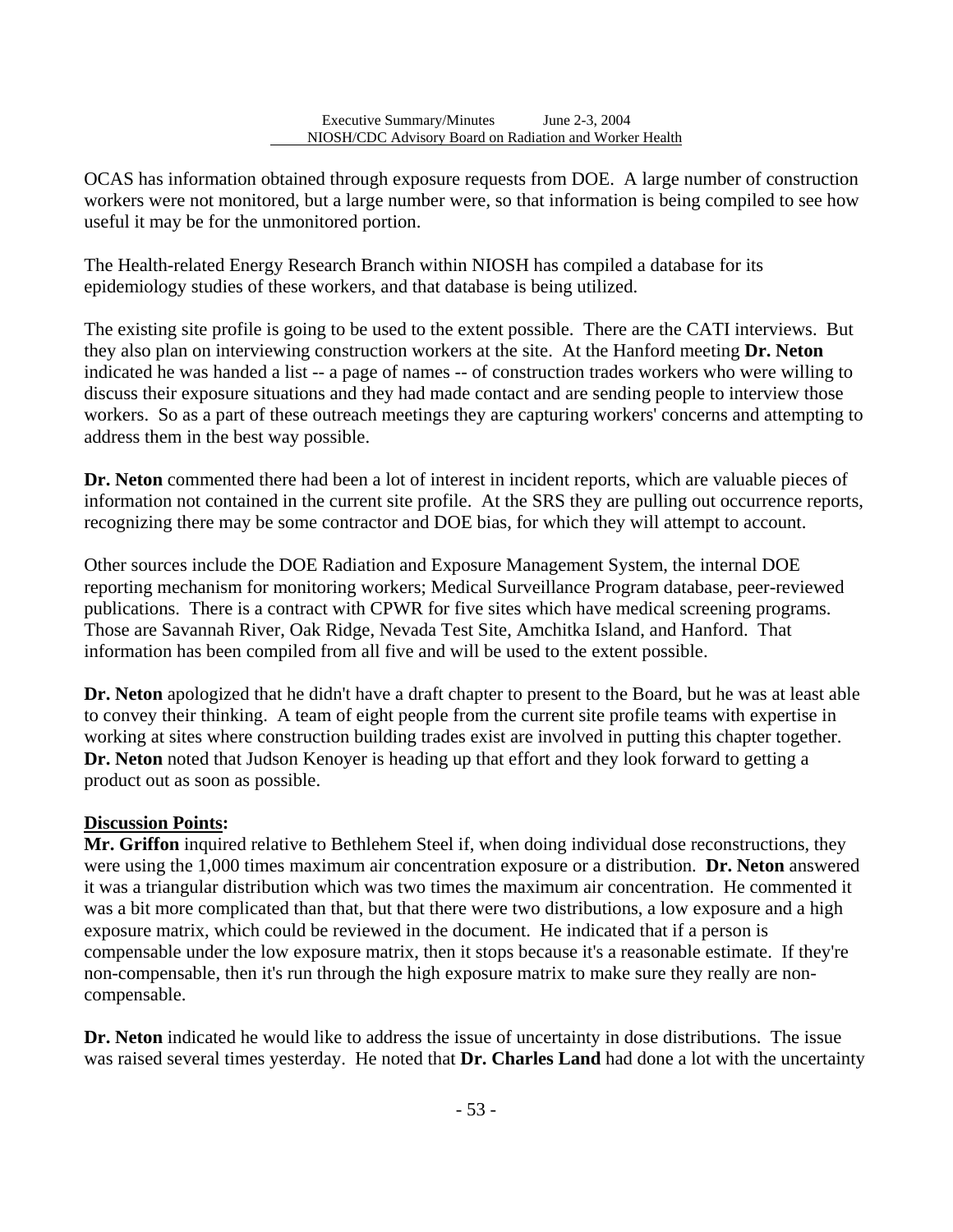OCAS has information obtained through exposure requests from DOE. A large number of construction workers were not monitored, but a large number were, so that information is being compiled to see how useful it may be for the unmonitored portion.

The Health-related Energy Research Branch within NIOSH has compiled a database for its epidemiology studies of these workers, and that database is being utilized.

The existing site profile is going to be used to the extent possible. There are the CATI interviews. But they also plan on interviewing construction workers at the site. At the Hanford meeting **Dr. Neton** indicated he was handed a list -- a page of names -- of construction trades workers who were willing to discuss their exposure situations and they had made contact and are sending people to interview those workers. So as a part of these outreach meetings they are capturing workers' concerns and attempting to address them in the best way possible.

**Dr. Neton** commented there had been a lot of interest in incident reports, which are valuable pieces of information not contained in the current site profile. At the SRS they are pulling out occurrence reports, recognizing there may be some contractor and DOE bias, for which they will attempt to account.

Other sources include the DOE Radiation and Exposure Management System, the internal DOE reporting mechanism for monitoring workers; Medical Surveillance Program database, peer-reviewed publications. There is a contract with CPWR for five sites which have medical screening programs. Those are Savannah River, Oak Ridge, Nevada Test Site, Amchitka Island, and Hanford. That information has been compiled from all five and will be used to the extent possible.

**Dr. Neton** apologized that he didn't have a draft chapter to present to the Board, but he was at least able to convey their thinking. A team of eight people from the current site profile teams with expertise in working at sites where construction building trades exist are involved in putting this chapter together. **Dr. Neton** noted that Judson Kenoyer is heading up that effort and they look forward to getting a product out as soon as possible.

**Discussion Points:**

**Mr. Griffon** inquired relative to Bethlehem Steel if, when doing individual dose reconstructions, they were using the 1,000 times maximum air concentration exposure or a distribution. **Dr. Neton** answered it was a triangular distribution which was two times the maximum air concentration. He commented it was a bit more complicated than that, but that there were two distributions, a low exposure and a high exposure matrix, which could be reviewed in the document. He indicated that if a person is compensable under the low exposure matrix, then it stops because it's a reasonable estimate. If they're non-compensable, then it's run through the high exposure matrix to make sure they really are non-compensable.

**Dr. Neton** indicated he would like to address the issue of uncertainty in dose distributions. The issue was raised several times yesterday. He noted that **Dr. Charles Land** had done a lot with the uncertainty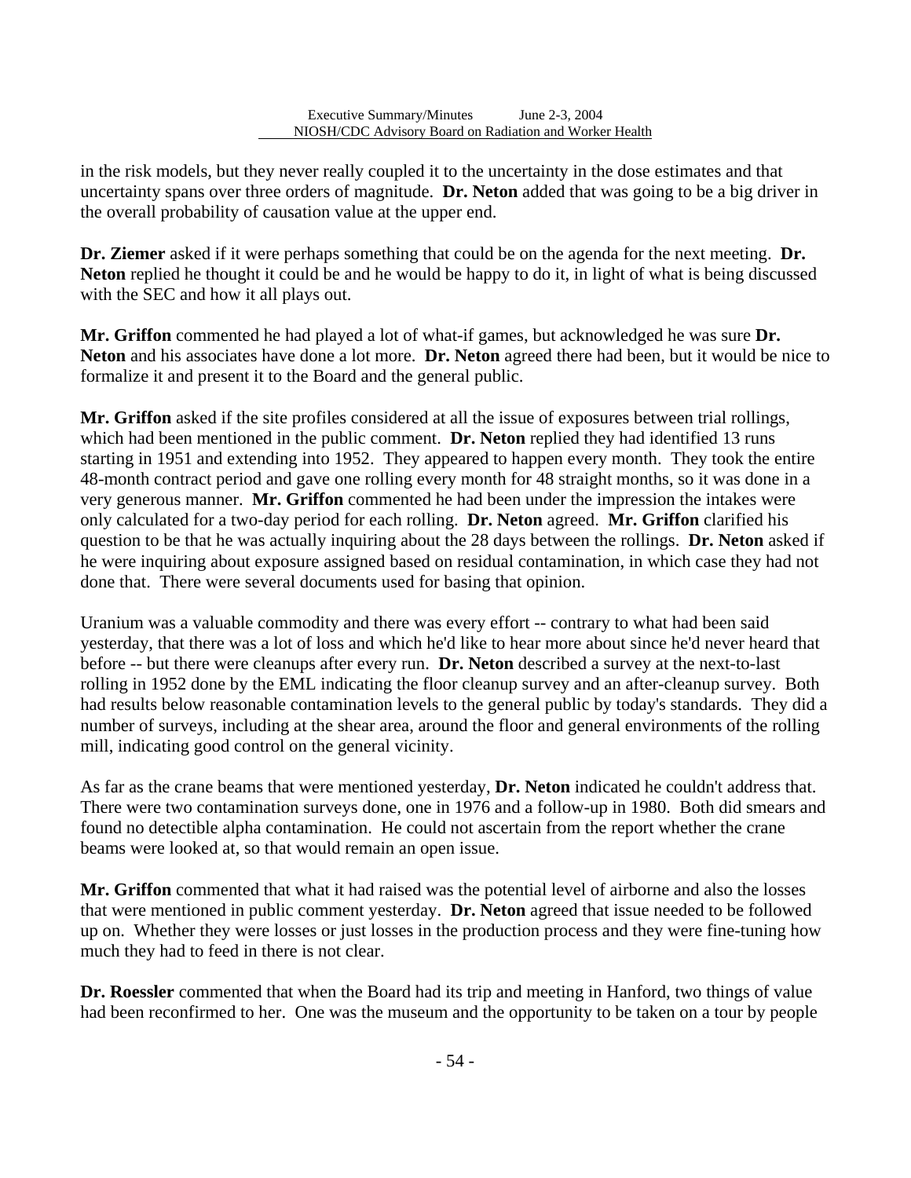in the risk models, but they never really coupled it to the uncertainty in the dose estimates and that uncertainty spans over three orders of magnitude. **Dr. Neton** added that was going to be a big driver in the overall probability of causation value at the upper end.

**Dr. Ziemer** asked if it were perhaps something that could be on the agenda for the next meeting. **Dr. Neton** replied he thought it could be and he would be happy to do it, in light of what is being discussed with the SEC and how it all plays out.

**Mr. Griffon** commented he had played a lot of what-if games, but acknowledged he was sure **Dr. Neton** and his associates have done a lot more. **Dr. Neton** agreed there had been, but it would be nice to formalize it and present it to the Board and the general public.

**Mr. Griffon** asked if the site profiles considered at all the issue of exposures between trial rollings, which had been mentioned in the public comment. **Dr. Neton** replied they had identified 13 runs starting in 1951 and extending into 1952. They appeared to happen every month. They took the entire 48-month contract period and gave one rolling every month for 48 straight months, so it was done in a very generous manner. **Mr. Griffon** commented he had been under the impression the intakes were only calculated for a two-day period for each rolling. **Dr. Neton** agreed. **Mr. Griffon** clarified his question to be that he was actually inquiring about the 28 days between the rollings. **Dr. Neton** asked if he were inquiring about exposure assigned based on residual contamination, in which case they had not done that. There were several documents used for basing that opinion.

Uranium was a valuable commodity and there was every effort -- contrary to what had been said yesterday, that there was a lot of loss and which he'd like to hear more about since he'd never heard that before -- but there were cleanups after every run. **Dr. Neton** described a survey at the next-to-last rolling in 1952 done by the EML indicating the floor cleanup survey and an after-cleanup survey. Both had results below reasonable contamination levels to the general public by today's standards. They did a number of surveys, including at the shear area, around the floor and general environments of the rolling mill, indicating good control on the general vicinity.

As far as the crane beams that were mentioned yesterday, **Dr. Neton** indicated he couldn't address that. There were two contamination surveys done, one in 1976 and a follow-up in 1980. Both did smears and found no detectible alpha contamination. He could not ascertain from the report whether the crane beams were looked at, so that would remain an open issue.

**Mr. Griffon** commented that what it had raised was the potential level of airborne and also the losses that were mentioned in public comment yesterday. **Dr. Neton** agreed that issue needed to be followed up on. Whether they were losses or just losses in the production process and they were fine-tuning how much they had to feed in there is not clear.

**Dr. Roessler** commented that when the Board had its trip and meeting in Hanford, two things of value had been reconfirmed to her. One was the museum and the opportunity to be taken on a tour by people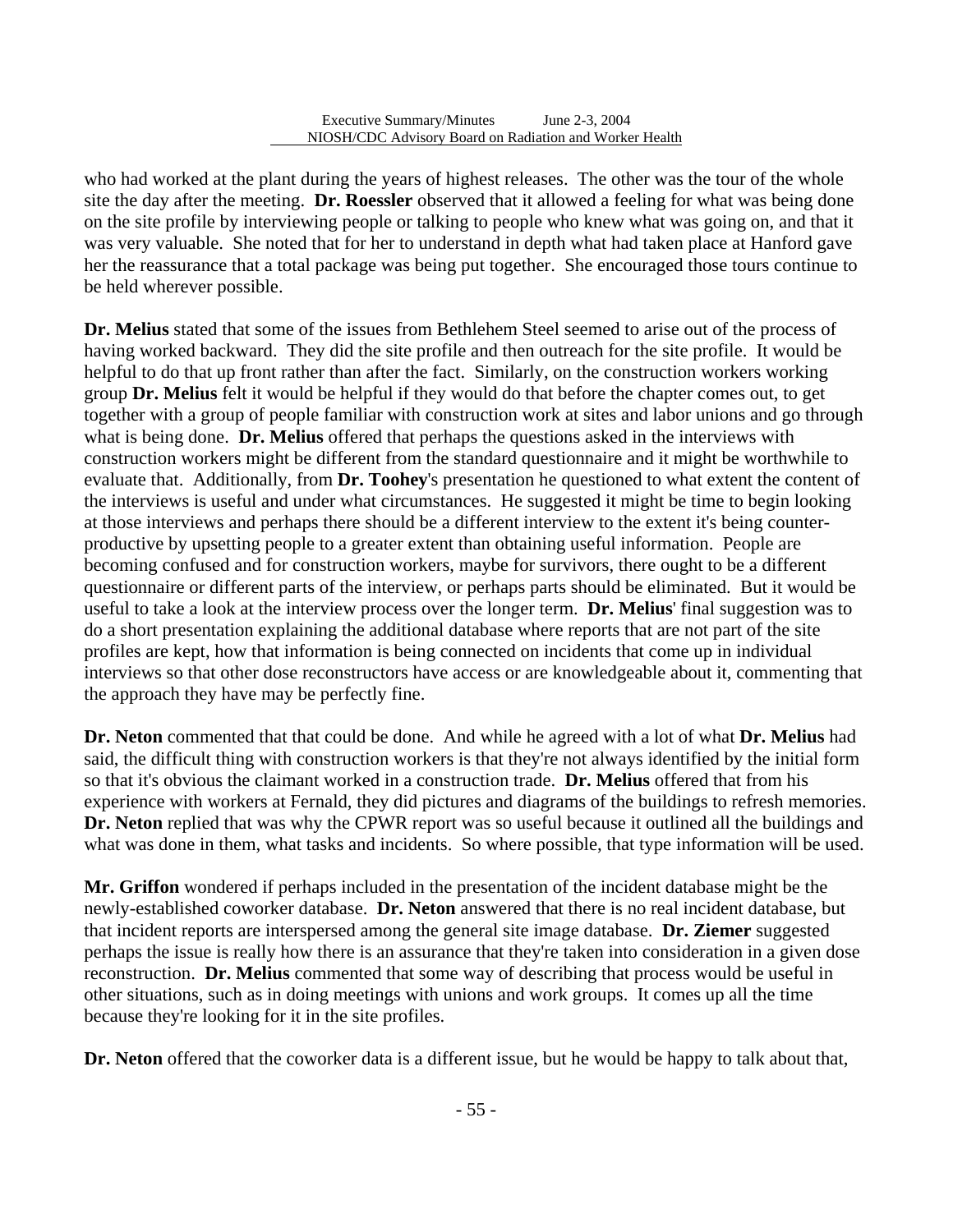who had worked at the plant during the years of highest releases. The other was the tour of the whole site the day after the meeting. **Dr. Roessler** observed that it allowed a feeling for what was being done on the site profile by interviewing people or talking to people who knew what was going on, and that it was very valuable. She noted that for her to understand in depth what had taken place at Hanford gave her the reassurance that a total package was being put together. She encouraged those tours continue to be held wherever possible.

**Dr. Melius** stated that some of the issues from Bethlehem Steel seemed to arise out of the process of having worked backward. They did the site profile and then outreach for the site profile. It would be helpful to do that up front rather than after the fact. Similarly, on the construction workers working group **Dr. Melius** felt it would be helpful if they would do that before the chapter comes out, to get together with a group of people familiar with construction work at sites and labor unions and go through what is being done. **Dr. Melius** offered that perhaps the questions asked in the interviews with construction workers might be different from the standard questionnaire and it might be worthwhile to evaluate that. Additionally, from **Dr. Toohey**'s presentation he questioned to what extent the content of the interviews is useful and under what circumstances. He suggested it might be time to begin looking at those interviews and perhaps there should be a different interview to the extent it's being counter-productive by upsetting people to a greater extent than obtaining useful information. People are becoming confused and for construction workers, maybe for survivors, there ought to be a different questionnaire or different parts of the interview, or perhaps parts should be eliminated. But it would be useful to take a look at the interview process over the longer term. **Dr. Melius**' final suggestion was to do a short presentation explaining the additional database where reports that are not part of the site profiles are kept, how that information is being connected on incidents that come up in individual interviews so that other dose reconstructors have access or are knowledgeable about it, commenting that the approach they have may be perfectly fine.

**Dr. Neton** commented that that could be done. And while he agreed with a lot of what **Dr. Melius** had said, the difficult thing with construction workers is that they're not always identified by the initial form so that it's obvious the claimant worked in a construction trade. **Dr. Melius** offered that from his experience with workers at Fernald, they did pictures and diagrams of the buildings to refresh memories. **Dr. Neton** replied that was why the CPWR report was so useful because it outlined all the buildings and what was done in them, what tasks and incidents. So where possible, that type information will be used.

**Mr. Griffon** wondered if perhaps included in the presentation of the incident database might be the newly-established coworker database. **Dr. Neton** answered that there is no real incident database, but that incident reports are interspersed among the general site image database. **Dr. Ziemer** suggested perhaps the issue is really how there is an assurance that they're taken into consideration in a given dose reconstruction. **Dr. Melius** commented that some way of describing that process would be useful in other situations, such as in doing meetings with unions and work groups. It comes up all the time because they're looking for it in the site profiles.

**Dr. Neton** offered that the coworker data is a different issue, but he would be happy to talk about that,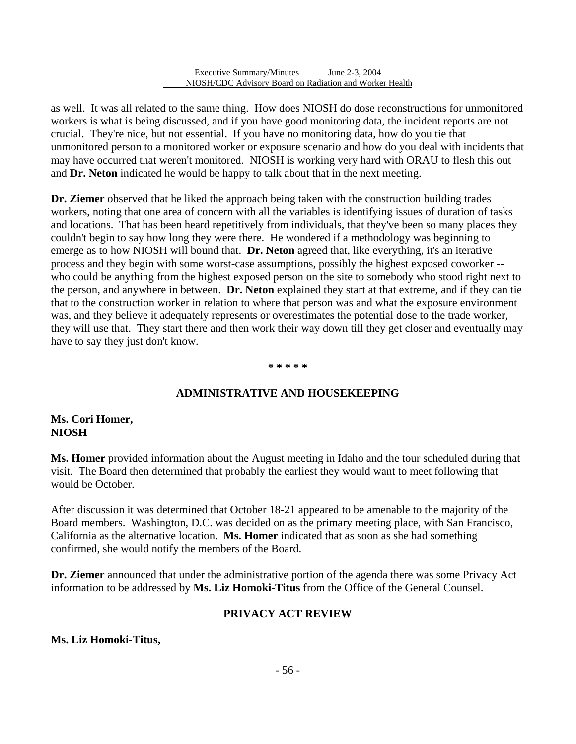as well. It was all related to the same thing. How does NIOSH do dose reconstructions for unmonitored workers is what is being discussed, and if you have good monitoring data, the incident reports are not crucial. They're nice, but not essential. If you have no monitoring data, how do you tie that unmonitored person to a monitored worker or exposure scenario and how do you deal with incidents that may have occurred that weren't monitored. NIOSH is working very hard with ORAU to flesh this out and **Dr. Neton** indicated he would be happy to talk about that in the next meeting.

**Dr. Ziemer** observed that he liked the approach being taken with the construction building trades workers, noting that one area of concern with all the variables is identifying issues of duration of tasks and locations. That has been heard repetitively from individuals, that they've been so many places they couldn't begin to say how long they were there. He wondered if a methodology was beginning to emerge as to how NIOSH will bound that. **Dr. Neton** agreed that, like everything, it's an iterative process and they begin with some worst-case assumptions, possibly the highest exposed coworker -- who could be anything from the highest exposed person on the site to somebody who stood right next to the person, and anywhere in between. **Dr. Neton** explained they start at that extreme, and if they can tie that to the construction worker in relation to where that person was and what the exposure environment was, and they believe it adequately represents or overestimates the potential dose to the trade worker, they will use that. They start there and then work their way down till they get closer and eventually may have to say they just don't know.

\* \* \* \* \*

## ADMINISTRATIVE AND HOUSEKEEPING

**Ms. Cori Homer,**
**NIOSH**

**Ms. Homer** provided information about the August meeting in Idaho and the tour scheduled during that visit. The Board then determined that probably the earliest they would want to meet following that would be October.

After discussion it was determined that October 18-21 appeared to be amenable to the majority of the Board members. Washington, D.C. was decided on as the primary meeting place, with San Francisco, California as the alternative location. **Ms. Homer** indicated that as soon as she had something confirmed, she would notify the members of the Board.

**Dr. Ziemer** announced that under the administrative portion of the agenda there was some Privacy Act information to be addressed by **Ms. Liz Homoki-Titus** from the Office of the General Counsel.

## PRIVACY ACT REVIEW

**Ms. Liz Homoki-Titus,**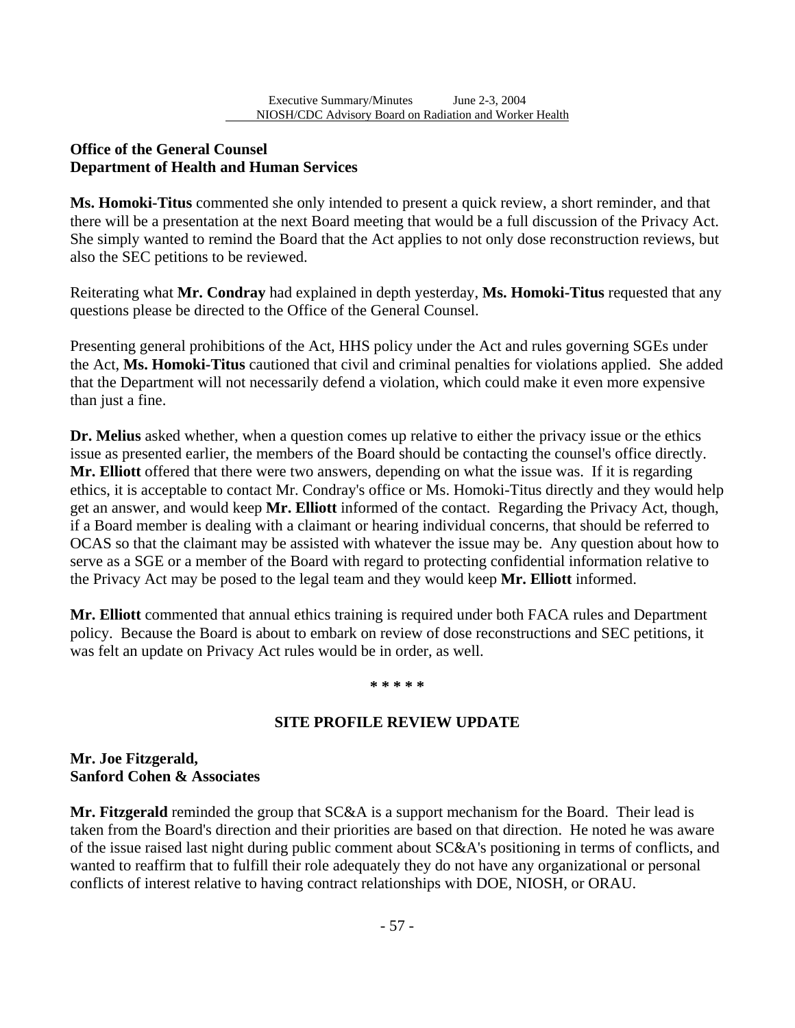**Office of the General Counsel**
**Department of Health and Human Services**

**Ms. Homoki-Titus** commented she only intended to present a quick review, a short reminder, and that there will be a presentation at the next Board meeting that would be a full discussion of the Privacy Act. She simply wanted to remind the Board that the Act applies to not only dose reconstruction reviews, but also the SEC petitions to be reviewed.

Reiterating what **Mr. Condray** had explained in depth yesterday, **Ms. Homoki-Titus** requested that any questions please be directed to the Office of the General Counsel.

Presenting general prohibitions of the Act, HHS policy under the Act and rules governing SGEs under the Act, **Ms. Homoki-Titus** cautioned that civil and criminal penalties for violations applied. She added that the Department will not necessarily defend a violation, which could make it even more expensive than just a fine.

**Dr. Melius** asked whether, when a question comes up relative to either the privacy issue or the ethics issue as presented earlier, the members of the Board should be contacting the counsel's office directly. **Mr. Elliott** offered that there were two answers, depending on what the issue was. If it is regarding ethics, it is acceptable to contact Mr. Condray's office or Ms. Homoki-Titus directly and they would help get an answer, and would keep **Mr. Elliott** informed of the contact. Regarding the Privacy Act, though, if a Board member is dealing with a claimant or hearing individual concerns, that should be referred to OCAS so that the claimant may be assisted with whatever the issue may be. Any question about how to serve as a SGE or a member of the Board with regard to protecting confidential information relative to the Privacy Act may be posed to the legal team and they would keep **Mr. Elliott** informed.

**Mr. Elliott** commented that annual ethics training is required under both FACA rules and Department policy. Because the Board is about to embark on review of dose reconstructions and SEC petitions, it was felt an update on Privacy Act rules would be in order, as well.

**\* \* \* \* \***

## SITE PROFILE REVIEW UPDATE

**Mr. Joe Fitzgerald,**
**Sanford Cohen & Associates**

**Mr. Fitzgerald** reminded the group that SC&A is a support mechanism for the Board. Their lead is taken from the Board's direction and their priorities are based on that direction. He noted he was aware of the issue raised last night during public comment about SC&A's positioning in terms of conflicts, and wanted to reaffirm that to fulfill their role adequately they do not have any organizational or personal conflicts of interest relative to having contract relationships with DOE, NIOSH, or ORAU.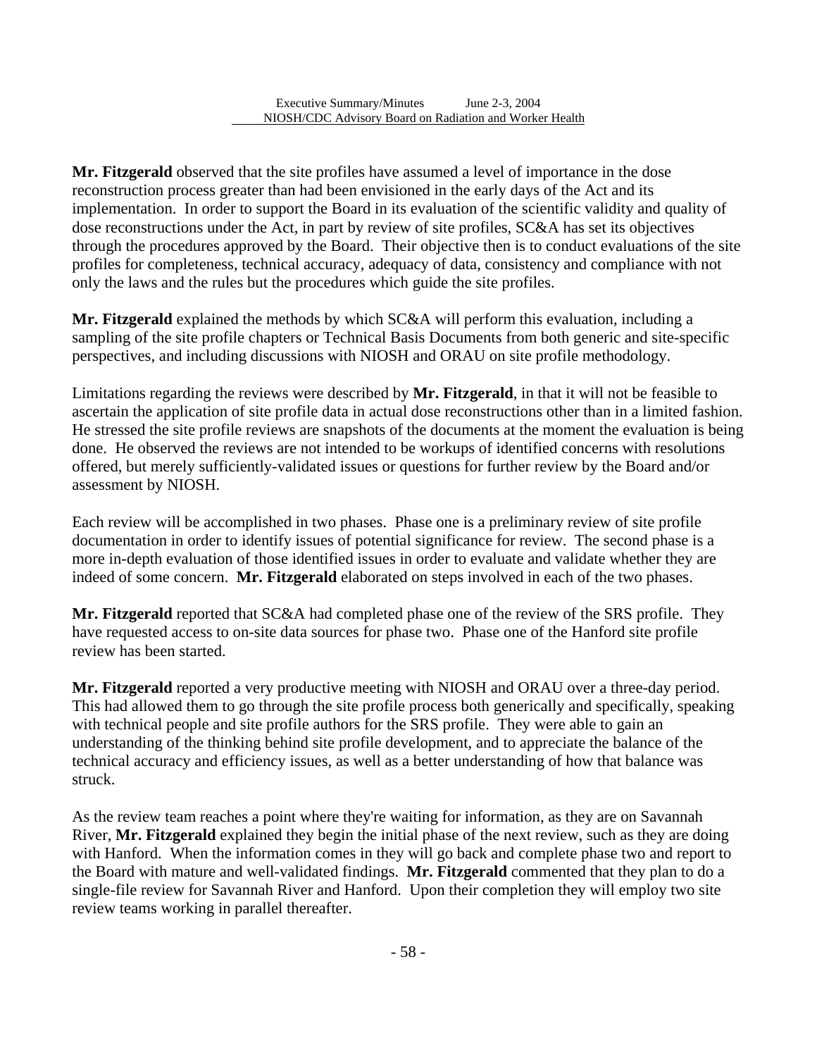**Mr. Fitzgerald** observed that the site profiles have assumed a level of importance in the dose reconstruction process greater than had been envisioned in the early days of the Act and its implementation. In order to support the Board in its evaluation of the scientific validity and quality of dose reconstructions under the Act, in part by review of site profiles, SC&A has set its objectives through the procedures approved by the Board. Their objective then is to conduct evaluations of the site profiles for completeness, technical accuracy, adequacy of data, consistency and compliance with not only the laws and the rules but the procedures which guide the site profiles.

**Mr. Fitzgerald** explained the methods by which SC&A will perform this evaluation, including a sampling of the site profile chapters or Technical Basis Documents from both generic and site-specific perspectives, and including discussions with NIOSH and ORAU on site profile methodology.

Limitations regarding the reviews were described by **Mr. Fitzgerald**, in that it will not be feasible to ascertain the application of site profile data in actual dose reconstructions other than in a limited fashion. He stressed the site profile reviews are snapshots of the documents at the moment the evaluation is being done. He observed the reviews are not intended to be workups of identified concerns with resolutions offered, but merely sufficiently-validated issues or questions for further review by the Board and/or assessment by NIOSH.

Each review will be accomplished in two phases. Phase one is a preliminary review of site profile documentation in order to identify issues of potential significance for review. The second phase is a more in-depth evaluation of those identified issues in order to evaluate and validate whether they are indeed of some concern. **Mr. Fitzgerald** elaborated on steps involved in each of the two phases.

**Mr. Fitzgerald** reported that SC&A had completed phase one of the review of the SRS profile. They have requested access to on-site data sources for phase two. Phase one of the Hanford site profile review has been started.

**Mr. Fitzgerald** reported a very productive meeting with NIOSH and ORAU over a three-day period. This had allowed them to go through the site profile process both generically and specifically, speaking with technical people and site profile authors for the SRS profile. They were able to gain an understanding of the thinking behind site profile development, and to appreciate the balance of the technical accuracy and efficiency issues, as well as a better understanding of how that balance was struck.

As the review team reaches a point where they're waiting for information, as they are on Savannah River, **Mr. Fitzgerald** explained they begin the initial phase of the next review, such as they are doing with Hanford. When the information comes in they will go back and complete phase two and report to the Board with mature and well-validated findings. **Mr. Fitzgerald** commented that they plan to do a single-file review for Savannah River and Hanford. Upon their completion they will employ two site review teams working in parallel thereafter.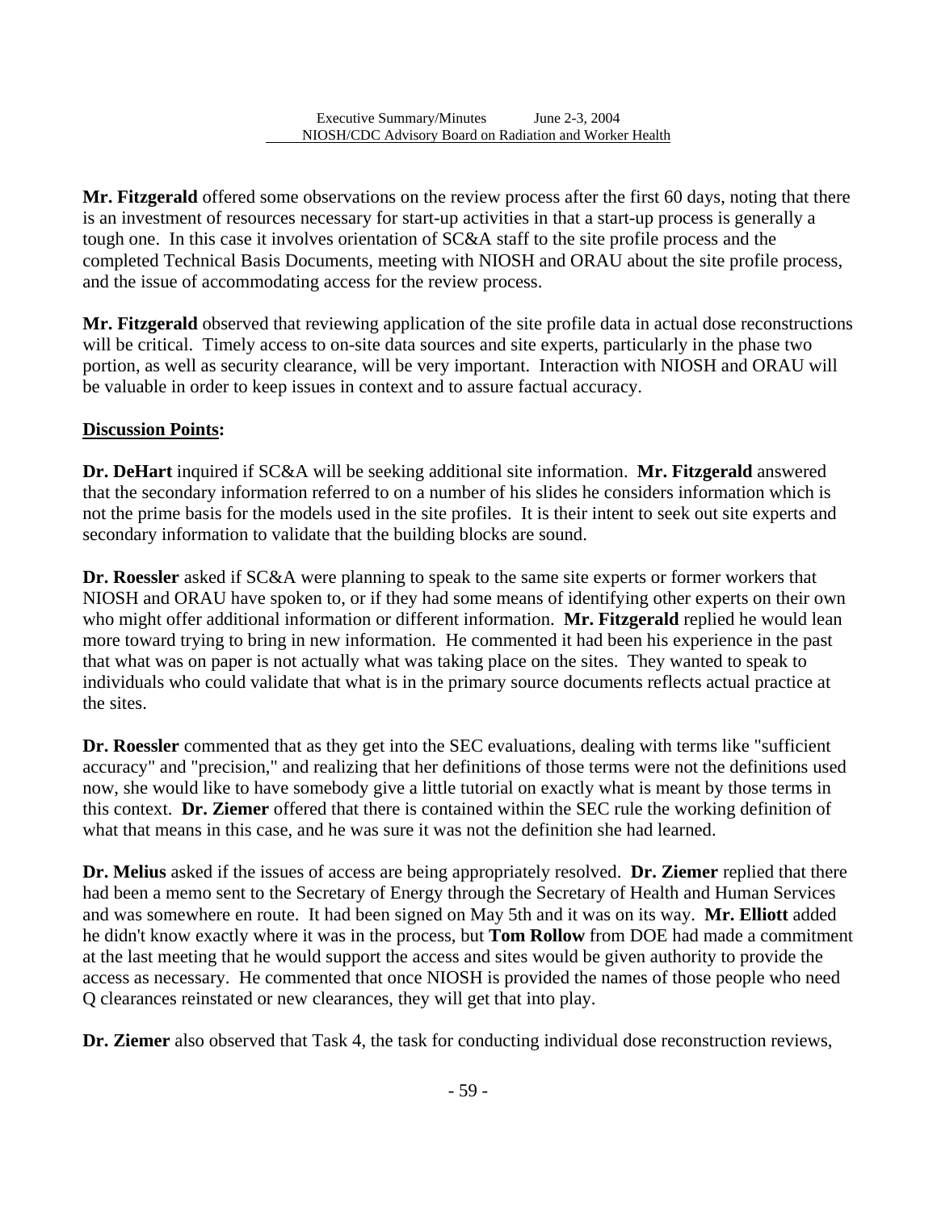**Mr. Fitzgerald** offered some observations on the review process after the first 60 days, noting that there is an investment of resources necessary for start-up activities in that a start-up process is generally a tough one. In this case it involves orientation of SC&A staff to the site profile process and the completed Technical Basis Documents, meeting with NIOSH and ORAU about the site profile process, and the issue of accommodating access for the review process.

**Mr. Fitzgerald** observed that reviewing application of the site profile data in actual dose reconstructions will be critical. Timely access to on-site data sources and site experts, particularly in the phase two portion, as well as security clearance, will be very important. Interaction with NIOSH and ORAU will be valuable in order to keep issues in context and to assure factual accuracy.

**<u>Discussion Points</u>:**

**Dr. DeHart** inquired if SC&A will be seeking additional site information. **Mr. Fitzgerald** answered that the secondary information referred to on a number of his slides he considers information which is not the prime basis for the models used in the site profiles. It is their intent to seek out site experts and secondary information to validate that the building blocks are sound.

**Dr. Roessler** asked if SC&A were planning to speak to the same site experts or former workers that NIOSH and ORAU have spoken to, or if they had some means of identifying other experts on their own who might offer additional information or different information. **Mr. Fitzgerald** replied he would lean more toward trying to bring in new information. He commented it had been his experience in the past that what was on paper is not actually what was taking place on the sites. They wanted to speak to individuals who could validate that what is in the primary source documents reflects actual practice at the sites.

**Dr. Roessler** commented that as they get into the SEC evaluations, dealing with terms like "sufficient accuracy" and "precision," and realizing that her definitions of those terms were not the definitions used now, she would like to have somebody give a little tutorial on exactly what is meant by those terms in this context. **Dr. Ziemer** offered that there is contained within the SEC rule the working definition of what that means in this case, and he was sure it was not the definition she had learned.

**Dr. Melius** asked if the issues of access are being appropriately resolved. **Dr. Ziemer** replied that there had been a memo sent to the Secretary of Energy through the Secretary of Health and Human Services and was somewhere en route. It had been signed on May 5th and it was on its way. **Mr. Elliott** added he didn't know exactly where it was in the process, but **Tom Rollow** from DOE had made a commitment at the last meeting that he would support the access and sites would be given authority to provide the access as necessary. He commented that once NIOSH is provided the names of those people who need Q clearances reinstated or new clearances, they will get that into play.

**Dr. Ziemer** also observed that Task 4, the task for conducting individual dose reconstruction reviews,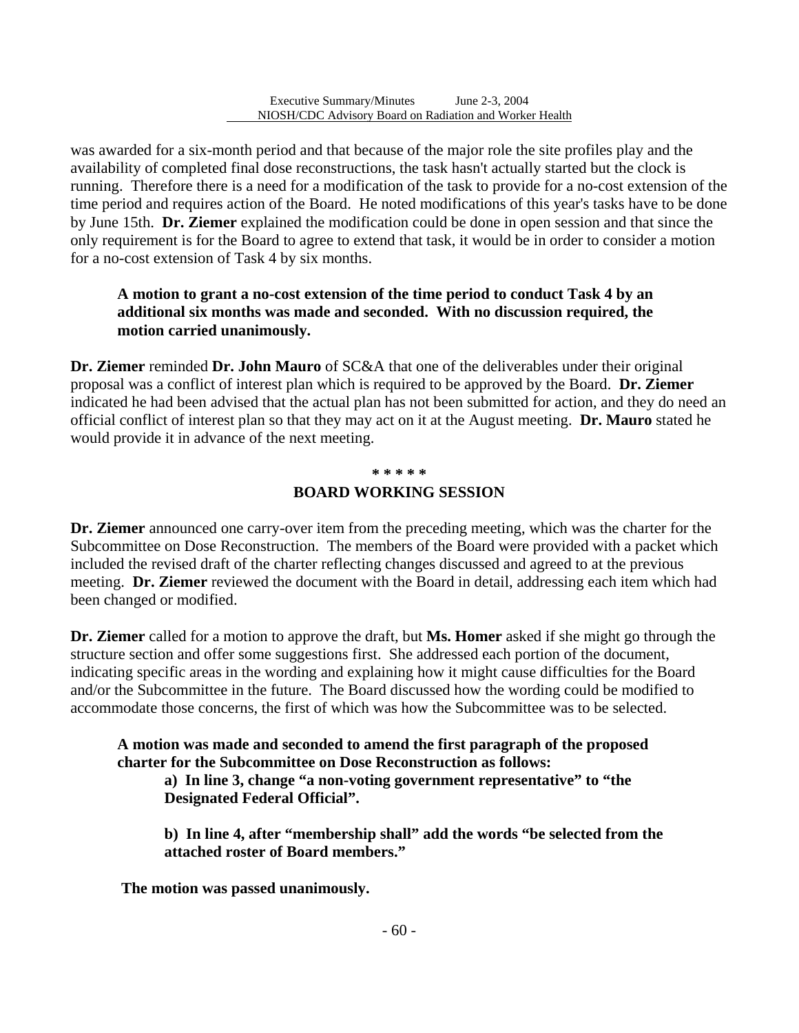was awarded for a six-month period and that because of the major role the site profiles play and the availability of completed final dose reconstructions, the task hasn't actually started but the clock is running. Therefore there is a need for a modification of the task to provide for a no-cost extension of the time period and requires action of the Board. He noted modifications of this year's tasks have to be done by June 15th. **Dr. Ziemer** explained the modification could be done in open session and that since the only requirement is for the Board to agree to extend that task, it would be in order to consider a motion for a no-cost extension of Task 4 by six months.

> **A motion to grant a no-cost extension of the time period to conduct Task 4 by an additional six months was made and seconded. With no discussion required, the motion carried unanimously.**

**Dr. Ziemer** reminded **Dr. John Mauro** of SC&A that one of the deliverables under their original proposal was a conflict of interest plan which is required to be approved by the Board. **Dr. Ziemer** indicated he had been advised that the actual plan has not been submitted for action, and they do need an official conflict of interest plan so that they may act on it at the August meeting. **Dr. Mauro** stated he would provide it in advance of the next meeting.

**\* \* \* \* \***

## BOARD WORKING SESSION

**Dr. Ziemer** announced one carry-over item from the preceding meeting, which was the charter for the Subcommittee on Dose Reconstruction. The members of the Board were provided with a packet which included the revised draft of the charter reflecting changes discussed and agreed to at the previous meeting. **Dr. Ziemer** reviewed the document with the Board in detail, addressing each item which had been changed or modified.

**Dr. Ziemer** called for a motion to approve the draft, but **Ms. Homer** asked if she might go through the structure section and offer some suggestions first. She addressed each portion of the document, indicating specific areas in the wording and explaining how it might cause difficulties for the Board and/or the Subcommittee in the future. The Board discussed how the wording could be modified to accommodate those concerns, the first of which was how the Subcommittee was to be selected.

> **A motion was made and seconded to amend the first paragraph of the proposed charter for the Subcommittee on Dose Reconstruction as follows:**
>
> > **a) In line 3, change "a non-voting government representative" to "the Designated Federal Official".**
> >
> > **b) In line 4, after "membership shall" add the words "be selected from the attached roster of Board members."**
>
> **The motion was passed unanimously.**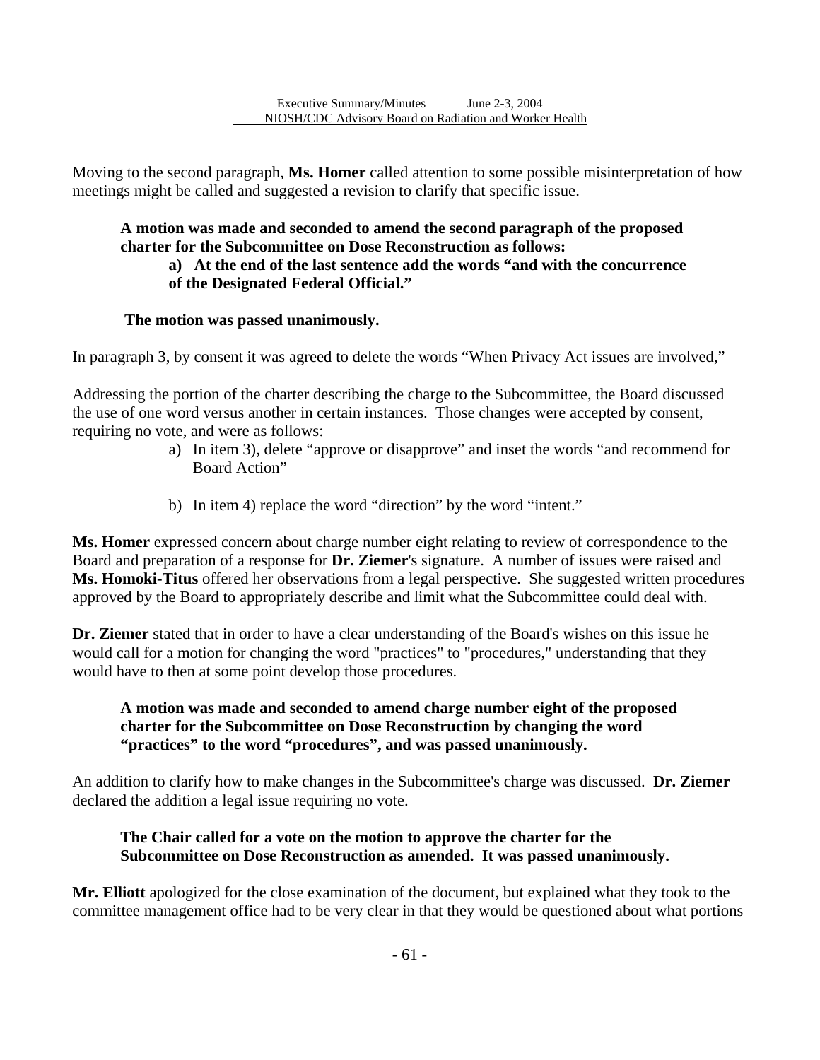Moving to the second paragraph, **Ms. Homer** called attention to some possible misinterpretation of how meetings might be called and suggested a revision to clarify that specific issue.

> **A motion was made and seconded to amend the second paragraph of the proposed charter for the Subcommittee on Dose Reconstruction as follows:**
>
> > **a) At the end of the last sentence add the words "and with the concurrence of the Designated Federal Official."**
>
> **The motion was passed unanimously.**

In paragraph 3, by consent it was agreed to delete the words "When Privacy Act issues are involved,"

Addressing the portion of the charter describing the charge to the Subcommittee, the Board discussed the use of one word versus another in certain instances. Those changes were accepted by consent, requiring no vote, and were as follows:

a) In item 3), delete "approve or disapprove" and inset the words "and recommend for Board Action"

b) In item 4) replace the word "direction" by the word "intent."

**Ms. Homer** expressed concern about charge number eight relating to review of correspondence to the Board and preparation of a response for **Dr. Ziemer**'s signature. A number of issues were raised and **Ms. Homoki-Titus** offered her observations from a legal perspective. She suggested written procedures approved by the Board to appropriately describe and limit what the Subcommittee could deal with.

**Dr. Ziemer** stated that in order to have a clear understanding of the Board's wishes on this issue he would call for a motion for changing the word "practices" to "procedures," understanding that they would have to then at some point develop those procedures.

> **A motion was made and seconded to amend charge number eight of the proposed charter for the Subcommittee on Dose Reconstruction by changing the word "practices" to the word "procedures", and was passed unanimously.**

An addition to clarify how to make changes in the Subcommittee's charge was discussed. **Dr. Ziemer** declared the addition a legal issue requiring no vote.

> **The Chair called for a vote on the motion to approve the charter for the Subcommittee on Dose Reconstruction as amended. It was passed unanimously.**

**Mr. Elliott** apologized for the close examination of the document, but explained what they took to the committee management office had to be very clear in that they would be questioned about what portions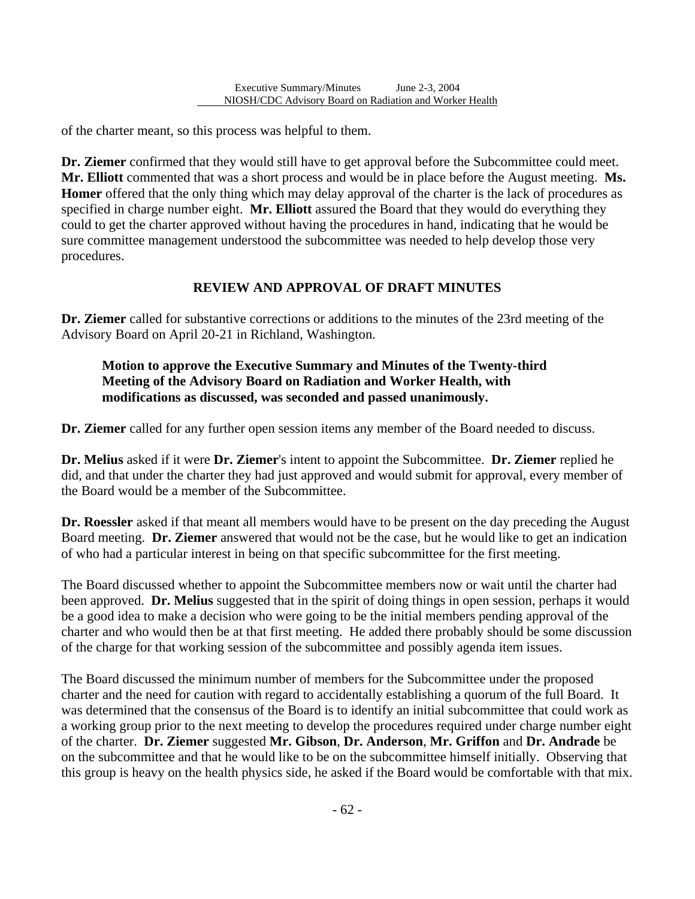of the charter meant, so this process was helpful to them.

**Dr. Ziemer** confirmed that they would still have to get approval before the Subcommittee could meet. **Mr. Elliott** commented that was a short process and would be in place before the August meeting. **Ms. Homer** offered that the only thing which may delay approval of the charter is the lack of procedures as specified in charge number eight. **Mr. Elliott** assured the Board that they would do everything they could to get the charter approved without having the procedures in hand, indicating that he would be sure committee management understood the subcommittee was needed to help develop those very procedures.

## REVIEW AND APPROVAL OF DRAFT MINUTES

**Dr. Ziemer** called for substantive corrections or additions to the minutes of the 23rd meeting of the Advisory Board on April 20-21 in Richland, Washington.

> **Motion to approve the Executive Summary and Minutes of the Twenty-third Meeting of the Advisory Board on Radiation and Worker Health, with modifications as discussed, was seconded and passed unanimously.**

**Dr. Ziemer** called for any further open session items any member of the Board needed to discuss.

**Dr. Melius** asked if it were **Dr. Ziemer**'s intent to appoint the Subcommittee. **Dr. Ziemer** replied he did, and that under the charter they had just approved and would submit for approval, every member of the Board would be a member of the Subcommittee.

**Dr. Roessler** asked if that meant all members would have to be present on the day preceding the August Board meeting. **Dr. Ziemer** answered that would not be the case, but he would like to get an indication of who had a particular interest in being on that specific subcommittee for the first meeting.

The Board discussed whether to appoint the Subcommittee members now or wait until the charter had been approved. **Dr. Melius** suggested that in the spirit of doing things in open session, perhaps it would be a good idea to make a decision who were going to be the initial members pending approval of the charter and who would then be at that first meeting. He added there probably should be some discussion of the charge for that working session of the subcommittee and possibly agenda item issues.

The Board discussed the minimum number of members for the Subcommittee under the proposed charter and the need for caution with regard to accidentally establishing a quorum of the full Board. It was determined that the consensus of the Board is to identify an initial subcommittee that could work as a working group prior to the next meeting to develop the procedures required under charge number eight of the charter. **Dr. Ziemer** suggested **Mr. Gibson**, **Dr. Anderson**, **Mr. Griffon** and **Dr. Andrade** be on the subcommittee and that he would like to be on the subcommittee himself initially. Observing that this group is heavy on the health physics side, he asked if the Board would be comfortable with that mix.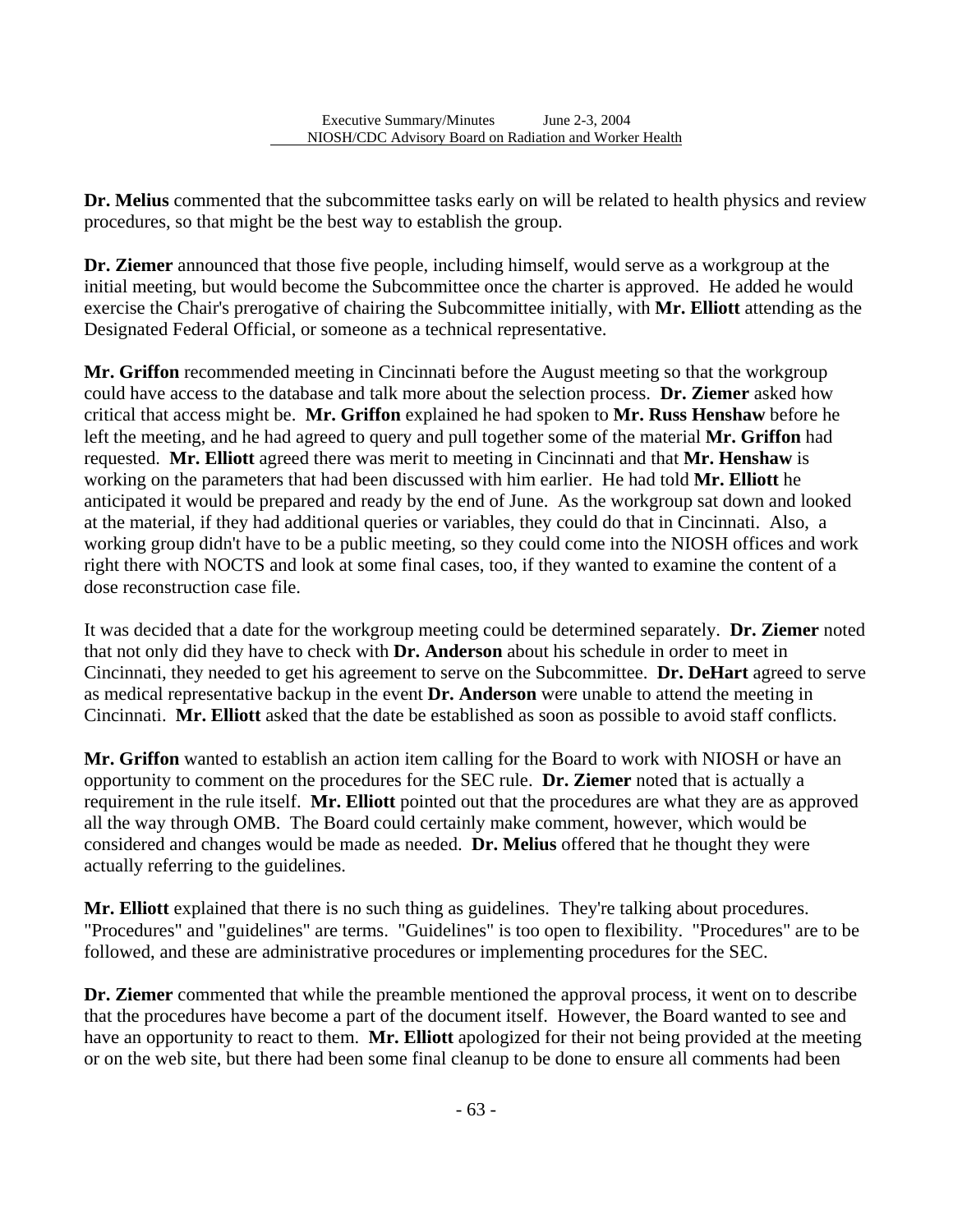**Dr. Melius** commented that the subcommittee tasks early on will be related to health physics and review procedures, so that might be the best way to establish the group.

**Dr. Ziemer** announced that those five people, including himself, would serve as a workgroup at the initial meeting, but would become the Subcommittee once the charter is approved. He added he would exercise the Chair's prerogative of chairing the Subcommittee initially, with **Mr. Elliott** attending as the Designated Federal Official, or someone as a technical representative.

**Mr. Griffon** recommended meeting in Cincinnati before the August meeting so that the workgroup could have access to the database and talk more about the selection process. **Dr. Ziemer** asked how critical that access might be. **Mr. Griffon** explained he had spoken to **Mr. Russ Henshaw** before he left the meeting, and he had agreed to query and pull together some of the material **Mr. Griffon** had requested. **Mr. Elliott** agreed there was merit to meeting in Cincinnati and that **Mr. Henshaw** is working on the parameters that had been discussed with him earlier. He had told **Mr. Elliott** he anticipated it would be prepared and ready by the end of June. As the workgroup sat down and looked at the material, if they had additional queries or variables, they could do that in Cincinnati. Also, a working group didn't have to be a public meeting, so they could come into the NIOSH offices and work right there with NOCTS and look at some final cases, too, if they wanted to examine the content of a dose reconstruction case file.

It was decided that a date for the workgroup meeting could be determined separately. **Dr. Ziemer** noted that not only did they have to check with **Dr. Anderson** about his schedule in order to meet in Cincinnati, they needed to get his agreement to serve on the Subcommittee. **Dr. DeHart** agreed to serve as medical representative backup in the event **Dr. Anderson** were unable to attend the meeting in Cincinnati. **Mr. Elliott** asked that the date be established as soon as possible to avoid staff conflicts.

**Mr. Griffon** wanted to establish an action item calling for the Board to work with NIOSH or have an opportunity to comment on the procedures for the SEC rule. **Dr. Ziemer** noted that is actually a requirement in the rule itself. **Mr. Elliott** pointed out that the procedures are what they are as approved all the way through OMB. The Board could certainly make comment, however, which would be considered and changes would be made as needed. **Dr. Melius** offered that he thought they were actually referring to the guidelines.

**Mr. Elliott** explained that there is no such thing as guidelines. They're talking about procedures. "Procedures" and "guidelines" are terms. "Guidelines" is too open to flexibility. "Procedures" are to be followed, and these are administrative procedures or implementing procedures for the SEC.

**Dr. Ziemer** commented that while the preamble mentioned the approval process, it went on to describe that the procedures have become a part of the document itself. However, the Board wanted to see and have an opportunity to react to them. **Mr. Elliott** apologized for their not being provided at the meeting or on the web site, but there had been some final cleanup to be done to ensure all comments had been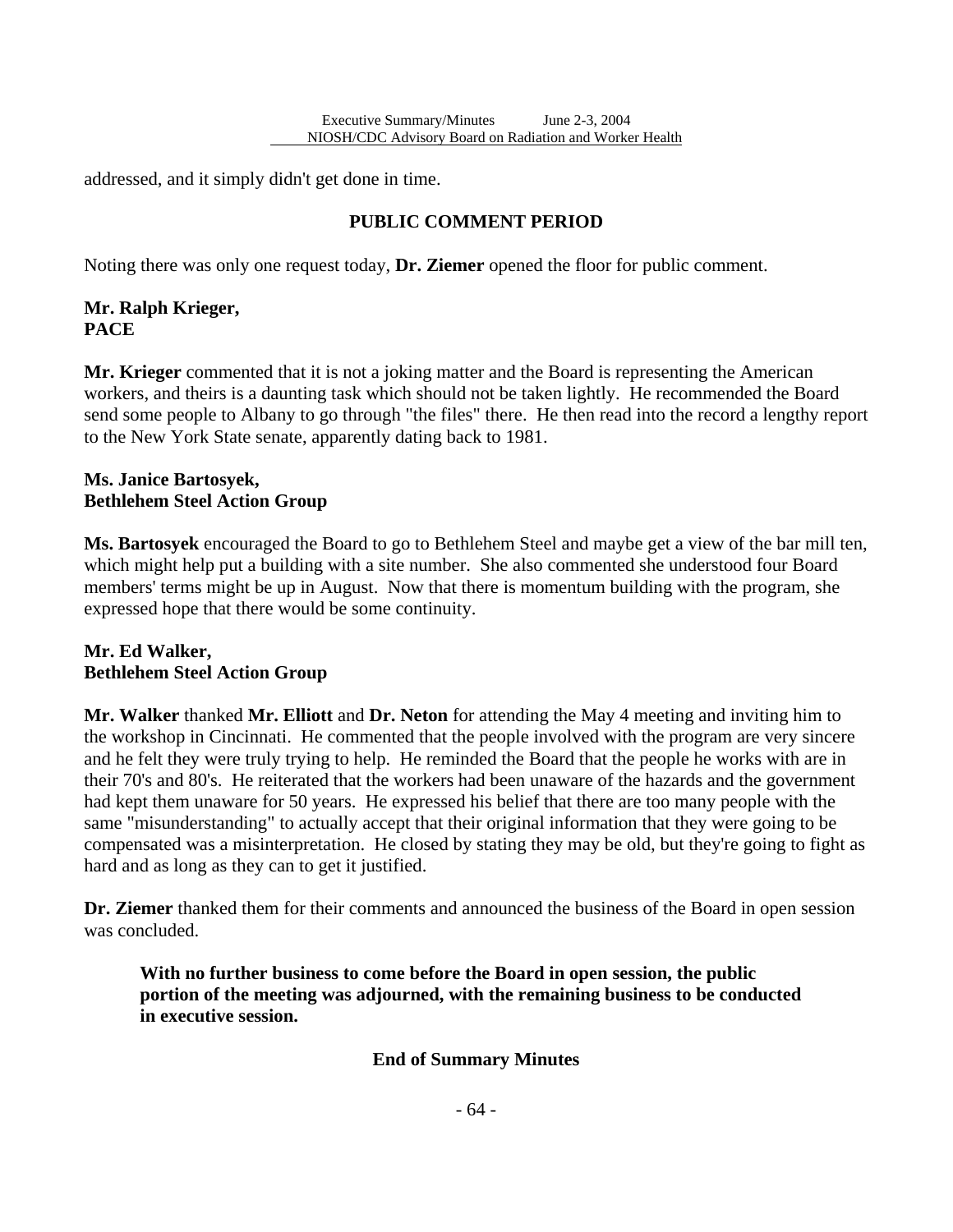addressed, and it simply didn't get done in time.

## PUBLIC COMMENT PERIOD

Noting there was only one request today, **Dr. Ziemer** opened the floor for public comment.

**Mr. Ralph Krieger,**
**PACE**

**Mr. Krieger** commented that it is not a joking matter and the Board is representing the American workers, and theirs is a daunting task which should not be taken lightly. He recommended the Board send some people to Albany to go through "the files" there. He then read into the record a lengthy report to the New York State senate, apparently dating back to 1981.

**Ms. Janice Bartosyek,**
**Bethlehem Steel Action Group**

**Ms. Bartosyek** encouraged the Board to go to Bethlehem Steel and maybe get a view of the bar mill ten, which might help put a building with a site number. She also commented she understood four Board members' terms might be up in August. Now that there is momentum building with the program, she expressed hope that there would be some continuity.

**Mr. Ed Walker,**
**Bethlehem Steel Action Group**

**Mr. Walker** thanked **Mr. Elliott** and **Dr. Neton** for attending the May 4 meeting and inviting him to the workshop in Cincinnati. He commented that the people involved with the program are very sincere and he felt they were truly trying to help. He reminded the Board that the people he works with are in their 70's and 80's. He reiterated that the workers had been unaware of the hazards and the government had kept them unaware for 50 years. He expressed his belief that there are too many people with the same "misunderstanding" to actually accept that their original information that they were going to be compensated was a misinterpretation. He closed by stating they may be old, but they're going to fight as hard and as long as they can to get it justified.

**Dr. Ziemer** thanked them for their comments and announced the business of the Board in open session was concluded.

> **With no further business to come before the Board in open session, the public portion of the meeting was adjourned, with the remaining business to be conducted in executive session.**

**End of Summary Minutes**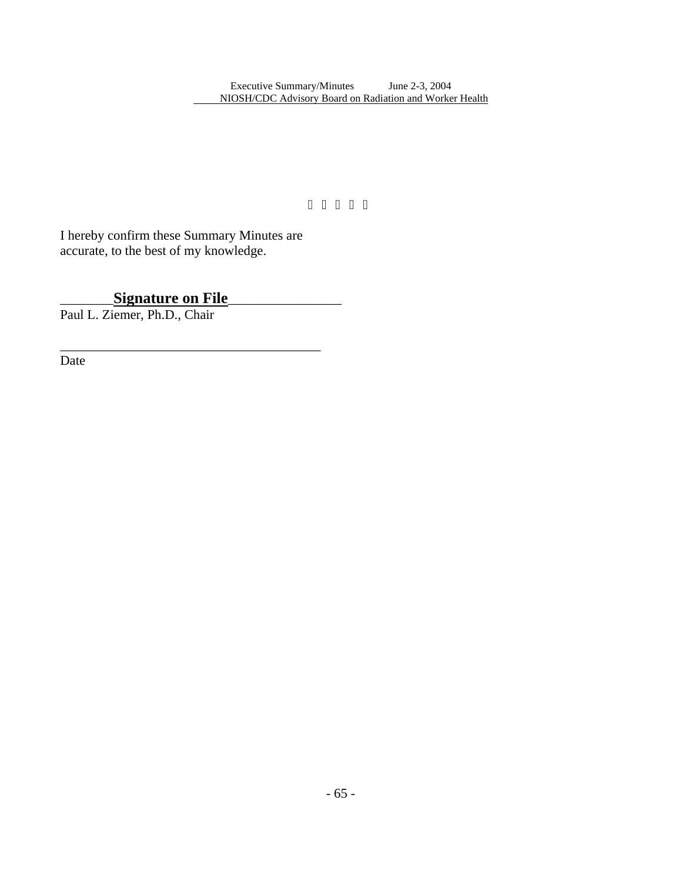I hereby confirm these Summary Minutes are accurate, to the best of my knowledge.

_______**Signature on File**_______________

Paul L. Ziemer, Ph.D., Chair

______________________________________

Date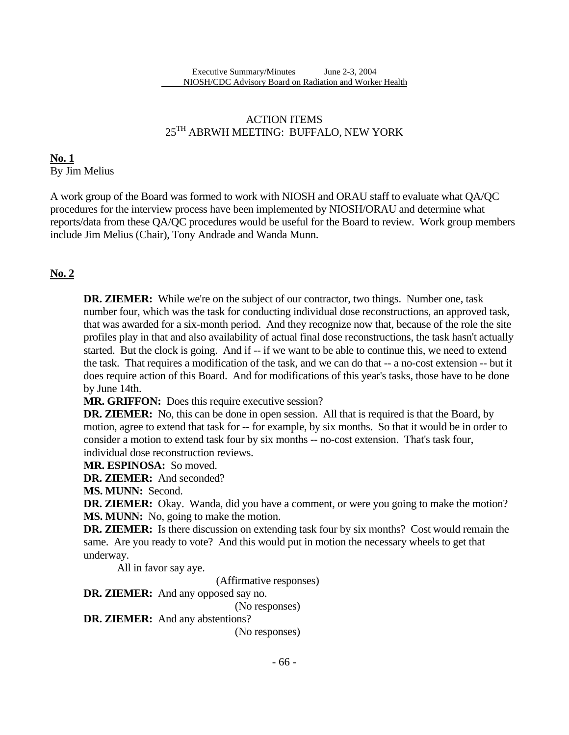## ACTION ITEMS
## 25TH ABRWH MEETING: BUFFALO, NEW YORK

**No. 1**
By Jim Melius

A work group of the Board was formed to work with NIOSH and ORAU staff to evaluate what QA/QC procedures for the interview process have been implemented by NIOSH/ORAU and determine what reports/data from these QA/QC procedures would be useful for the Board to review. Work group members include Jim Melius (Chair), Tony Andrade and Wanda Munn.

**No. 2**

> **DR. ZIEMER:** While we're on the subject of our contractor, two things. Number one, task number four, which was the task for conducting individual dose reconstructions, an approved task, that was awarded for a six-month period. And they recognize now that, because of the role the site profiles play in that and also availability of actual final dose reconstructions, the task hasn't actually started. But the clock is going. And if -- if we want to be able to continue this, we need to extend the task. That requires a modification of the task, and we can do that -- a no-cost extension -- but it does require action of this Board. And for modifications of this year's tasks, those have to be done by June 14th.
>
> **MR. GRIFFON:** Does this require executive session?
>
> **DR. ZIEMER:** No, this can be done in open session. All that is required is that the Board, by motion, agree to extend that task for -- for example, by six months. So that it would be in order to consider a motion to extend task four by six months -- no-cost extension. That's task four, individual dose reconstruction reviews.
>
> **MR. ESPINOSA:** So moved.
>
> **DR. ZIEMER:** And seconded?
>
> **MS. MUNN:** Second.
>
> **DR. ZIEMER:** Okay. Wanda, did you have a comment, or were you going to make the motion?
>
> **MS. MUNN:** No, going to make the motion.
>
> **DR. ZIEMER:** Is there discussion on extending task four by six months? Cost would remain the same. Are you ready to vote? And this would put in motion the necessary wheels to get that underway.
>
> All in favor say aye.
>
> (Affirmative responses)
>
> **DR. ZIEMER:** And any opposed say no.
>
> (No responses)
>
> **DR. ZIEMER:** And any abstentions?
>
> (No responses)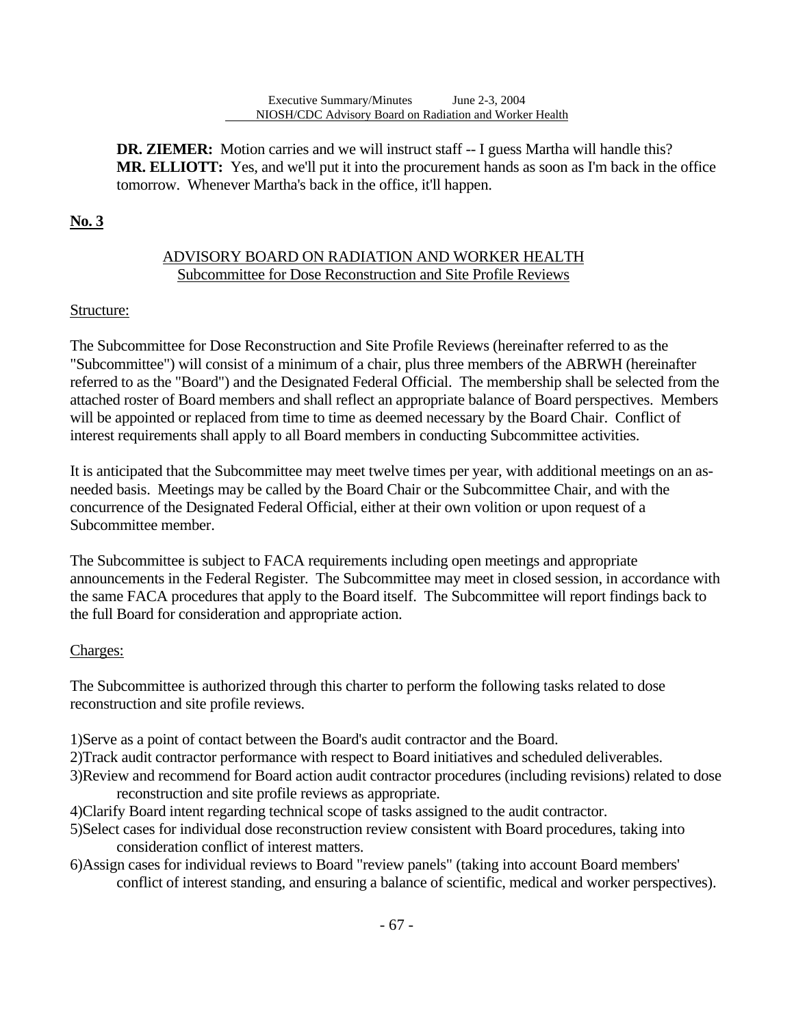**DR. ZIEMER:** Motion carries and we will instruct staff -- I guess Martha will handle this?
**MR. ELLIOTT:** Yes, and we'll put it into the procurement hands as soon as I'm back in the office tomorrow. Whenever Martha's back in the office, it'll happen.

**No. 3**

ADVISORY BOARD ON RADIATION AND WORKER HEALTH
Subcommittee for Dose Reconstruction and Site Profile Reviews

Structure:

The Subcommittee for Dose Reconstruction and Site Profile Reviews (hereinafter referred to as the "Subcommittee") will consist of a minimum of a chair, plus three members of the ABRWH (hereinafter referred to as the "Board") and the Designated Federal Official. The membership shall be selected from the attached roster of Board members and shall reflect an appropriate balance of Board perspectives. Members will be appointed or replaced from time to time as deemed necessary by the Board Chair. Conflict of interest requirements shall apply to all Board members in conducting Subcommittee activities.

It is anticipated that the Subcommittee may meet twelve times per year, with additional meetings on an as-needed basis. Meetings may be called by the Board Chair or the Subcommittee Chair, and with the concurrence of the Designated Federal Official, either at their own volition or upon request of a Subcommittee member.

The Subcommittee is subject to FACA requirements including open meetings and appropriate announcements in the Federal Register. The Subcommittee may meet in closed session, in accordance with the same FACA procedures that apply to the Board itself. The Subcommittee will report findings back to the full Board for consideration and appropriate action.

Charges:

The Subcommittee is authorized through this charter to perform the following tasks related to dose reconstruction and site profile reviews.

1) Serve as a point of contact between the Board's audit contractor and the Board.
2) Track audit contractor performance with respect to Board initiatives and scheduled deliverables.
3) Review and recommend for Board action audit contractor procedures (including revisions) related to dose reconstruction and site profile reviews as appropriate.
4) Clarify Board intent regarding technical scope of tasks assigned to the audit contractor.
5) Select cases for individual dose reconstruction review consistent with Board procedures, taking into consideration conflict of interest matters.
6) Assign cases for individual reviews to Board "review panels" (taking into account Board members' conflict of interest standing, and ensuring a balance of scientific, medical and worker perspectives).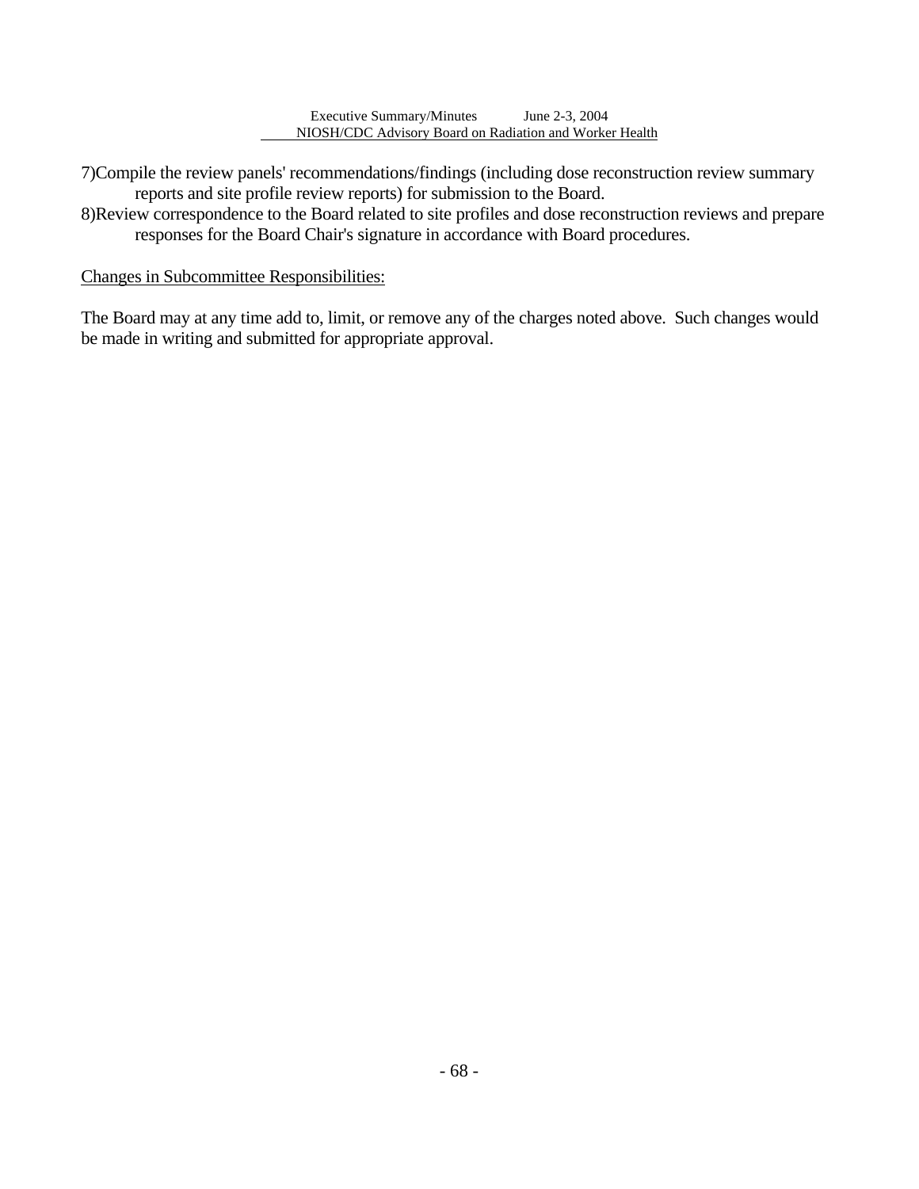7) Compile the review panels' recommendations/findings (including dose reconstruction review summary reports and site profile review reports) for submission to the Board.

8) Review correspondence to the Board related to site profiles and dose reconstruction reviews and prepare responses for the Board Chair's signature in accordance with Board procedures.

Changes in Subcommittee Responsibilities:

The Board may at any time add to, limit, or remove any of the charges noted above. Such changes would be made in writing and submitted for appropriate approval.